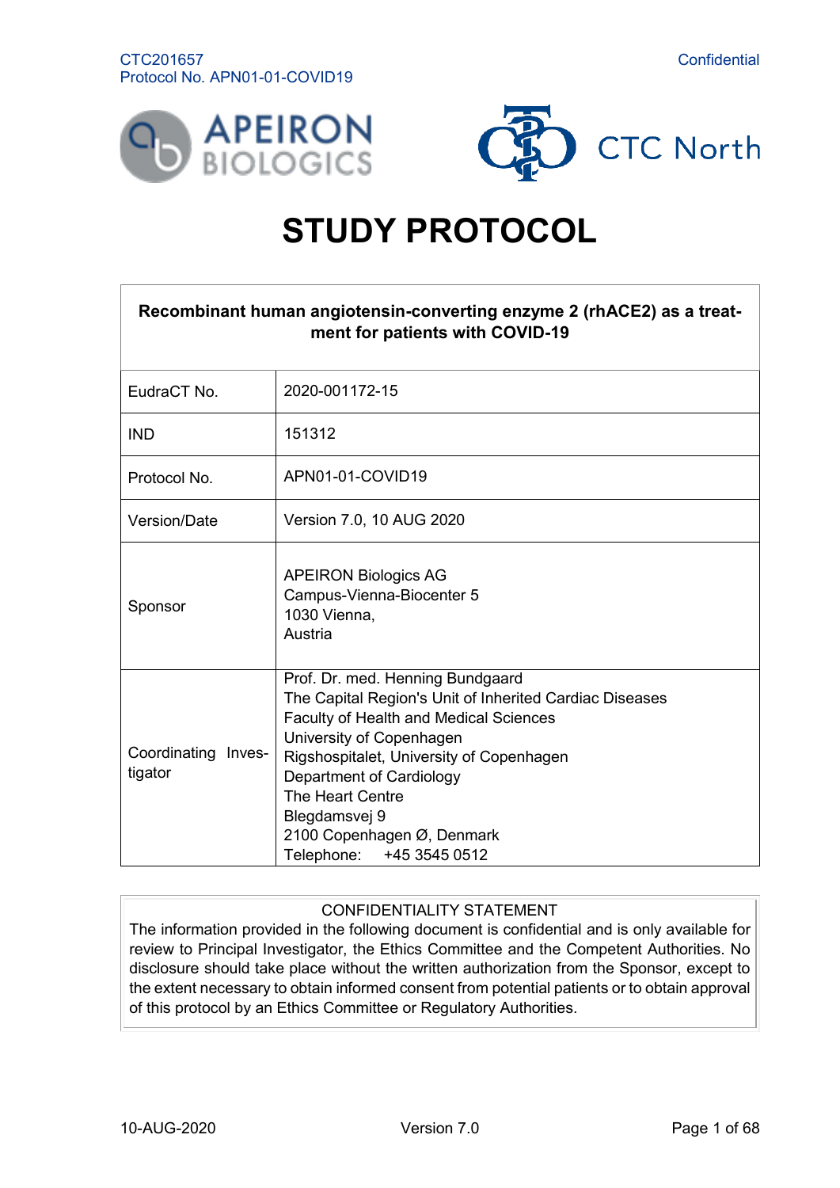# STUDY PROTOCOL

| Recombinant human angiotensin-converting enzyme 2 (rhACE2) as a treatment for patients with COVID-19 | |
|---|---|
| EudraCT No. | 2020-001172-15 |
| IND | 151312 |
| Protocol No. | APN01-01-COVID19 |
| Version/Date | Version 7.0, 10 AUG 2020 |
| Sponsor | APEIRON Biologics AG<br>Campus-Vienna-Biocenter 5<br>1030 Vienna,<br>Austria |
| Coordinating Investigator | Prof. Dr. med. Henning Bundgaard<br>The Capital Region's Unit of Inherited Cardiac Diseases<br>Faculty of Health and Medical Sciences<br>University of Copenhagen<br>Rigshospitalet, University of Copenhagen<br>Department of Cardiology<br>The Heart Centre<br>Blegdamsvej 9<br>2100 Copenhagen Ø, Denmark<br>Telephone: +45 3545 0512 |

CONFIDENTIALITY STATEMENT

The information provided in the following document is confidential and is only available for review to Principal Investigator, the Ethics Committee and the Competent Authorities. No disclosure should take place without the written authorization from the Sponsor, except to the extent necessary to obtain informed consent from potential patients or to obtain approval of this protocol by an Ethics Committee or Regulatory Authorities.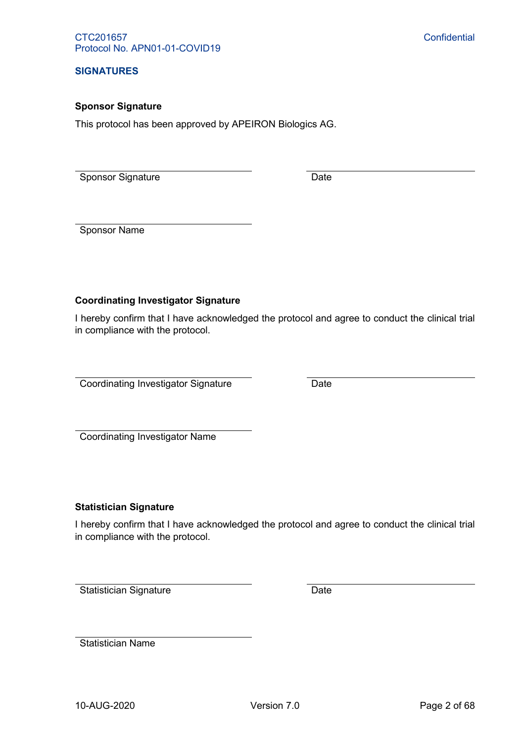## SIGNATURES

### Sponsor Signature

This protocol has been approved by APEIRON Biologics AG.

Sponsor Signature ____________________ Date ____________________

Sponsor Name ____________________

### Coordinating Investigator Signature

I hereby confirm that I have acknowledged the protocol and agree to conduct the clinical trial in compliance with the protocol.

Coordinating Investigator Signature ____________________ Date ____________________

Coordinating Investigator Name ____________________

### Statistician Signature

I hereby confirm that I have acknowledged the protocol and agree to conduct the clinical trial in compliance with the protocol.

Statistician Signature ____________________ Date ____________________

Statistician Name ____________________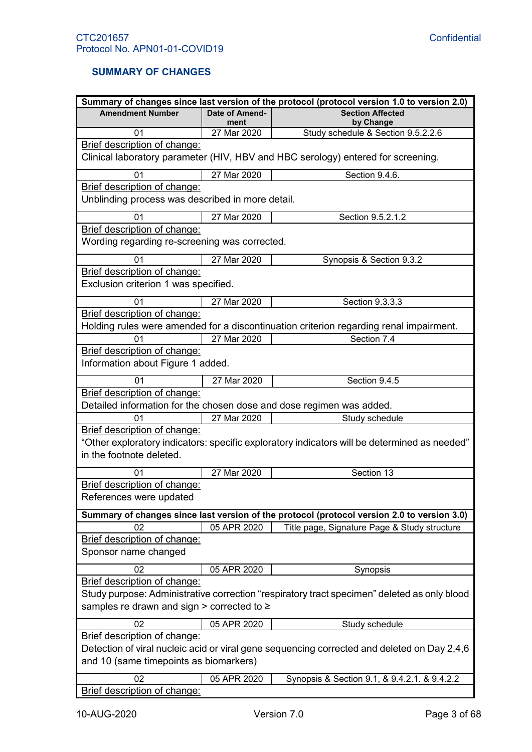## SUMMARY OF CHANGES

**Summary of changes since last version of the protocol (protocol version 1.0 to version 2.0)**

| Amendment Number | Date of Amendment | Section Affected by Change |
|---|---|---|
| 01 | 27 Mar 2020 | Study schedule & Section 9.5.2.2.6 |
| Brief description of change: Clinical laboratory parameter (HIV, HBV and HBC serology) entered for screening. | | |
| 01 | 27 Mar 2020 | Section 9.4.6. |
| Brief description of change: Unblinding process was described in more detail. | | |
| 01 | 27 Mar 2020 | Section 9.5.2.1.2 |
| Brief description of change: Wording regarding re-screening was corrected. | | |
| 01 | 27 Mar 2020 | Synopsis & Section 9.3.2 |
| Brief description of change: Exclusion criterion 1 was specified. | | |
| 01 | 27 Mar 2020 | Section 9.3.3.3 |
| Brief description of change: Holding rules were amended for a discontinuation criterion regarding renal impairment. | | |
| 01 | 27 Mar 2020 | Section 7.4 |
| Brief description of change: Information about Figure 1 added. | | |
| 01 | 27 Mar 2020 | Section 9.4.5 |
| Brief description of change: Detailed information for the chosen dose and dose regimen was added. | | |
| 01 | 27 Mar 2020 | Study schedule |
| Brief description of change: "Other exploratory indicators: specific exploratory indicators will be determined as needed" in the footnote deleted. | | |
| 01 | 27 Mar 2020 | Section 13 |
| Brief description of change: References were updated | | |

**Summary of changes since last version of the protocol (protocol version 2.0 to version 3.0)**

| Amendment Number | Date of Amendment | Section Affected by Change |
|---|---|---|
| 02 | 05 APR 2020 | Title page, Signature Page & Study structure |
| Brief description of change: Sponsor name changed | | |
| 02 | 05 APR 2020 | Synopsis |
| Brief description of change: Study purpose: Administrative correction "respiratory tract specimen" deleted as only blood samples re drawn and sign > corrected to ≥ | | |
| 02 | 05 APR 2020 | Study schedule |
| Brief description of change: Detection of viral nucleic acid or viral gene sequencing corrected and deleted on Day 2,4,6 and 10 (same timepoints as biomarkers) | | |
| 02 | 05 APR 2020 | Synopsis & Section 9.1, & 9.4.2.1. & 9.4.2.2 |
| Brief description of change: | | |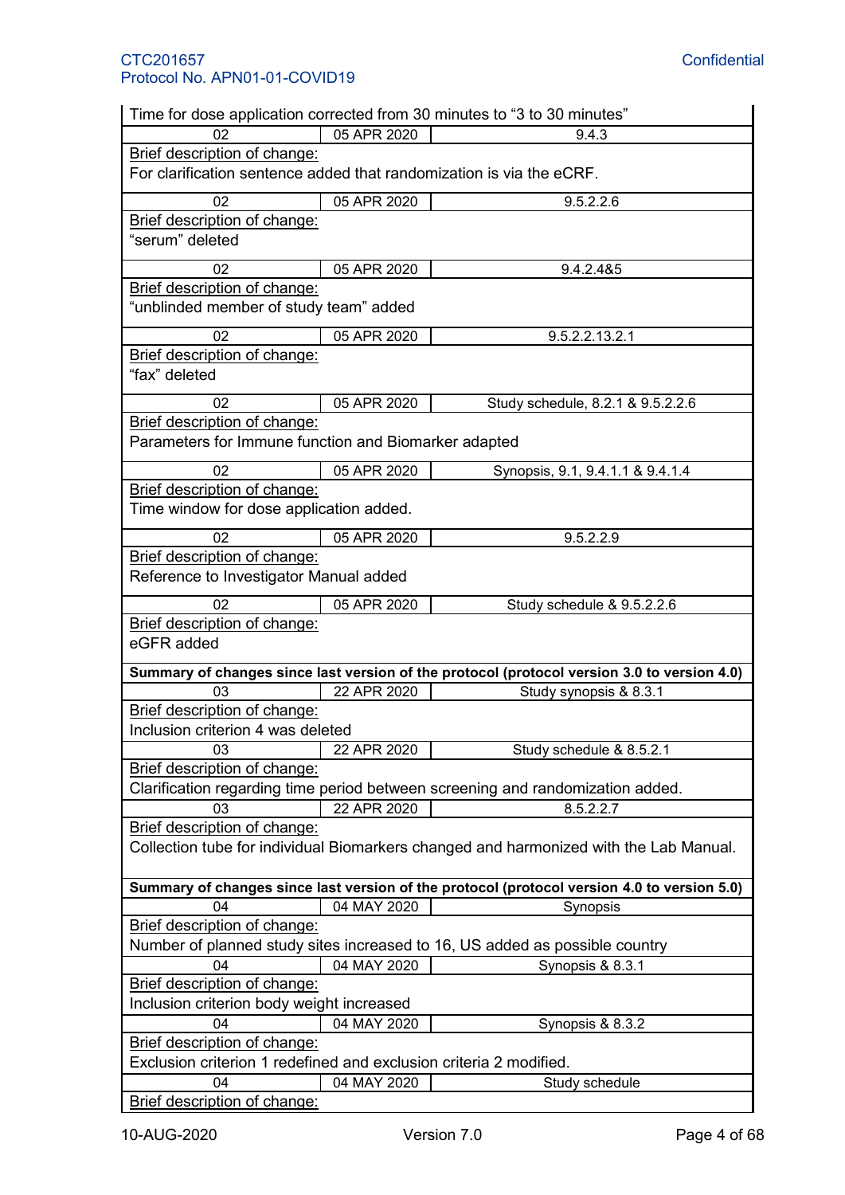| | | |
|---|---|---|
| Time for dose application corrected from 30 minutes to "3 to 30 minutes" | | |
| 02 | 05 APR 2020 | 9.4.3 |
| Brief description of change: For clarification sentence added that randomization is via the eCRF. | | |
| 02 | 05 APR 2020 | 9.5.2.2.6 |
| Brief description of change: "serum" deleted | | |
| 02 | 05 APR 2020 | 9.4.2.4&5 |
| Brief description of change: "unblinded member of study team" added | | |
| 02 | 05 APR 2020 | 9.5.2.2.13.2.1 |
| Brief description of change: "fax" deleted | | |
| 02 | 05 APR 2020 | Study schedule, 8.2.1 & 9.5.2.2.6 |
| Brief description of change: Parameters for Immune function and Biomarker adapted | | |
| 02 | 05 APR 2020 | Synopsis, 9.1, 9.4.1.1 & 9.4.1.4 |
| Brief description of change: Time window for dose application added. | | |
| 02 | 05 APR 2020 | 9.5.2.2.9 |
| Brief description of change: Reference to Investigator Manual added | | |
| 02 | 05 APR 2020 | Study schedule & 9.5.2.2.6 |
| Brief description of change: eGFR added | | |
| **Summary of changes since last version of the protocol (protocol version 3.0 to version 4.0)** | | |
| 03 | 22 APR 2020 | Study synopsis & 8.3.1 |
| Brief description of change: Inclusion criterion 4 was deleted | | |
| 03 | 22 APR 2020 | Study schedule & 8.5.2.1 |
| Brief description of change: Clarification regarding time period between screening and randomization added. | | |
| 03 | 22 APR 2020 | 8.5.2.2.7 |
| Brief description of change: Collection tube for individual Biomarkers changed and harmonized with the Lab Manual. | | |
| **Summary of changes since last version of the protocol (protocol version 4.0 to version 5.0)** | | |
| 04 | 04 MAY 2020 | Synopsis |
| Brief description of change: Number of planned study sites increased to 16, US added as possible country | | |
| 04 | 04 MAY 2020 | Synopsis & 8.3.1 |
| Brief description of change: Inclusion criterion body weight increased | | |
| 04 | 04 MAY 2020 | Synopsis & 8.3.2 |
| Brief description of change: Exclusion criterion 1 redefined and exclusion criteria 2 modified. | | |
| 04 | 04 MAY 2020 | Study schedule |
| Brief description of change: | | |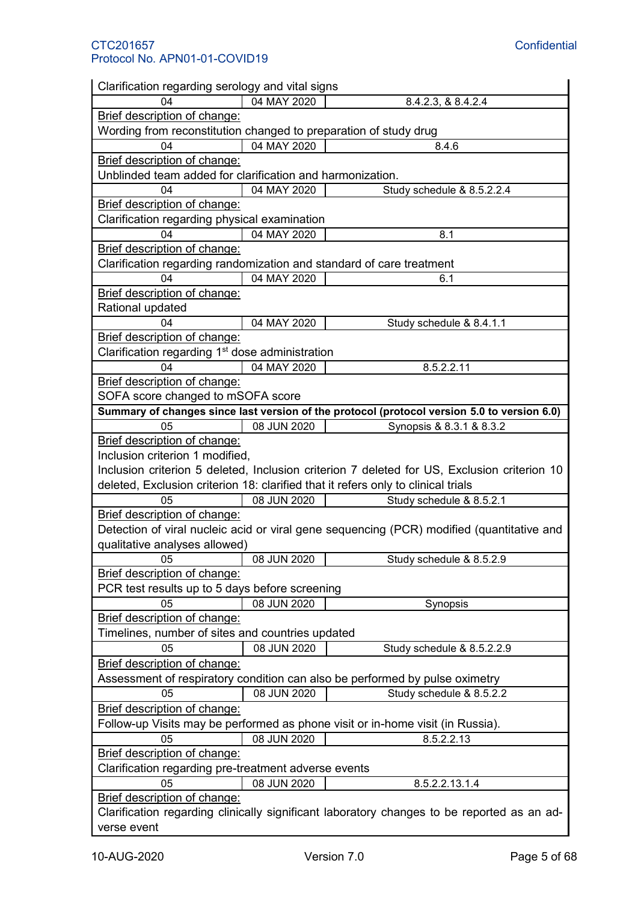| | | |
|---|---|---|
| Clarification regarding serology and vital signs | | |
| 04 | 04 MAY 2020 | 8.4.2.3, & 8.4.2.4 |
| Brief description of change:<br>Wording from reconstitution changed to preparation of study drug | | |
| 04 | 04 MAY 2020 | 8.4.6 |
| Brief description of change:<br>Unblinded team added for clarification and harmonization. | | |
| 04 | 04 MAY 2020 | Study schedule & 8.5.2.2.4 |
| Brief description of change:<br>Clarification regarding physical examination | | |
| 04 | 04 MAY 2020 | 8.1 |
| Brief description of change:<br>Clarification regarding randomization and standard of care treatment | | |
| 04 | 04 MAY 2020 | 6.1 |
| Brief description of change:<br>Rational updated | | |
| 04 | 04 MAY 2020 | Study schedule & 8.4.1.1 |
| Brief description of change:<br>Clarification regarding 1st dose administration | | |
| 04 | 04 MAY 2020 | 8.5.2.2.11 |
| Brief description of change:<br>SOFA score changed to mSOFA score | | |
| **Summary of changes since last version of the protocol (protocol version 5.0 to version 6.0)** | | |
| 05 | 08 JUN 2020 | Synopsis & 8.3.1 & 8.3.2 |
| Brief description of change:<br>Inclusion criterion 1 modified,<br>Inclusion criterion 5 deleted, Inclusion criterion 7 deleted for US, Exclusion criterion 10 deleted, Exclusion criterion 18: clarified that it refers only to clinical trials | | |
| 05 | 08 JUN 2020 | Study schedule & 8.5.2.1 |
| Brief description of change:<br>Detection of viral nucleic acid or viral gene sequencing (PCR) modified (quantitative and qualitative analyses allowed) | | |
| 05 | 08 JUN 2020 | Study schedule & 8.5.2.9 |
| Brief description of change:<br>PCR test results up to 5 days before screening | | |
| 05 | 08 JUN 2020 | Synopsis |
| Brief description of change:<br>Timelines, number of sites and countries updated | | |
| 05 | 08 JUN 2020 | Study schedule & 8.5.2.2.9 |
| Brief description of change:<br>Assessment of respiratory condition can also be performed by pulse oximetry | | |
| 05 | 08 JUN 2020 | Study schedule & 8.5.2.2 |
| Brief description of change:<br>Follow-up Visits may be performed as phone visit or in-home visit (in Russia). | | |
| 05 | 08 JUN 2020 | 8.5.2.2.13 |
| Brief description of change:<br>Clarification regarding pre-treatment adverse events | | |
| 05 | 08 JUN 2020 | 8.5.2.2.13.1.4 |
| Brief description of change:<br>Clarification regarding clinically significant laboratory changes to be reported as an adverse event | | |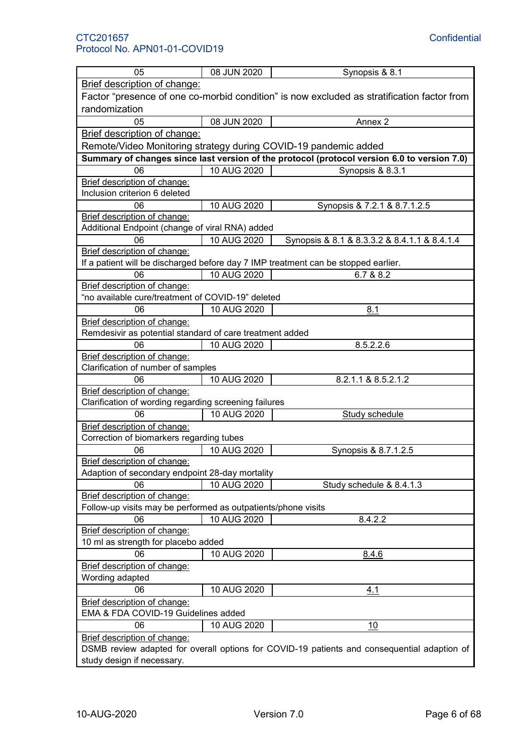| 05 | 08 JUN 2020 | Synopsis & 8.1 |
|---|---|---|
| Brief description of change: Factor "presence of one co-morbid condition" is now excluded as stratification factor from randomization | | |
| 05 | 08 JUN 2020 | Annex 2 |
| Brief description of change: Remote/Video Monitoring strategy during COVID-19 pandemic added | | |
| **Summary of changes since last version of the protocol (protocol version 6.0 to version 7.0)** | | |
| 06 | 10 AUG 2020 | Synopsis & 8.3.1 |
| Brief description of change: Inclusion criterion 6 deleted | | |
| 06 | 10 AUG 2020 | Synopsis & 7.2.1 & 8.7.1.2.5 |
| Brief description of change: Additional Endpoint (change of viral RNA) added | | |
| 06 | 10 AUG 2020 | Synopsis & 8.1 & 8.3.3.2 & 8.4.1.1 & 8.4.1.4 |
| Brief description of change: If a patient will be discharged before day 7 IMP treatment can be stopped earlier. | | |
| 06 | 10 AUG 2020 | 6.7 & 8.2 |
| Brief description of change: "no available cure/treatment of COVID-19" deleted | | |
| 06 | 10 AUG 2020 | 8.1 |
| Brief description of change: Remdesivir as potential standard of care treatment added | | |
| 06 | 10 AUG 2020 | 8.5.2.2.6 |
| Brief description of change: Clarification of number of samples | | |
| 06 | 10 AUG 2020 | 8.2.1.1 & 8.5.2.1.2 |
| Brief description of change: Clarification of wording regarding screening failures | | |
| 06 | 10 AUG 2020 | Study schedule |
| Brief description of change: Correction of biomarkers regarding tubes | | |
| 06 | 10 AUG 2020 | Synopsis & 8.7.1.2.5 |
| Brief description of change: Adaption of secondary endpoint 28-day mortality | | |
| 06 | 10 AUG 2020 | Study schedule & 8.4.1.3 |
| Brief description of change: Follow-up visits may be performed as outpatients/phone visits | | |
| 06 | 10 AUG 2020 | 8.4.2.2 |
| Brief description of change: 10 ml as strength for placebo added | | |
| 06 | 10 AUG 2020 | 8.4.6 |
| Brief description of change: Wording adapted | | |
| 06 | 10 AUG 2020 | 4.1 |
| Brief description of change: EMA & FDA COVID-19 Guidelines added | | |
| 06 | 10 AUG 2020 | 10 |
| Brief description of change: DSMB review adapted for overall options for COVID-19 patients and consequential adaption of study design if necessary. | | |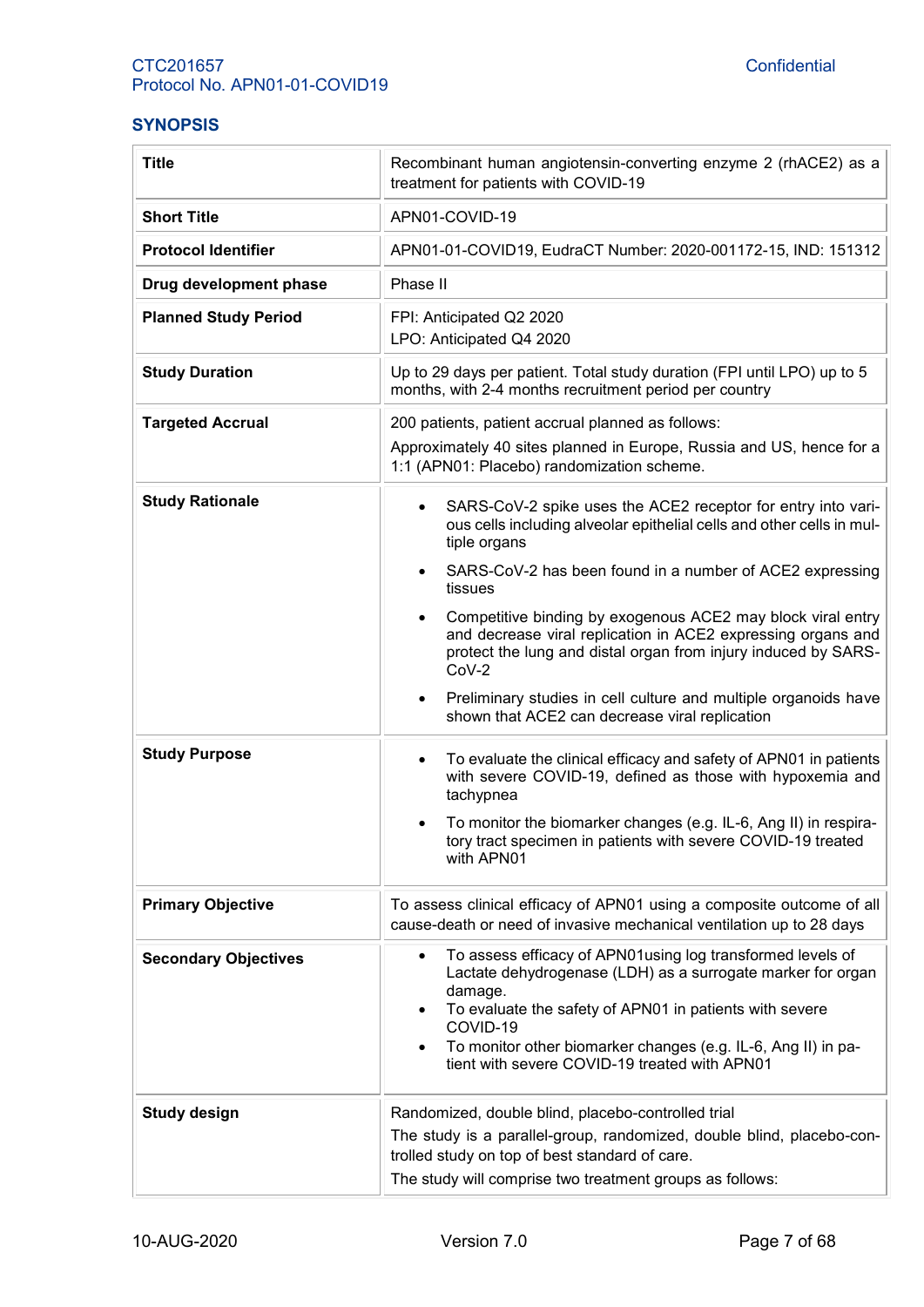## SYNOPSIS

| | |
|---|---|
| **Title** | Recombinant human angiotensin-converting enzyme 2 (rhACE2) as a treatment for patients with COVID-19 |
| **Short Title** | APN01-COVID-19 |
| **Protocol Identifier** | APN01-01-COVID19, EudraCT Number: 2020-001172-15, IND: 151312 |
| **Drug development phase** | Phase II |
| **Planned Study Period** | FPI: Anticipated Q2 2020<br>LPO: Anticipated Q4 2020 |
| **Study Duration** | Up to 29 days per patient. Total study duration (FPI until LPO) up to 5 months, with 2-4 months recruitment period per country |
| **Targeted Accrual** | 200 patients, patient accrual planned as follows:<br>Approximately 40 sites planned in Europe, Russia and US, hence for a 1:1 (APN01: Placebo) randomization scheme. |
| **Study Rationale** | • SARS-CoV-2 spike uses the ACE2 receptor for entry into various cells including alveolar epithelial cells and other cells in multiple organs<br>• SARS-CoV-2 has been found in a number of ACE2 expressing tissues<br>• Competitive binding by exogenous ACE2 may block viral entry and decrease viral replication in ACE2 expressing organs and protect the lung and distal organ from injury induced by SARS-CoV-2<br>• Preliminary studies in cell culture and multiple organoids have shown that ACE2 can decrease viral replication |
| **Study Purpose** | • To evaluate the clinical efficacy and safety of APN01 in patients with severe COVID-19, defined as those with hypoxemia and tachypnea<br>• To monitor the biomarker changes (e.g. IL-6, Ang II) in respiratory tract specimen in patients with severe COVID-19 treated with APN01 |
| **Primary Objective** | To assess clinical efficacy of APN01 using a composite outcome of all cause-death or need of invasive mechanical ventilation up to 28 days |
| **Secondary Objectives** | • To assess efficacy of APN01using log transformed levels of Lactate dehydrogenase (LDH) as a surrogate marker for organ damage.<br>• To evaluate the safety of APN01 in patients with severe COVID-19<br>• To monitor other biomarker changes (e.g. IL-6, Ang II) in patient with severe COVID-19 treated with APN01 |
| **Study design** | Randomized, double blind, placebo-controlled trial<br>The study is a parallel-group, randomized, double blind, placebo-controlled study on top of best standard of care.<br>The study will comprise two treatment groups as follows: |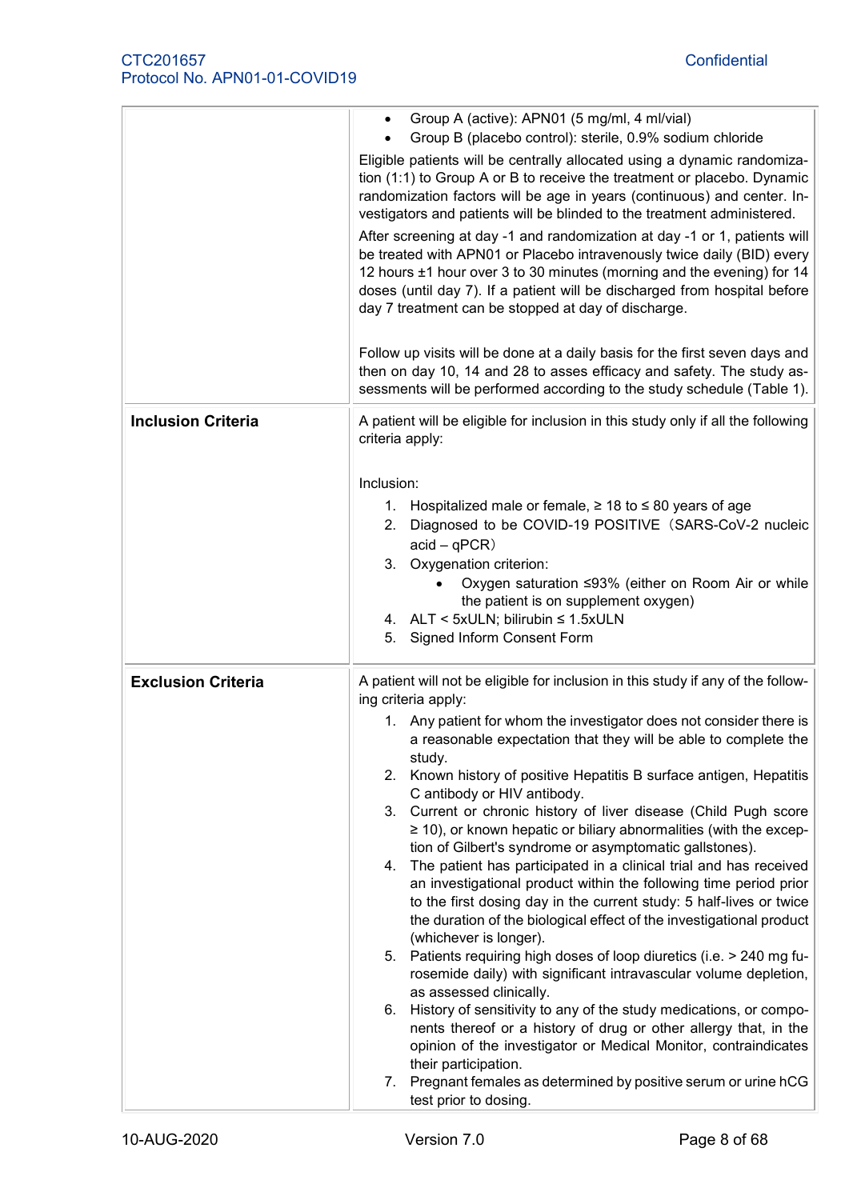| | |
|---|---|
| | • Group A (active): APN01 (5 mg/ml, 4 ml/vial)<br>• Group B (placebo control): sterile, 0.9% sodium chloride<br><br>Eligible patients will be centrally allocated using a dynamic randomization (1:1) to Group A or B to receive the treatment or placebo. Dynamic randomization factors will be age in years (continuous) and center. Investigators and patients will be blinded to the treatment administered.<br><br>After screening at day -1 and randomization at day -1 or 1, patients will be treated with APN01 or Placebo intravenously twice daily (BID) every 12 hours ±1 hour over 3 to 30 minutes (morning and the evening) for 14 doses (until day 7). If a patient will be discharged from hospital before day 7 treatment can be stopped at day of discharge.<br><br>Follow up visits will be done at a daily basis for the first seven days and then on day 10, 14 and 28 to asses efficacy and safety. The study assessments will be performed according to the study schedule (Table 1). |
| **Inclusion Criteria** | A patient will be eligible for inclusion in this study only if all the following criteria apply:<br><br>Inclusion:<br>1. Hospitalized male or female, ≥ 18 to ≤ 80 years of age<br>2. Diagnosed to be COVID-19 POSITIVE（SARS-CoV-2 nucleic acid – qPCR）<br>3. Oxygenation criterion:<br>    • Oxygen saturation ≤93% (either on Room Air or while the patient is on supplement oxygen)<br>4. ALT < 5xULN; bilirubin ≤ 1.5xULN<br>5. Signed Inform Consent Form |
| **Exclusion Criteria** | A patient will not be eligible for inclusion in this study if any of the following criteria apply:<br>1. Any patient for whom the investigator does not consider there is a reasonable expectation that they will be able to complete the study.<br>2. Known history of positive Hepatitis B surface antigen, Hepatitis C antibody or HIV antibody.<br>3. Current or chronic history of liver disease (Child Pugh score ≥ 10), or known hepatic or biliary abnormalities (with the exception of Gilbert's syndrome or asymptomatic gallstones).<br>4. The patient has participated in a clinical trial and has received an investigational product within the following time period prior to the first dosing day in the current study: 5 half-lives or twice the duration of the biological effect of the investigational product (whichever is longer).<br>5. Patients requiring high doses of loop diuretics (i.e. > 240 mg furosemide daily) with significant intravascular volume depletion, as assessed clinically.<br>6. History of sensitivity to any of the study medications, or components thereof or a history of drug or other allergy that, in the opinion of the investigator or Medical Monitor, contraindicates their participation.<br>7. Pregnant females as determined by positive serum or urine hCG test prior to dosing. |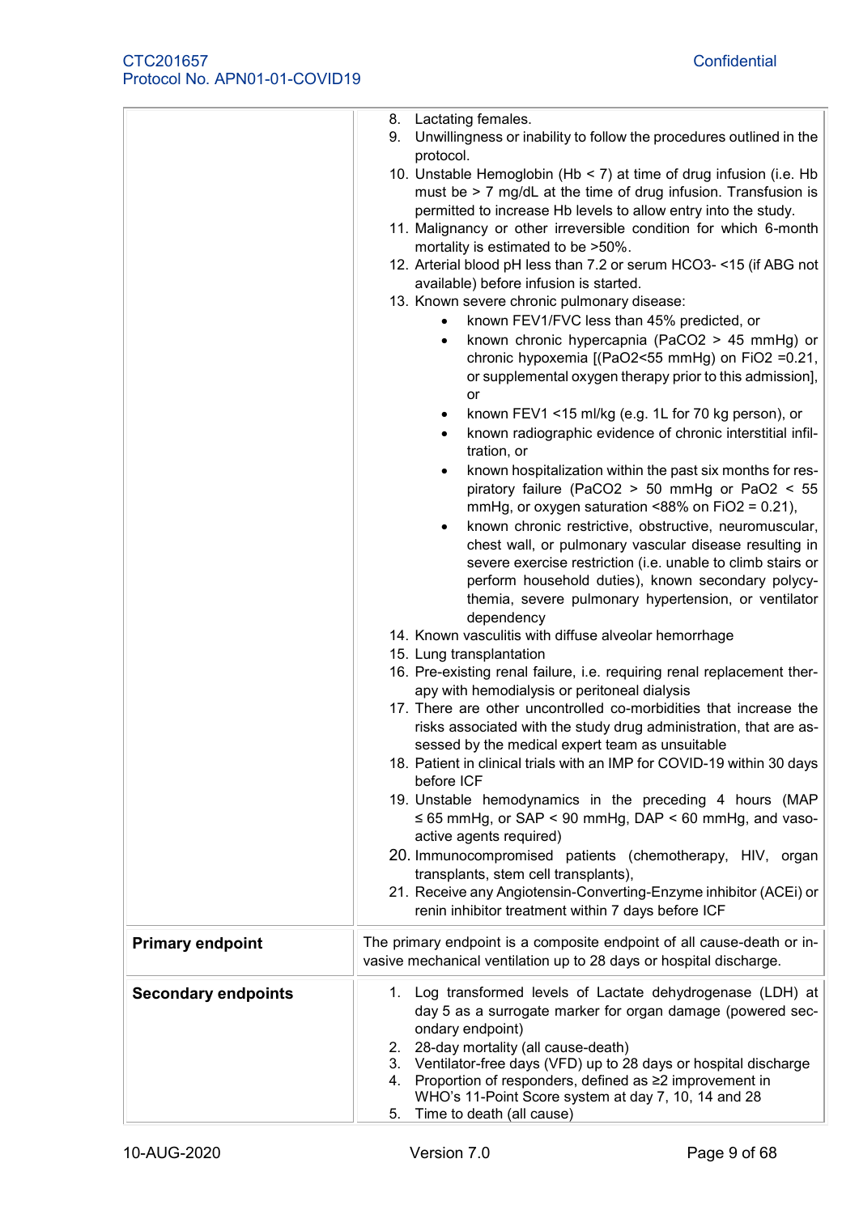| | |
|---|---|
| | 8. Lactating females.<br>9. Unwillingness or inability to follow the procedures outlined in the protocol.<br>10. Unstable Hemoglobin (Hb < 7) at time of drug infusion (i.e. Hb must be > 7 mg/dL at the time of drug infusion. Transfusion is permitted to increase Hb levels to allow entry into the study.<br>11. Malignancy or other irreversible condition for which 6-month mortality is estimated to be >50%.<br>12. Arterial blood pH less than 7.2 or serum $HCO3^-$ <15 (if ABG not available) before infusion is started.<br>13. Known severe chronic pulmonary disease:<br>• known FEV1/FVC less than 45% predicted, or<br>• known chronic hypercapnia ($PaCO2$ > 45 mmHg) or chronic hypoxemia [($PaO2$<55 mmHg) on $FiO2$ =0.21, or supplemental oxygen therapy prior to this admission], or<br>• known FEV1 <15 ml/kg (e.g. 1L for 70 kg person), or<br>• known radiographic evidence of chronic interstitial infiltration, or<br>• known hospitalization within the past six months for respiratory failure ($PaCO2$ > 50 mmHg or $PaO2$ < 55 mmHg, or oxygen saturation <88% on $FiO2$ = 0.21),<br>• known chronic restrictive, obstructive, neuromuscular, chest wall, or pulmonary vascular disease resulting in severe exercise restriction (i.e. unable to climb stairs or perform household duties), known secondary polycythemia, severe pulmonary hypertension, or ventilator dependency<br>14. Known vasculitis with diffuse alveolar hemorrhage<br>15. Lung transplantation<br>16. Pre-existing renal failure, i.e. requiring renal replacement therapy with hemodialysis or peritoneal dialysis<br>17. There are other uncontrolled co-morbidities that increase the risks associated with the study drug administration, that are assessed by the medical expert team as unsuitable<br>18. Patient in clinical trials with an IMP for COVID-19 within 30 days before ICF<br>19. Unstable hemodynamics in the preceding 4 hours (MAP ≤ 65 mmHg, or SAP < 90 mmHg, DAP < 60 mmHg, and vasoactive agents required)<br>20. Immunocompromised patients (chemotherapy, HIV, organ transplants, stem cell transplants),<br>21. Receive any Angiotensin-Converting-Enzyme inhibitor (ACEi) or renin inhibitor treatment within 7 days before ICF |
| **Primary endpoint** | The primary endpoint is a composite endpoint of all cause-death or invasive mechanical ventilation up to 28 days or hospital discharge. |
| **Secondary endpoints** | 1. Log transformed levels of Lactate dehydrogenase (LDH) at day 5 as a surrogate marker for organ damage (powered secondary endpoint)<br>2. 28-day mortality (all cause-death)<br>3. Ventilator-free days (VFD) up to 28 days or hospital discharge<br>4. Proportion of responders, defined as ≥2 improvement in WHO's 11-Point Score system at day 7, 10, 14 and 28<br>5. Time to death (all cause) |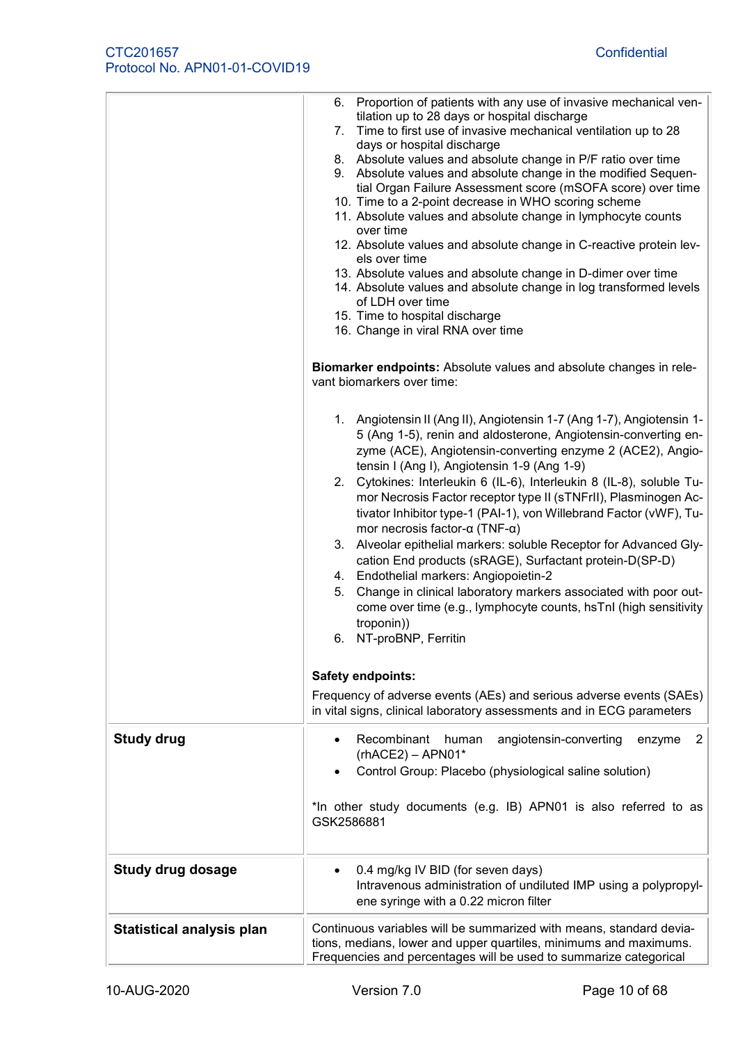| | |
|---|---|
| | 6. Proportion of patients with any use of invasive mechanical ventilation up to 28 days or hospital discharge<br>7. Time to first use of invasive mechanical ventilation up to 28 days or hospital discharge<br>8. Absolute values and absolute change in P/F ratio over time<br>9. Absolute values and absolute change in the modified Sequential Organ Failure Assessment score (mSOFA score) over time<br>10. Time to a 2-point decrease in WHO scoring scheme<br>11. Absolute values and absolute change in lymphocyte counts over time<br>12. Absolute values and absolute change in C-reactive protein levels over time<br>13. Absolute values and absolute change in D-dimer over time<br>14. Absolute values and absolute change in log transformed levels of LDH over time<br>15. Time to hospital discharge<br>16. Change in viral RNA over time<br><br>**Biomarker endpoints:** Absolute values and absolute changes in relevant biomarkers over time:<br><br>1. Angiotensin II (Ang II), Angiotensin 1-7 (Ang 1-7), Angiotensin 1-5 (Ang 1-5), renin and aldosterone, Angiotensin-converting enzyme (ACE), Angiotensin-converting enzyme 2 (ACE2), Angiotensin I (Ang I), Angiotensin 1-9 (Ang 1-9)<br>2. Cytokines: Interleukin 6 (IL-6), Interleukin 8 (IL-8), soluble Tumor Necrosis Factor receptor type II (sTNFrII), Plasminogen Activator Inhibitor type-1 (PAI-1), von Willebrand Factor (vWF), Tumor necrosis factor-α (TNF-α)<br>3. Alveolar epithelial markers: soluble Receptor for Advanced Glycation End products (sRAGE), Surfactant protein-D(SP-D)<br>4. Endothelial markers: Angiopoietin-2<br>5. Change in clinical laboratory markers associated with poor outcome over time (e.g., lymphocyte counts, hsTnI (high sensitivity troponin))<br>6. NT-proBNP, Ferritin<br><br>**Safety endpoints:**<br>Frequency of adverse events (AEs) and serious adverse events (SAEs) in vital signs, clinical laboratory assessments and in ECG parameters |
| **Study drug** | • Recombinant human angiotensin-converting enzyme 2 (rhACE2) – APN01*<br>• Control Group: Placebo (physiological saline solution)<br><br>*In other study documents (e.g. IB) APN01 is also referred to as GSK2586881 |
| **Study drug dosage** | • 0.4 mg/kg IV BID (for seven days)<br>Intravenous administration of undiluted IMP using a polypropylene syringe with a 0.22 micron filter |
| **Statistical analysis plan** | Continuous variables will be summarized with means, standard deviations, medians, lower and upper quartiles, minimums and maximums. Frequencies and percentages will be used to summarize categorical |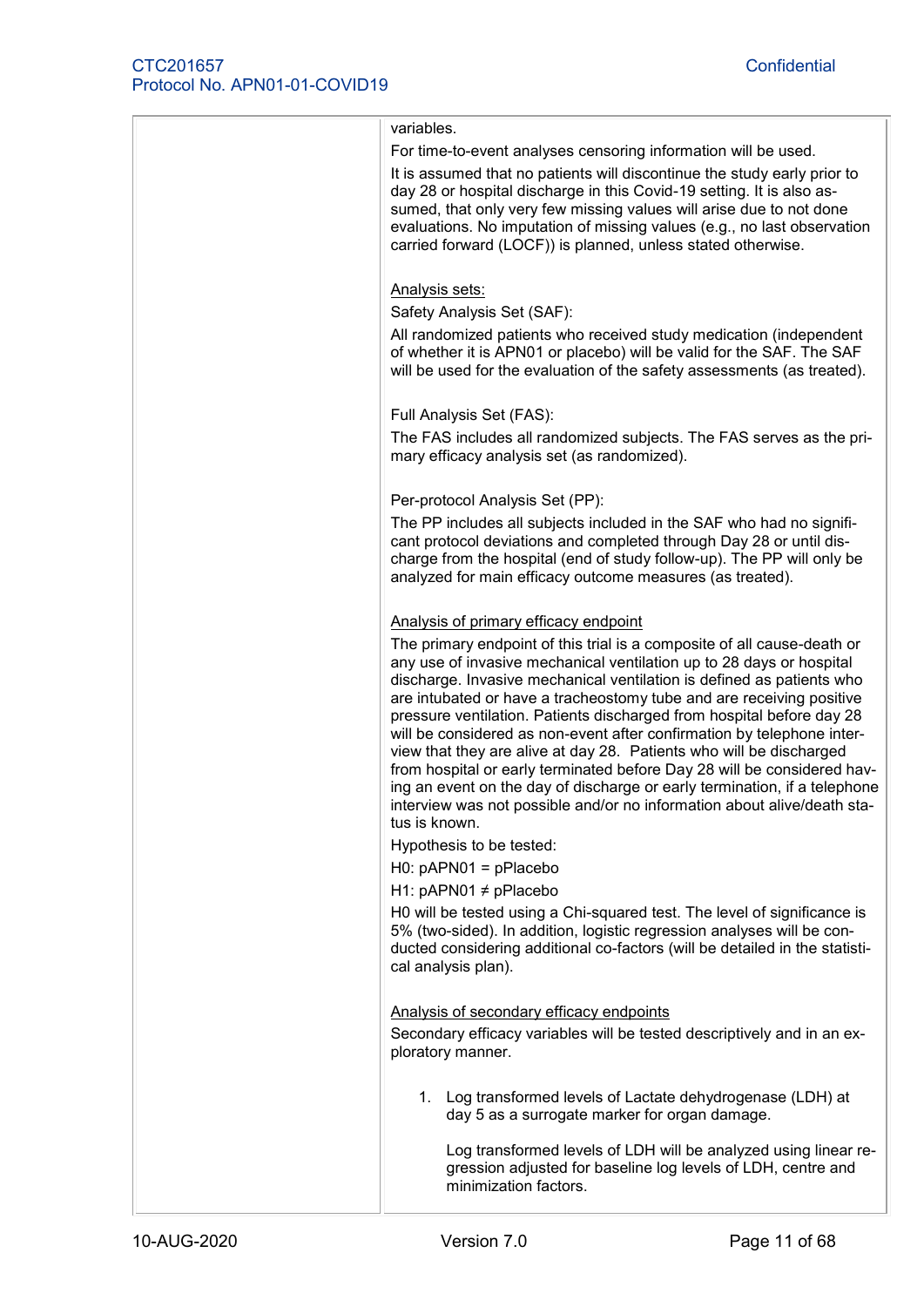variables.

For time-to-event analyses censoring information will be used.

It is assumed that no patients will discontinue the study early prior to day 28 or hospital discharge in this Covid-19 setting. It is also assumed, that only very few missing values will arise due to not done evaluations. No imputation of missing values (e.g., no last observation carried forward (LOCF)) is planned, unless stated otherwise.

<u>Analysis sets:</u>

Safety Analysis Set (SAF):

All randomized patients who received study medication (independent of whether it is APN01 or placebo) will be valid for the SAF. The SAF will be used for the evaluation of the safety assessments (as treated).

Full Analysis Set (FAS):

The FAS includes all randomized subjects. The FAS serves as the primary efficacy analysis set (as randomized).

Per-protocol Analysis Set (PP):

The PP includes all subjects included in the SAF who had no significant protocol deviations and completed through Day 28 or until discharge from the hospital (end of study follow-up). The PP will only be analyzed for main efficacy outcome measures (as treated).

<u>Analysis of primary efficacy endpoint</u>

The primary endpoint of this trial is a composite of all cause-death or any use of invasive mechanical ventilation up to 28 days or hospital discharge. Invasive mechanical ventilation is defined as patients who are intubated or have a tracheostomy tube and are receiving positive pressure ventilation. Patients discharged from hospital before day 28 will be considered as non-event after confirmation by telephone interview that they are alive at day 28. Patients who will be discharged from hospital or early terminated before Day 28 will be considered having an event on the day of discharge or early termination, if a telephone interview was not possible and/or no information about alive/death status is known.

Hypothesis to be tested:

H0: pAPN01 = pPlacebo

H1: pAPN01 ≠ pPlacebo

H0 will be tested using a Chi-squared test. The level of significance is 5% (two-sided). In addition, logistic regression analyses will be conducted considering additional co-factors (will be detailed in the statistical analysis plan).

<u>Analysis of secondary efficacy endpoints</u>

Secondary efficacy variables will be tested descriptively and in an exploratory manner.

1. Log transformed levels of Lactate dehydrogenase (LDH) at day 5 as a surrogate marker for organ damage.

   Log transformed levels of LDH will be analyzed using linear regression adjusted for baseline log levels of LDH, centre and minimization factors.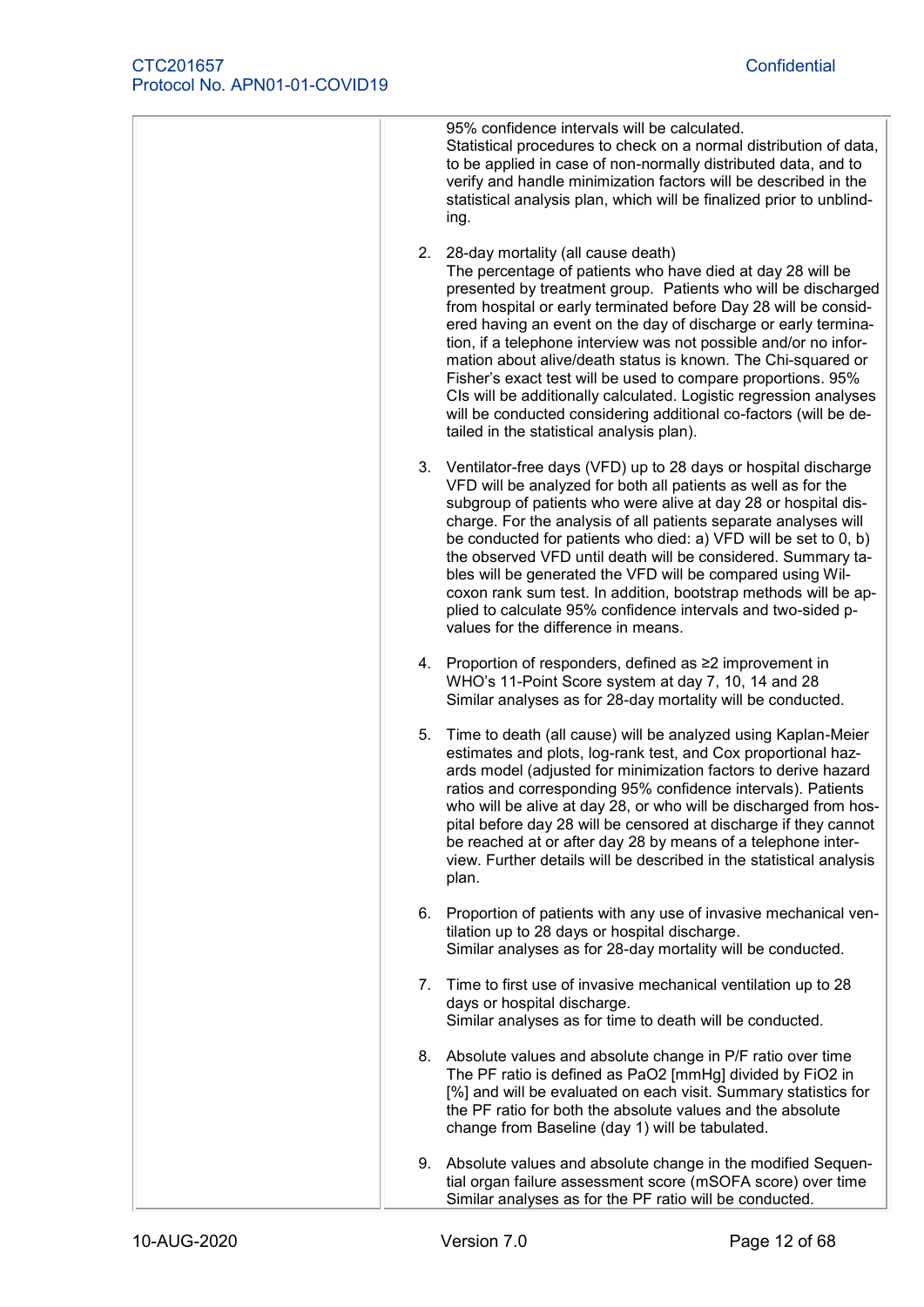| | |
|---|---|
| | 95% confidence intervals will be calculated. Statistical procedures to check on a normal distribution of data, to be applied in case of non-normally distributed data, and to verify and handle minimization factors will be described in the statistical analysis plan, which will be finalized prior to unblinding.<br><br>2. 28-day mortality (all cause death) The percentage of patients who have died at day 28 will be presented by treatment group. Patients who will be discharged from hospital or early terminated before Day 28 will be considered having an event on the day of discharge or early termination, if a telephone interview was not possible and/or no information about alive/death status is known. The Chi-squared or Fisher's exact test will be used to compare proportions. 95% CIs will be additionally calculated. Logistic regression analyses will be conducted considering additional co-factors (will be detailed in the statistical analysis plan).<br><br>3. Ventilator-free days (VFD) up to 28 days or hospital discharge VFD will be analyzed for both all patients as well as for the subgroup of patients who were alive at day 28 or hospital discharge. For the analysis of all patients separate analyses will be conducted for patients who died: a) VFD will be set to 0, b) the observed VFD until death will be considered. Summary tables will be generated the VFD will be compared using Wilcoxon rank sum test. In addition, bootstrap methods will be applied to calculate 95% confidence intervals and two-sided p-values for the difference in means.<br><br>4. Proportion of responders, defined as ≥2 improvement in WHO's 11-Point Score system at day 7, 10, 14 and 28 Similar analyses as for 28-day mortality will be conducted.<br><br>5. Time to death (all cause) will be analyzed using Kaplan-Meier estimates and plots, log-rank test, and Cox proportional hazards model (adjusted for minimization factors to derive hazard ratios and corresponding 95% confidence intervals). Patients who will be alive at day 28, or who will be discharged from hospital before day 28 will be censored at discharge if they cannot be reached at or after day 28 by means of a telephone interview. Further details will be described in the statistical analysis plan.<br><br>6. Proportion of patients with any use of invasive mechanical ventilation up to 28 days or hospital discharge. Similar analyses as for 28-day mortality will be conducted.<br><br>7. Time to first use of invasive mechanical ventilation up to 28 days or hospital discharge. Similar analyses as for time to death will be conducted.<br><br>8. Absolute values and absolute change in P/F ratio over time The PF ratio is defined as $PaO_2$ [mmHg] divided by $FiO_2$ in [%] and will be evaluated on each visit. Summary statistics for the PF ratio for both the absolute values and the absolute change from Baseline (day 1) will be tabulated.<br><br>9. Absolute values and absolute change in the modified Sequential organ failure assessment score (mSOFA score) over time Similar analyses as for the PF ratio will be conducted. |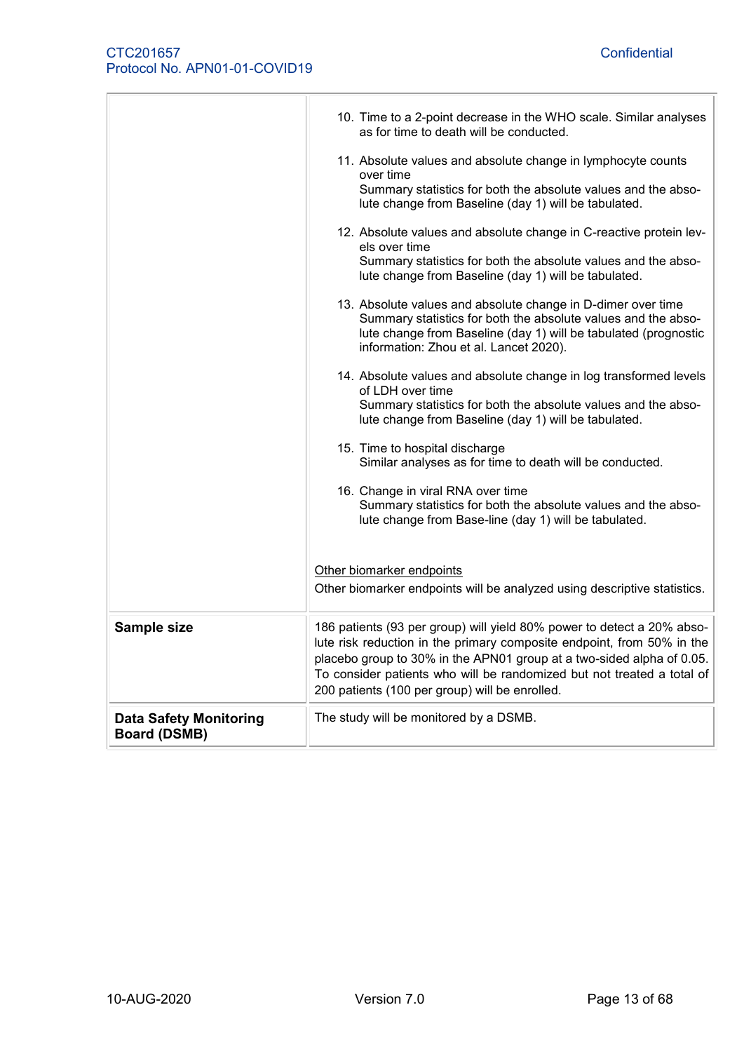|  |  |
|---|---|
|  | 10. Time to a 2-point decrease in the WHO scale. Similar analyses as for time to death will be conducted.<br><br>11. Absolute values and absolute change in lymphocyte counts over time<br>Summary statistics for both the absolute values and the absolute change from Baseline (day 1) will be tabulated.<br><br>12. Absolute values and absolute change in C-reactive protein levels over time<br>Summary statistics for both the absolute values and the absolute change from Baseline (day 1) will be tabulated.<br><br>13. Absolute values and absolute change in D-dimer over time<br>Summary statistics for both the absolute values and the absolute change from Baseline (day 1) will be tabulated (prognostic information: Zhou et al. Lancet 2020).<br><br>14. Absolute values and absolute change in log transformed levels of LDH over time<br>Summary statistics for both the absolute values and the absolute change from Baseline (day 1) will be tabulated.<br><br>15. Time to hospital discharge<br>Similar analyses as for time to death will be conducted.<br><br>16. Change in viral RNA over time<br>Summary statistics for both the absolute values and the absolute change from Base-line (day 1) will be tabulated.<br><br><u>Other biomarker endpoints</u><br>Other biomarker endpoints will be analyzed using descriptive statistics. |
| **Sample size** | 186 patients (93 per group) will yield 80% power to detect a 20% absolute risk reduction in the primary composite endpoint, from 50% in the placebo group to 30% in the APN01 group at a two-sided alpha of 0.05. To consider patients who will be randomized but not treated a total of 200 patients (100 per group) will be enrolled. |
| **Data Safety Monitoring Board (DSMB)** | The study will be monitored by a DSMB. |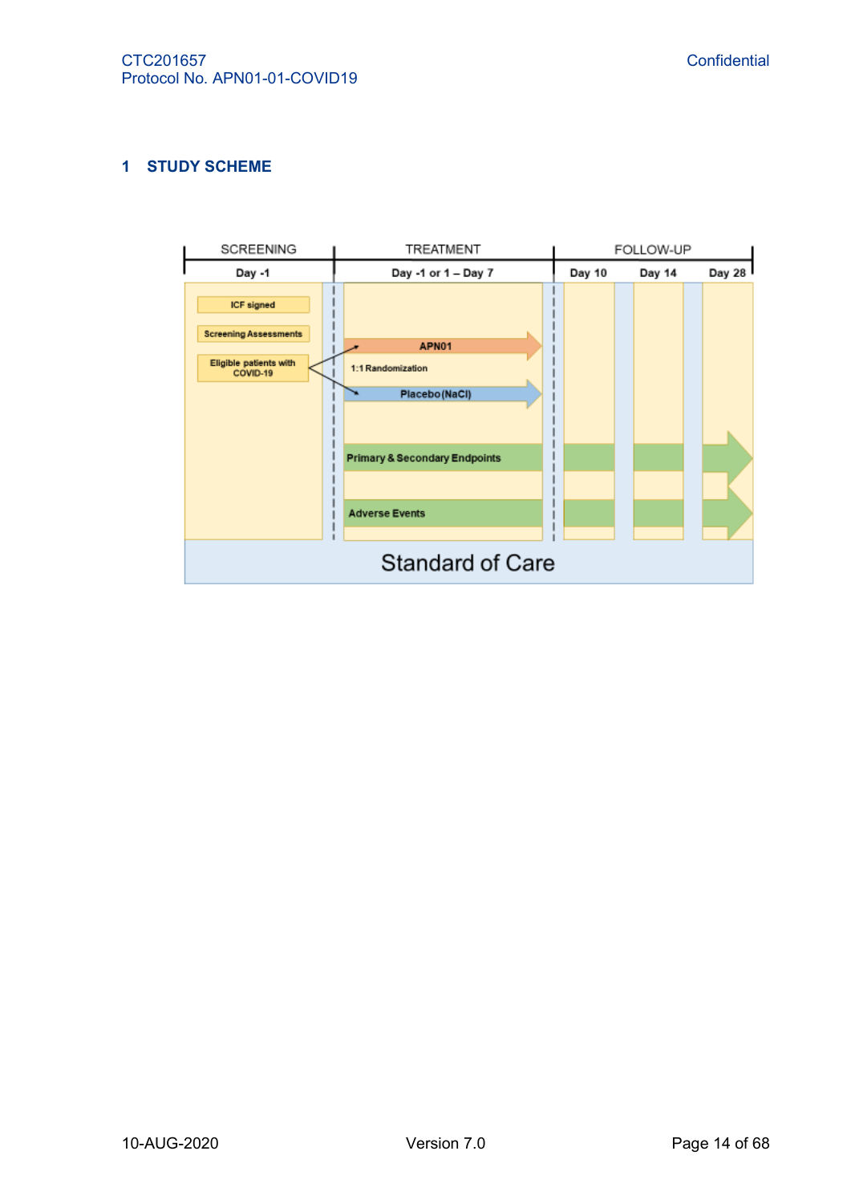# 1 STUDY SCHEME

| SCREENING | TREATMENT | FOLLOW-UP | | |
|---|---|---|---|---|
| Day -1 | Day -1 or 1 – Day 7 | Day 10 | Day 14 | Day 28 |
| ICF signed | | | | |
| Screening Assessments | | | | |
| Eligible patients with COVID-19 | 1:1 Randomization: APN01 / Placebo (NaCl) | | | |
| | Primary & Secondary Endpoints | Primary & Secondary Endpoints | Primary & Secondary Endpoints | Primary & Secondary Endpoints |
| | Adverse Events | Adverse Events | Adverse Events | Adverse Events |
| Standard of Care | Standard of Care | Standard of Care | Standard of Care | Standard of Care |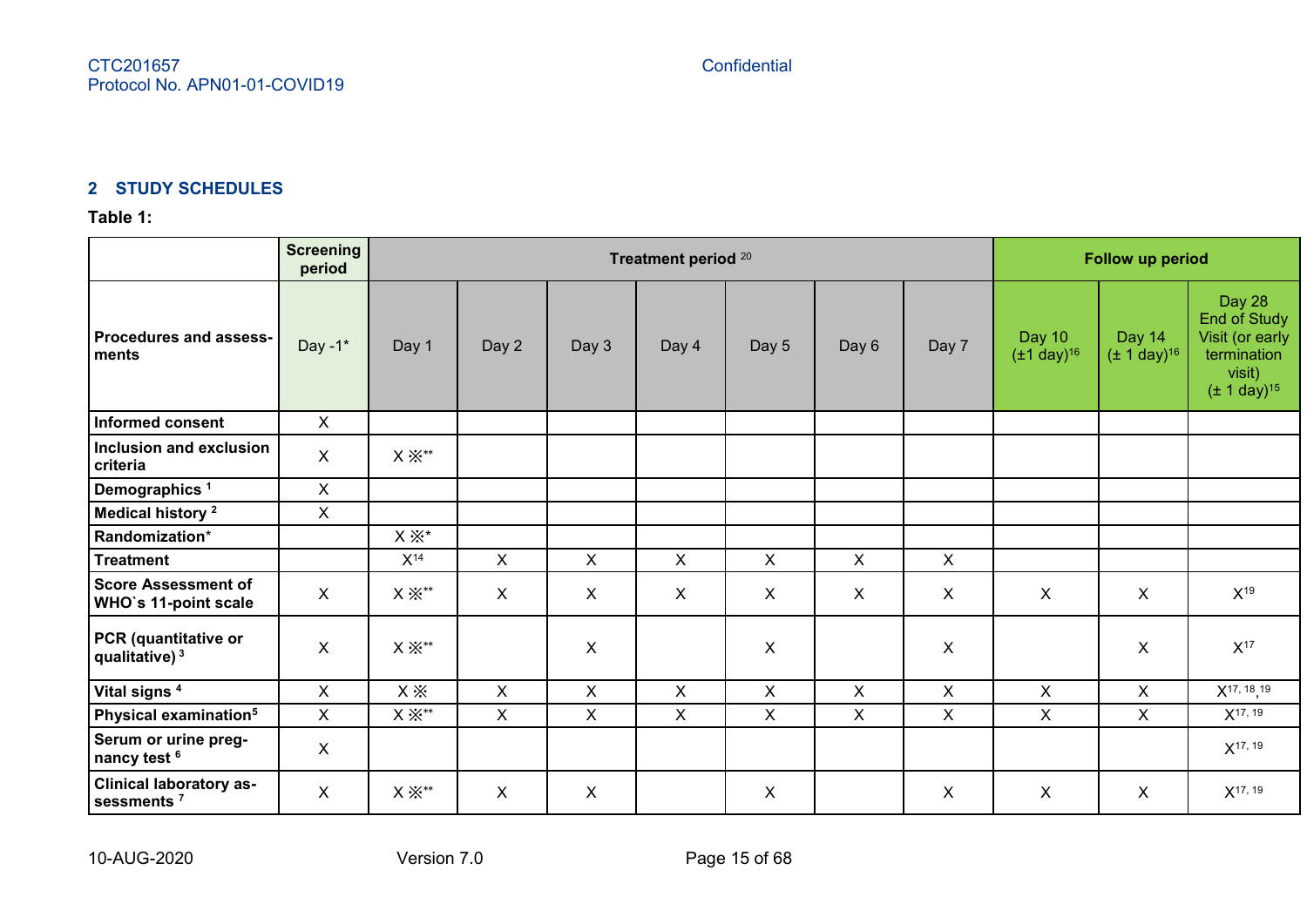## 2 STUDY SCHEDULES

**Table 1:**

| | Screening period | Treatment period [20] | | | | | | | Follow up period | | |
|---|---|---|---|---|---|---|---|---|---|---|---|
| **Procedures and assessments** | Day -1* | Day 1 | Day 2 | Day 3 | Day 4 | Day 5 | Day 6 | Day 7 | Day 10 (±1 day)[16] | Day 14 (± 1 day)[16] | Day 28 End of Study Visit (or early termination visit) (± 1 day)[15] |
| **Informed consent** | X | | | | | | | | | | |
| **Inclusion and exclusion criteria** | X | X ※** | | | | | | | | | |
| **Demographics** [1] | X | | | | | | | | | | |
| **Medical history** [2] | X | | | | | | | | | | |
| **Randomization*** | | X ※* | | | | | | | | | |
| **Treatment** | | X[14] | X | X | X | X | X | X | | | |
| **Score Assessment of WHO`s 11-point scale** | X | X ※** | X | X | X | X | X | X | X | X | X[19] |
| **PCR (quantitative or qualitative)** [3] | X | X ※** | | X | | X | | X | | X | X[17] |
| **Vital signs** [4] | X | X ※ | X | X | X | X | X | X | X | X | X[17, 18, 19] |
| **Physical examination**[5] | X | X ※** | X | X | X | X | X | X | X | X | X[17, 19] |
| **Serum or urine pregnancy test** [6] | X | | | | | | | | | | X[17, 19] |
| **Clinical laboratory assessments** [7] | X | X ※** | X | X | | X | | X | X | X | X[17, 19] |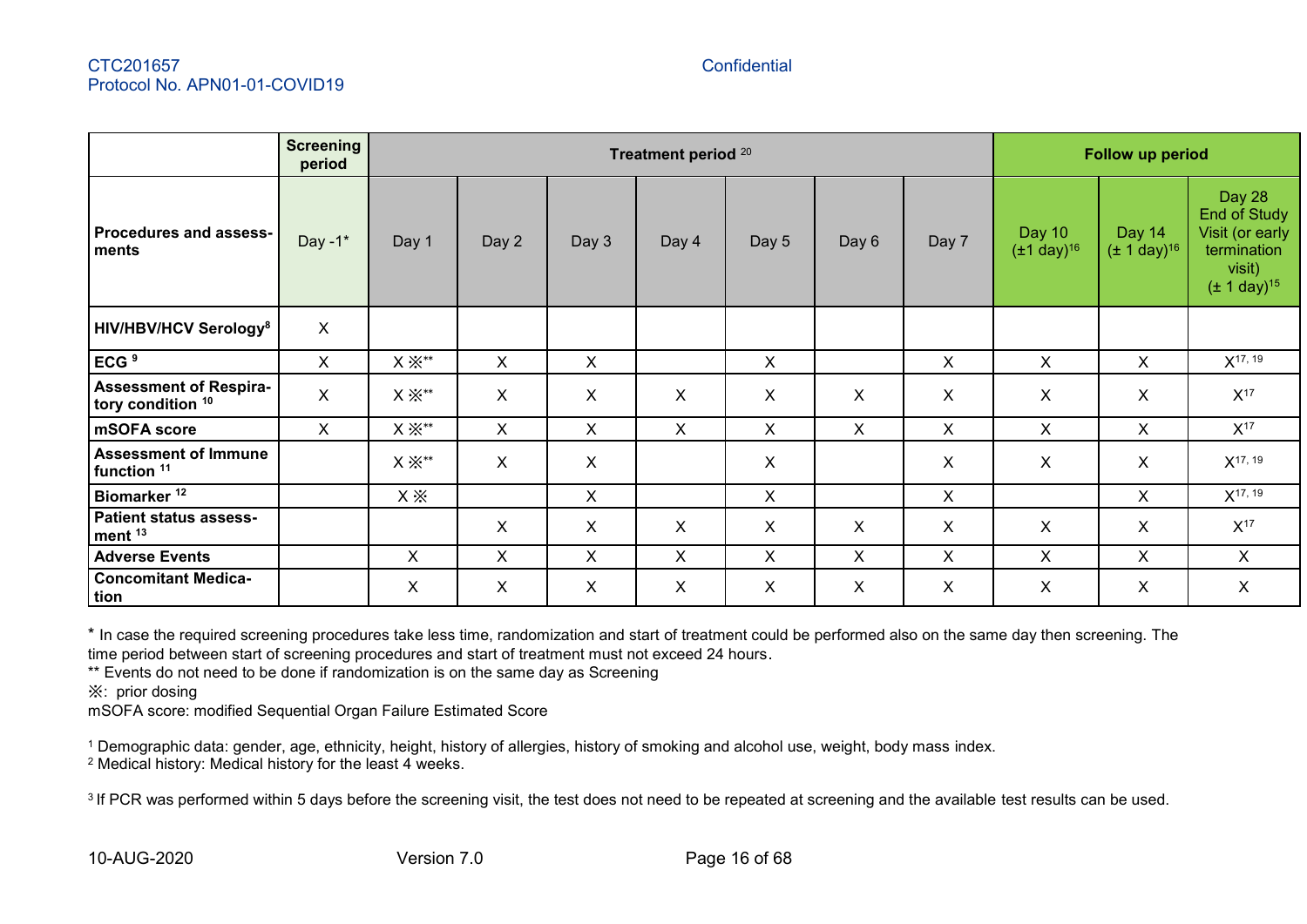| | Screening period | Treatment period [20] | | | | | | | Follow up period | | |
|---|---|---|---|---|---|---|---|---|---|---|---|
| **Procedures and assessments** | Day -1* | Day 1 | Day 2 | Day 3 | Day 4 | Day 5 | Day 6 | Day 7 | Day 10 (±1 day)[16] | Day 14 (± 1 day)[16] | Day 28 End of Study Visit (or early termination visit) (± 1 day)[15] |
| **HIV/HBV/HCV Serology[8]** | X | | | | | | | | | | |
| **ECG [9]** | X | X ※** | X | X | | X | | X | X | X | X[17, 19] |
| **Assessment of Respiratory condition [10]** | X | X ※** | X | X | X | X | X | X | X | X | X[17] |
| **mSOFA score** | X | X ※** | X | X | X | X | X | X | X | X | X[17] |
| **Assessment of Immune function [11]** | | X ※** | X | X | | X | | X | X | X | X[17, 19] |
| **Biomarker [12]** | | X ※ | | X | | X | | X | | X | X[17, 19] |
| **Patient status assessment [13]** | | | X | X | X | X | X | X | X | X | X[17] |
| **Adverse Events** | | X | X | X | X | X | X | X | X | X | X |
| **Concomitant Medication** | | X | X | X | X | X | X | X | X | X | X |

\* In case the required screening procedures take less time, randomization and start of treatment could be performed also on the same day then screening. The time period between start of screening procedures and start of treatment must not exceed 24 hours.

** Events do not need to be done if randomization is on the same day as Screening

※: prior dosing

mSOFA score: modified Sequential Organ Failure Estimated Score

[1] Demographic data: gender, age, ethnicity, height, history of allergies, history of smoking and alcohol use, weight, body mass index.

[2] Medical history: Medical history for the least 4 weeks.

[3] If PCR was performed within 5 days before the screening visit, the test does not need to be repeated at screening and the available test results can be used.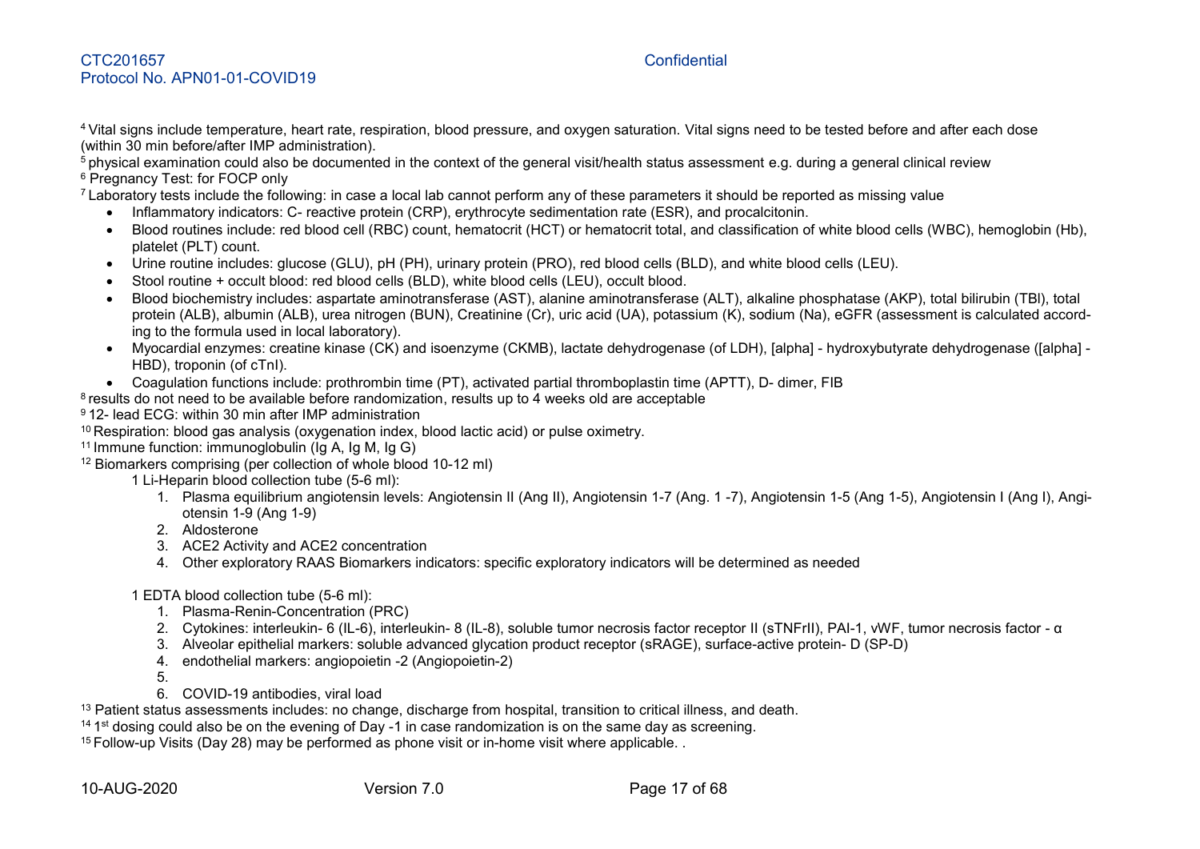[4] Vital signs include temperature, heart rate, respiration, blood pressure, and oxygen saturation. Vital signs need to be tested before and after each dose (within 30 min before/after IMP administration).

[5] physical examination could also be documented in the context of the general visit/health status assessment e.g. during a general clinical review

[6] Pregnancy Test: for FOCP only

[7] Laboratory tests include the following: in case a local lab cannot perform any of these parameters it should be reported as missing value

- Inflammatory indicators: C- reactive protein (CRP), erythrocyte sedimentation rate (ESR), and procalcitonin.
- Blood routines include: red blood cell (RBC) count, hematocrit (HCT) or hematocrit total, and classification of white blood cells (WBC), hemoglobin (Hb), platelet (PLT) count.
- Urine routine includes: glucose (GLU), pH (PH), urinary protein (PRO), red blood cells (BLD), and white blood cells (LEU).
- Stool routine + occult blood: red blood cells (BLD), white blood cells (LEU), occult blood.
- Blood biochemistry includes: aspartate aminotransferase (AST), alanine aminotransferase (ALT), alkaline phosphatase (AKP), total bilirubin (TBI), total protein (ALB), albumin (ALB), urea nitrogen (BUN), Creatinine (Cr), uric acid (UA), potassium (K), sodium (Na), eGFR (assessment is calculated according to the formula used in local laboratory).
- Myocardial enzymes: creatine kinase (CK) and isoenzyme (CKMB), lactate dehydrogenase (of LDH), [alpha] - hydroxybutyrate dehydrogenase ([alpha] - HBD), troponin (of cTnI).
- Coagulation functions include: prothrombin time (PT), activated partial thromboplastin time (APTT), D- dimer, FIB

[8] results do not need to be available before randomization, results up to 4 weeks old are acceptable

[9] 12- lead ECG: within 30 min after IMP administration

[10] Respiration: blood gas analysis (oxygenation index, blood lactic acid) or pulse oximetry.

[11] Immune function: immunoglobulin (Ig A, Ig M, Ig G)

[12] Biomarkers comprising (per collection of whole blood 10-12 ml)

1 Li-Heparin blood collection tube (5-6 ml):

1. Plasma equilibrium angiotensin levels: Angiotensin II (Ang II), Angiotensin 1-7 (Ang. 1 -7), Angiotensin 1-5 (Ang 1-5), Angiotensin I (Ang I), Angiotensin 1-9 (Ang 1-9)
2. Aldosterone
3. ACE2 Activity and ACE2 concentration
4. Other exploratory RAAS Biomarkers indicators: specific exploratory indicators will be determined as needed

1 EDTA blood collection tube (5-6 ml):

1. Plasma-Renin-Concentration (PRC)
2. Cytokines: interleukin- 6 (IL-6), interleukin- 8 (IL-8), soluble tumor necrosis factor receptor II (sTNFrII), PAI-1, vWF, tumor necrosis factor - α
3. Alveolar epithelial markers: soluble advanced glycation product receptor (sRAGE), surface-active protein- D (SP-D)
4. endothelial markers: angiopoietin -2 (Angiopoietin-2)
5. 
6. COVID-19 antibodies, viral load

[13] Patient status assessments includes: no change, discharge from hospital, transition to critical illness, and death.

[14] 1st dosing could also be on the evening of Day -1 in case randomization is on the same day as screening.

[15] Follow-up Visits (Day 28) may be performed as phone visit or in-home visit where applicable. .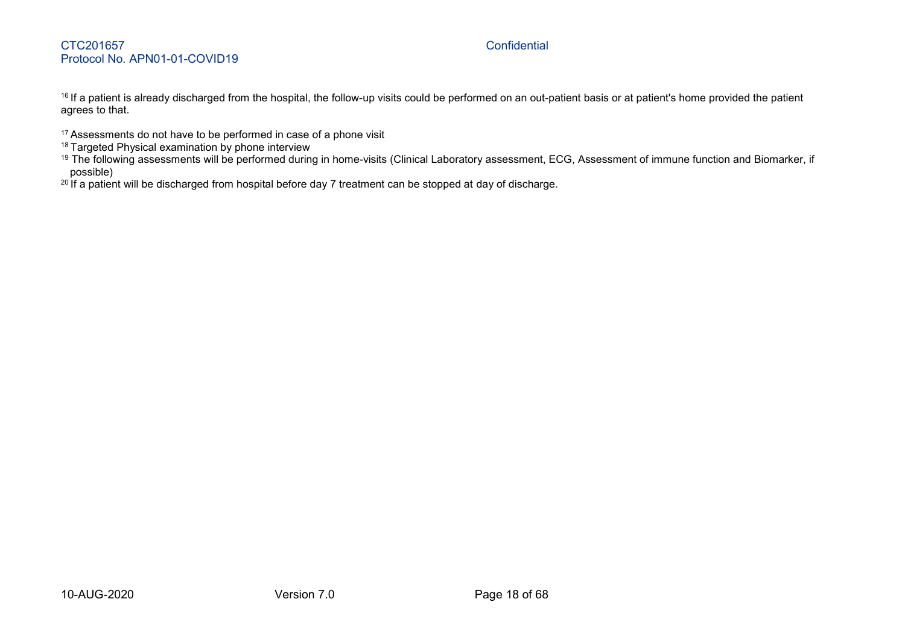[16] If a patient is already discharged from the hospital, the follow-up visits could be performed on an out-patient basis or at patient's home provided the patient agrees to that.

[17] Assessments do not have to be performed in case of a phone visit

[18] Targeted Physical examination by phone interview

[19] The following assessments will be performed during in home-visits (Clinical Laboratory assessment, ECG, Assessment of immune function and Biomarker, if possible)

[20] If a patient will be discharged from hospital before day 7 treatment can be stopped at day of discharge.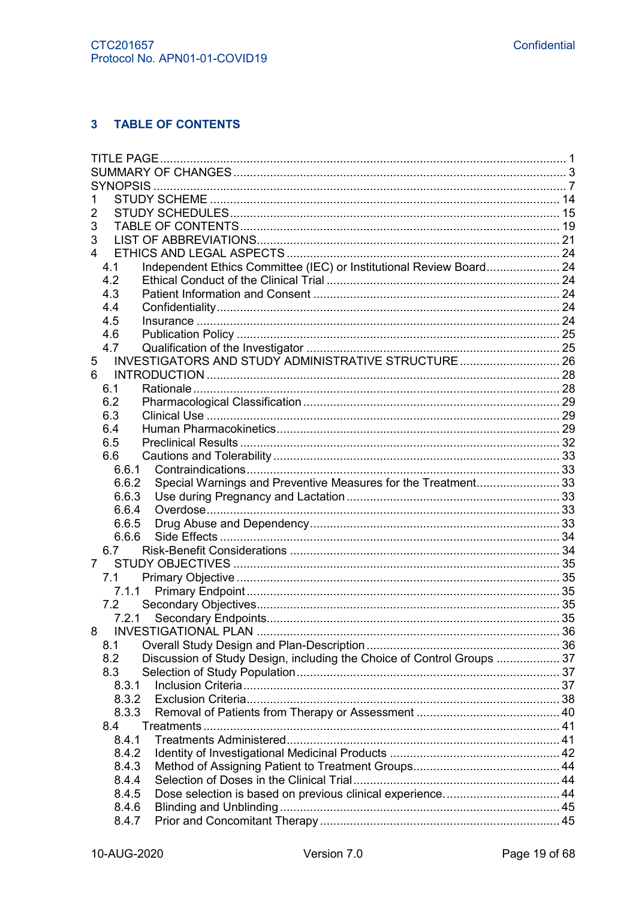## 3 TABLE OF CONTENTS

TITLE PAGE ..... 1
SUMMARY OF CHANGES ..... 3
SYNOPSIS ..... 7
1 STUDY SCHEME ..... 14
2 STUDY SCHEDULES ..... 15
3 TABLE OF CONTENTS ..... 19
3 LIST OF ABBREVIATIONS ..... 21
4 ETHICS AND LEGAL ASPECTS ..... 24
  4.1 Independent Ethics Committee (IEC) or Institutional Review Board ..... 24
  4.2 Ethical Conduct of the Clinical Trial ..... 24
  4.3 Patient Information and Consent ..... 24
  4.4 Confidentiality ..... 24
  4.5 Insurance ..... 24
  4.6 Publication Policy ..... 25
  4.7 Qualification of the Investigator ..... 25
5 INVESTIGATORS AND STUDY ADMINISTRATIVE STRUCTURE ..... 26
6 INTRODUCTION ..... 28
  6.1 Rationale ..... 28
  6.2 Pharmacological Classification ..... 29
  6.3 Clinical Use ..... 29
  6.4 Human Pharmacokinetics ..... 29
  6.5 Preclinical Results ..... 32
  6.6 Cautions and Tolerability ..... 33
    6.6.1 Contraindications ..... 33
    6.6.2 Special Warnings and Preventive Measures for the Treatment ..... 33
    6.6.3 Use during Pregnancy and Lactation ..... 33
    6.6.4 Overdose ..... 33
    6.6.5 Drug Abuse and Dependency ..... 33
    6.6.6 Side Effects ..... 34
  6.7 Risk-Benefit Considerations ..... 34
7 STUDY OBJECTIVES ..... 35
  7.1 Primary Objective ..... 35
    7.1.1 Primary Endpoint ..... 35
  7.2 Secondary Objectives ..... 35
    7.2.1 Secondary Endpoints ..... 35
8 INVESTIGATIONAL PLAN ..... 36
  8.1 Overall Study Design and Plan-Description ..... 36
  8.2 Discussion of Study Design, including the Choice of Control Groups ..... 37
  8.3 Selection of Study Population ..... 37
    8.3.1 Inclusion Criteria ..... 37
    8.3.2 Exclusion Criteria ..... 38
    8.3.3 Removal of Patients from Therapy or Assessment ..... 40
  8.4 Treatments ..... 41
    8.4.1 Treatments Administered ..... 41
    8.4.2 Identity of Investigational Medicinal Products ..... 42
    8.4.3 Method of Assigning Patient to Treatment Groups ..... 44
    8.4.4 Selection of Doses in the Clinical Trial ..... 44
    8.4.5 Dose selection is based on previous clinical experience. ..... 44
    8.4.6 Blinding and Unblinding ..... 45
    8.4.7 Prior and Concomitant Therapy ..... 45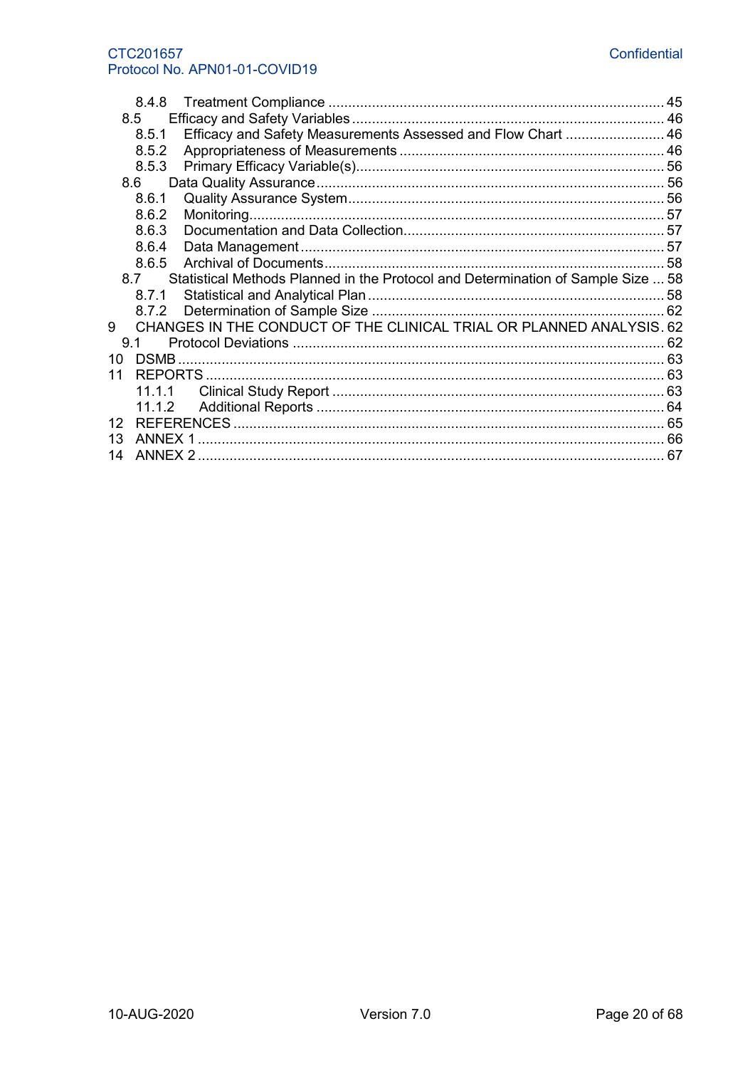- 8.4.8 Treatment Compliance ..... 45
- 8.5 Efficacy and Safety Variables ..... 46
  - 8.5.1 Efficacy and Safety Measurements Assessed and Flow Chart ..... 46
  - 8.5.2 Appropriateness of Measurements ..... 46
  - 8.5.3 Primary Efficacy Variable(s) ..... 56
- 8.6 Data Quality Assurance ..... 56
  - 8.6.1 Quality Assurance System ..... 56
  - 8.6.2 Monitoring ..... 57
  - 8.6.3 Documentation and Data Collection ..... 57
  - 8.6.4 Data Management ..... 57
  - 8.6.5 Archival of Documents ..... 58
- 8.7 Statistical Methods Planned in the Protocol and Determination of Sample Size ..... 58
  - 8.7.1 Statistical and Analytical Plan ..... 58
  - 8.7.2 Determination of Sample Size ..... 62

9 CHANGES IN THE CONDUCT OF THE CLINICAL TRIAL OR PLANNED ANALYSIS ..... 62
- 9.1 Protocol Deviations ..... 62

10 DSMB ..... 63

11 REPORTS ..... 63
- 11.1.1 Clinical Study Report ..... 63
- 11.1.2 Additional Reports ..... 64

12 REFERENCES ..... 65

13 ANNEX 1 ..... 66

14 ANNEX 2 ..... 67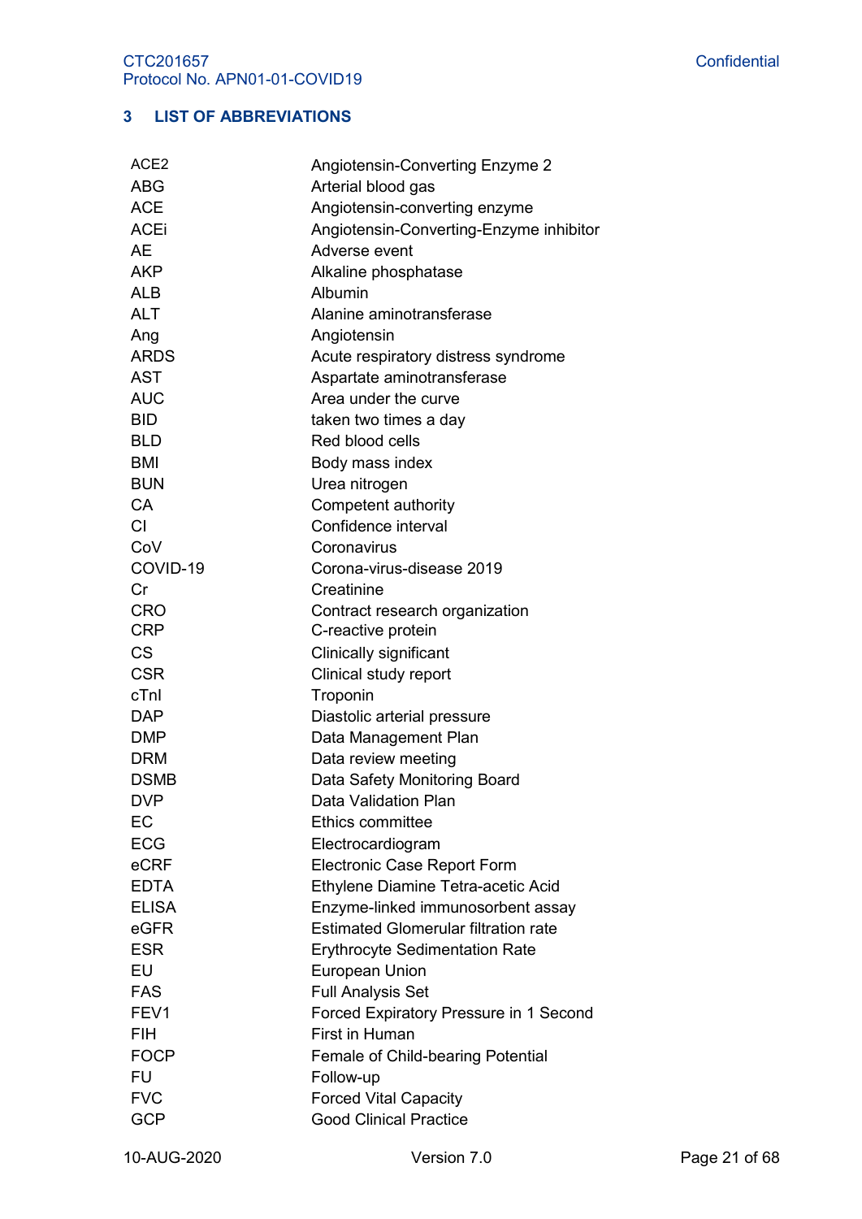## 3 LIST OF ABBREVIATIONS

| | |
|---|---|
| ACE2 | Angiotensin-Converting Enzyme 2 |
| ABG | Arterial blood gas |
| ACE | Angiotensin-converting enzyme |
| ACEi | Angiotensin-Converting-Enzyme inhibitor |
| AE | Adverse event |
| AKP | Alkaline phosphatase |
| ALB | Albumin |
| ALT | Alanine aminotransferase |
| Ang | Angiotensin |
| ARDS | Acute respiratory distress syndrome |
| AST | Aspartate aminotransferase |
| AUC | Area under the curve |
| BID | taken two times a day |
| BLD | Red blood cells |
| BMI | Body mass index |
| BUN | Urea nitrogen |
| CA | Competent authority |
| CI | Confidence interval |
| CoV | Coronavirus |
| COVID-19 | Corona-virus-disease 2019 |
| Cr | Creatinine |
| CRO | Contract research organization |
| CRP | C-reactive protein |
| CS | Clinically significant |
| CSR | Clinical study report |
| cTnI | Troponin |
| DAP | Diastolic arterial pressure |
| DMP | Data Management Plan |
| DRM | Data review meeting |
| DSMB | Data Safety Monitoring Board |
| DVP | Data Validation Plan |
| EC | Ethics committee |
| ECG | Electrocardiogram |
| eCRF | Electronic Case Report Form |
| EDTA | Ethylene Diamine Tetra-acetic Acid |
| ELISA | Enzyme-linked immunosorbent assay |
| eGFR | Estimated Glomerular filtration rate |
| ESR | Erythrocyte Sedimentation Rate |
| EU | European Union |
| FAS | Full Analysis Set |
| FEV1 | Forced Expiratory Pressure in 1 Second |
| FIH | First in Human |
| FOCP | Female of Child-bearing Potential |
| FU | Follow-up |
| FVC | Forced Vital Capacity |
| GCP | Good Clinical Practice |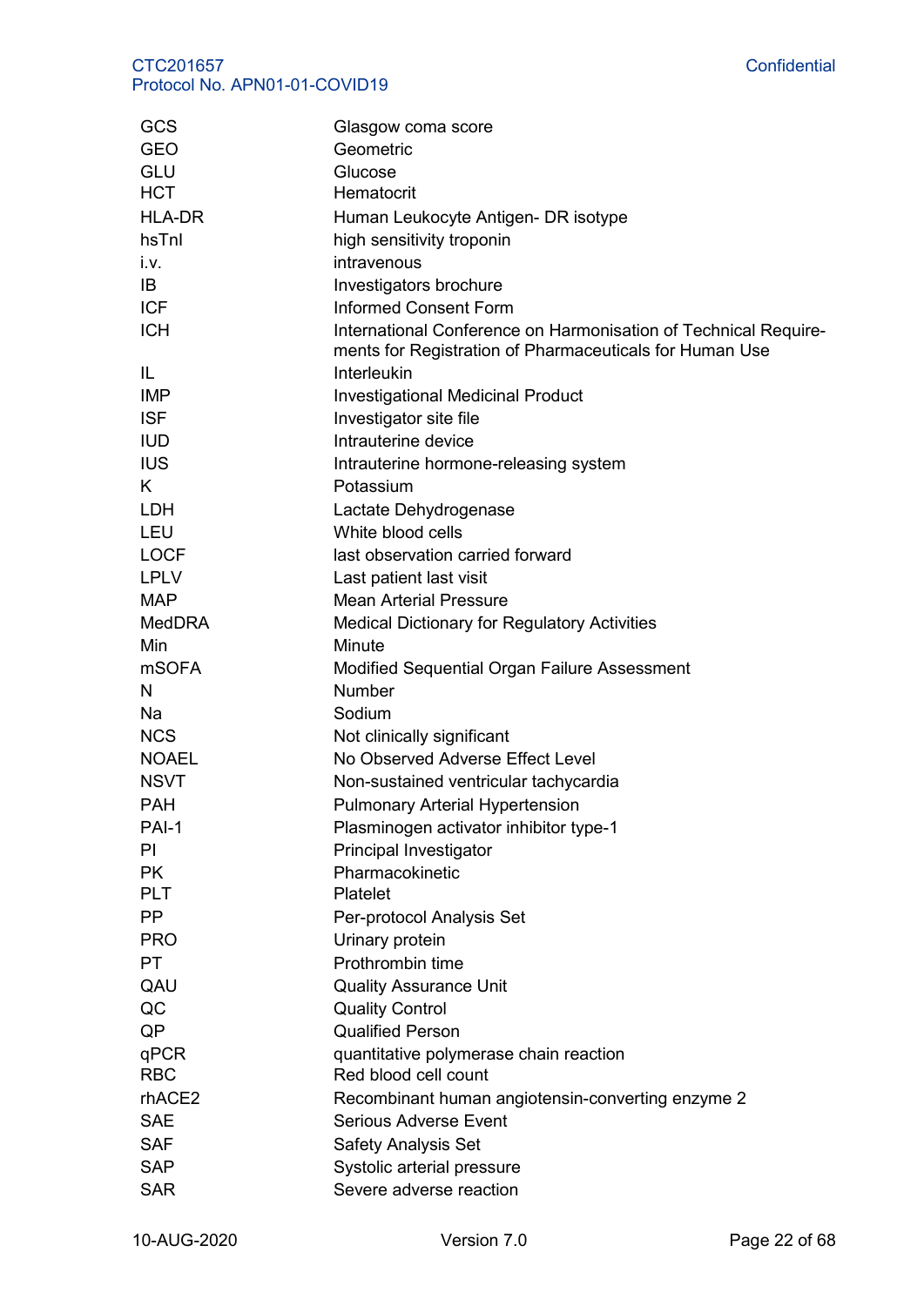| | |
|---|---|
| GCS | Glasgow coma score |
| GEO | Geometric |
| GLU | Glucose |
| HCT | Hematocrit |
| HLA-DR | Human Leukocyte Antigen- DR isotype |
| hsTnI | high sensitivity troponin |
| i.v. | intravenous |
| IB | Investigators brochure |
| ICF | Informed Consent Form |
| ICH | International Conference on Harmonisation of Technical Requirements for Registration of Pharmaceuticals for Human Use |
| IL | Interleukin |
| IMP | Investigational Medicinal Product |
| ISF | Investigator site file |
| IUD | Intrauterine device |
| IUS | Intrauterine hormone-releasing system |
| K | Potassium |
| LDH | Lactate Dehydrogenase |
| LEU | White blood cells |
| LOCF | last observation carried forward |
| LPLV | Last patient last visit |
| MAP | Mean Arterial Pressure |
| MedDRA | Medical Dictionary for Regulatory Activities |
| Min | Minute |
| mSOFA | Modified Sequential Organ Failure Assessment |
| N | Number |
| Na | Sodium |
| NCS | Not clinically significant |
| NOAEL | No Observed Adverse Effect Level |
| NSVT | Non-sustained ventricular tachycardia |
| PAH | Pulmonary Arterial Hypertension |
| PAI-1 | Plasminogen activator inhibitor type-1 |
| PI | Principal Investigator |
| PK | Pharmacokinetic |
| PLT | Platelet |
| PP | Per-protocol Analysis Set |
| PRO | Urinary protein |
| PT | Prothrombin time |
| QAU | Quality Assurance Unit |
| QC | Quality Control |
| QP | Qualified Person |
| qPCR | quantitative polymerase chain reaction |
| RBC | Red blood cell count |
| rhACE2 | Recombinant human angiotensin-converting enzyme 2 |
| SAE | Serious Adverse Event |
| SAF | Safety Analysis Set |
| SAP | Systolic arterial pressure |
| SAR | Severe adverse reaction |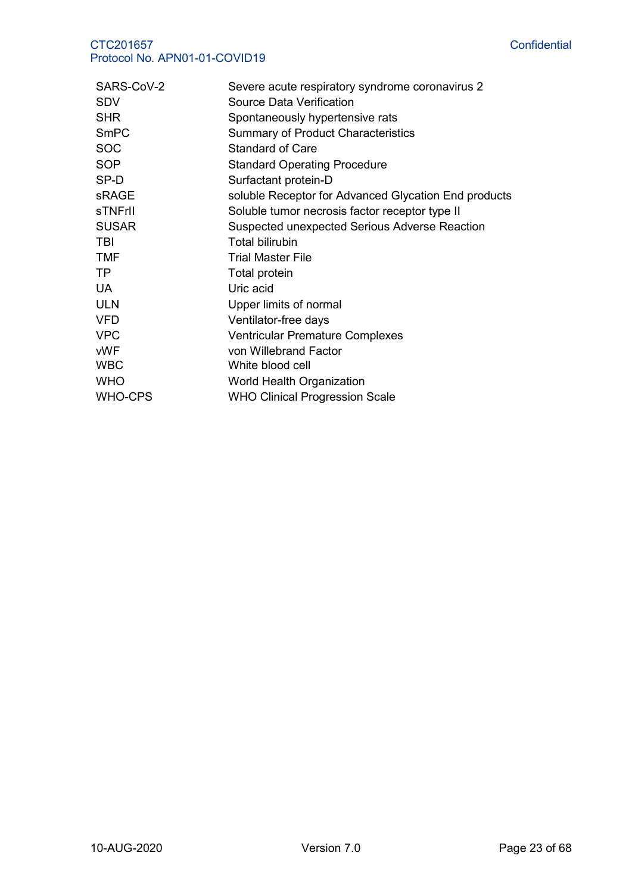| | |
|---|---|
| SARS-CoV-2 | Severe acute respiratory syndrome coronavirus 2 |
| SDV | Source Data Verification |
| SHR | Spontaneously hypertensive rats |
| SmPC | Summary of Product Characteristics |
| SOC | Standard of Care |
| SOP | Standard Operating Procedure |
| SP-D | Surfactant protein-D |
| sRAGE | soluble Receptor for Advanced Glycation End products |
| sTNFrII | Soluble tumor necrosis factor receptor type II |
| SUSAR | Suspected unexpected Serious Adverse Reaction |
| TBI | Total bilirubin |
| TMF | Trial Master File |
| TP | Total protein |
| UA | Uric acid |
| ULN | Upper limits of normal |
| VFD | Ventilator-free days |
| VPC | Ventricular Premature Complexes |
| vWF | von Willebrand Factor |
| WBC | White blood cell |
| WHO | World Health Organization |
| WHO-CPS | WHO Clinical Progression Scale |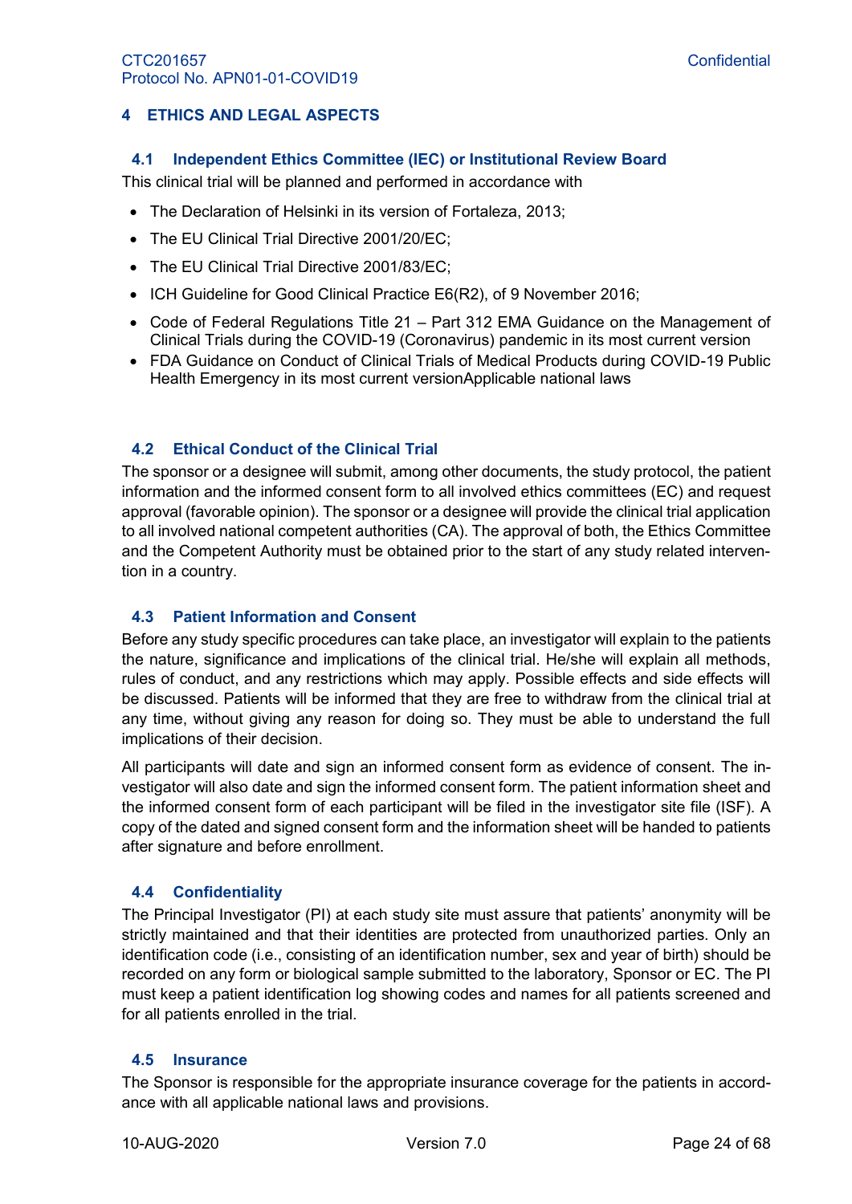# 4 ETHICS AND LEGAL ASPECTS

## 4.1 Independent Ethics Committee (IEC) or Institutional Review Board

This clinical trial will be planned and performed in accordance with

- The Declaration of Helsinki in its version of Fortaleza, 2013;
- The EU Clinical Trial Directive 2001/20/EC;
- The EU Clinical Trial Directive 2001/83/EC;
- ICH Guideline for Good Clinical Practice E6(R2), of 9 November 2016;
- Code of Federal Regulations Title 21 – Part 312 EMA Guidance on the Management of Clinical Trials during the COVID-19 (Coronavirus) pandemic in its most current version
- FDA Guidance on Conduct of Clinical Trials of Medical Products during COVID-19 Public Health Emergency in its most current versionApplicable national laws

## 4.2 Ethical Conduct of the Clinical Trial

The sponsor or a designee will submit, among other documents, the study protocol, the patient information and the informed consent form to all involved ethics committees (EC) and request approval (favorable opinion). The sponsor or a designee will provide the clinical trial application to all involved national competent authorities (CA). The approval of both, the Ethics Committee and the Competent Authority must be obtained prior to the start of any study related intervention in a country.

## 4.3 Patient Information and Consent

Before any study specific procedures can take place, an investigator will explain to the patients the nature, significance and implications of the clinical trial. He/she will explain all methods, rules of conduct, and any restrictions which may apply. Possible effects and side effects will be discussed. Patients will be informed that they are free to withdraw from the clinical trial at any time, without giving any reason for doing so. They must be able to understand the full implications of their decision.

All participants will date and sign an informed consent form as evidence of consent. The investigator will also date and sign the informed consent form. The patient information sheet and the informed consent form of each participant will be filed in the investigator site file (ISF). A copy of the dated and signed consent form and the information sheet will be handed to patients after signature and before enrollment.

## 4.4 Confidentiality

The Principal Investigator (PI) at each study site must assure that patients' anonymity will be strictly maintained and that their identities are protected from unauthorized parties. Only an identification code (i.e., consisting of an identification number, sex and year of birth) should be recorded on any form or biological sample submitted to the laboratory, Sponsor or EC. The PI must keep a patient identification log showing codes and names for all patients screened and for all patients enrolled in the trial.

## 4.5 Insurance

The Sponsor is responsible for the appropriate insurance coverage for the patients in accordance with all applicable national laws and provisions.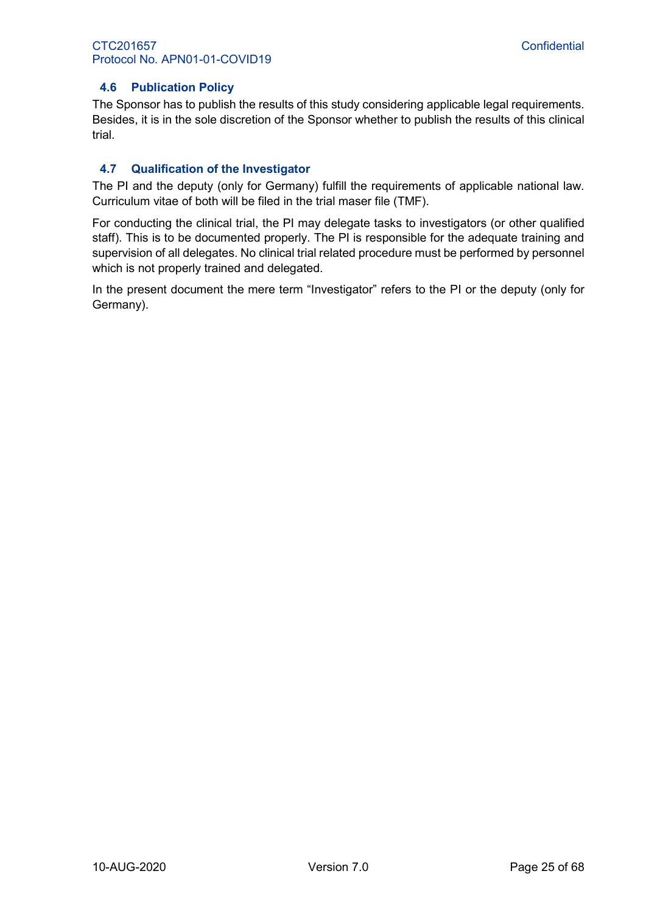### 4.6 Publication Policy

The Sponsor has to publish the results of this study considering applicable legal requirements. Besides, it is in the sole discretion of the Sponsor whether to publish the results of this clinical trial.

### 4.7 Qualification of the Investigator

The PI and the deputy (only for Germany) fulfill the requirements of applicable national law. Curriculum vitae of both will be filed in the trial maser file (TMF).

For conducting the clinical trial, the PI may delegate tasks to investigators (or other qualified staff). This is to be documented properly. The PI is responsible for the adequate training and supervision of all delegates. No clinical trial related procedure must be performed by personnel which is not properly trained and delegated.

In the present document the mere term "Investigator" refers to the PI or the deputy (only for Germany).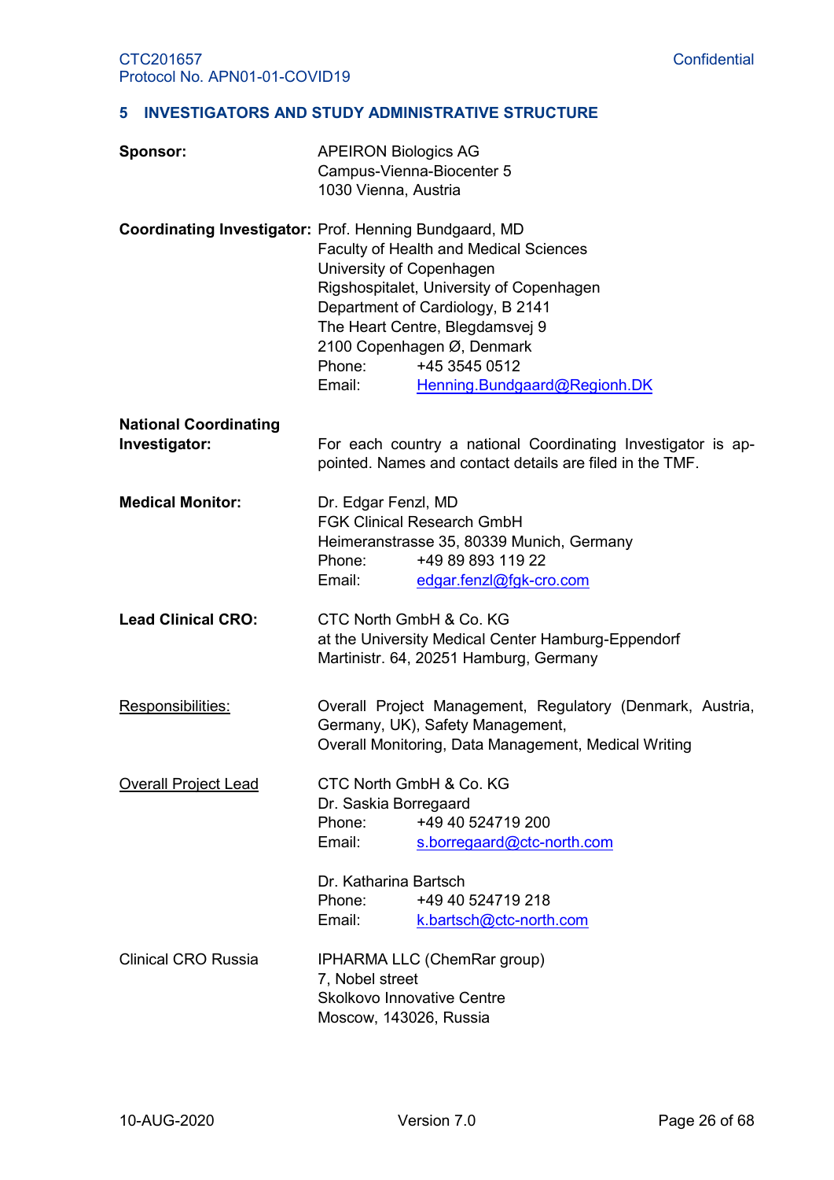# 5 INVESTIGATORS AND STUDY ADMINISTRATIVE STRUCTURE

| | |
|---|---|
| **Sponsor:** | APEIRON Biologics AG<br>Campus-Vienna-Biocenter 5<br>1030 Vienna, Austria |
| **Coordinating Investigator:** | Prof. Henning Bundgaard, MD<br>Faculty of Health and Medical Sciences<br>University of Copenhagen<br>Rigshospitalet, University of Copenhagen<br>Department of Cardiology, B 2141<br>The Heart Centre, Blegdamsvej 9<br>2100 Copenhagen Ø, Denmark<br>Phone: +45 3545 0512<br>Email: Henning.Bundgaard@Regionh.DK |
| **National Coordinating Investigator:** | For each country a national Coordinating Investigator is appointed. Names and contact details are filed in the TMF. |
| **Medical Monitor:** | Dr. Edgar Fenzl, MD<br>FGK Clinical Research GmbH<br>Heimeranstrasse 35, 80339 Munich, Germany<br>Phone: +49 89 893 119 22<br>Email: edgar.fenzl@fgk-cro.com |
| **Lead Clinical CRO:** | CTC North GmbH & Co. KG<br>at the University Medical Center Hamburg-Eppendorf<br>Martinistr. 64, 20251 Hamburg, Germany |
| Responsibilities: | Overall Project Management, Regulatory (Denmark, Austria, Germany, UK), Safety Management,<br>Overall Monitoring, Data Management, Medical Writing |
| Overall Project Lead | CTC North GmbH & Co. KG<br>Dr. Saskia Borregaard<br>Phone: +49 40 524719 200<br>Email: s.borregaard@ctc-north.com<br><br>Dr. Katharina Bartsch<br>Phone: +49 40 524719 218<br>Email: k.bartsch@ctc-north.com |
| Clinical CRO Russia | IPHARMA LLC (ChemRar group)<br>7, Nobel street<br>Skolkovo Innovative Centre<br>Moscow, 143026, Russia |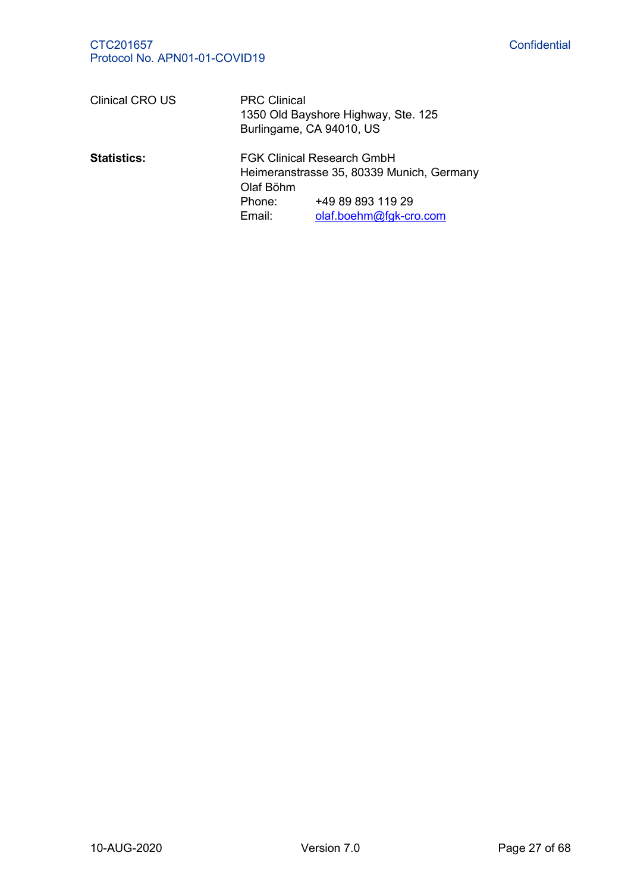| | |
|---|---|
| Clinical CRO US | PRC Clinical<br>1350 Old Bayshore Highway, Ste. 125<br>Burlingame, CA 94010, US |
| **Statistics:** | FGK Clinical Research GmbH<br>Heimeranstrasse 35, 80339 Munich, Germany<br>Olaf Böhm<br>Phone: +49 89 893 119 29<br>Email: olaf.boehm@fgk-cro.com |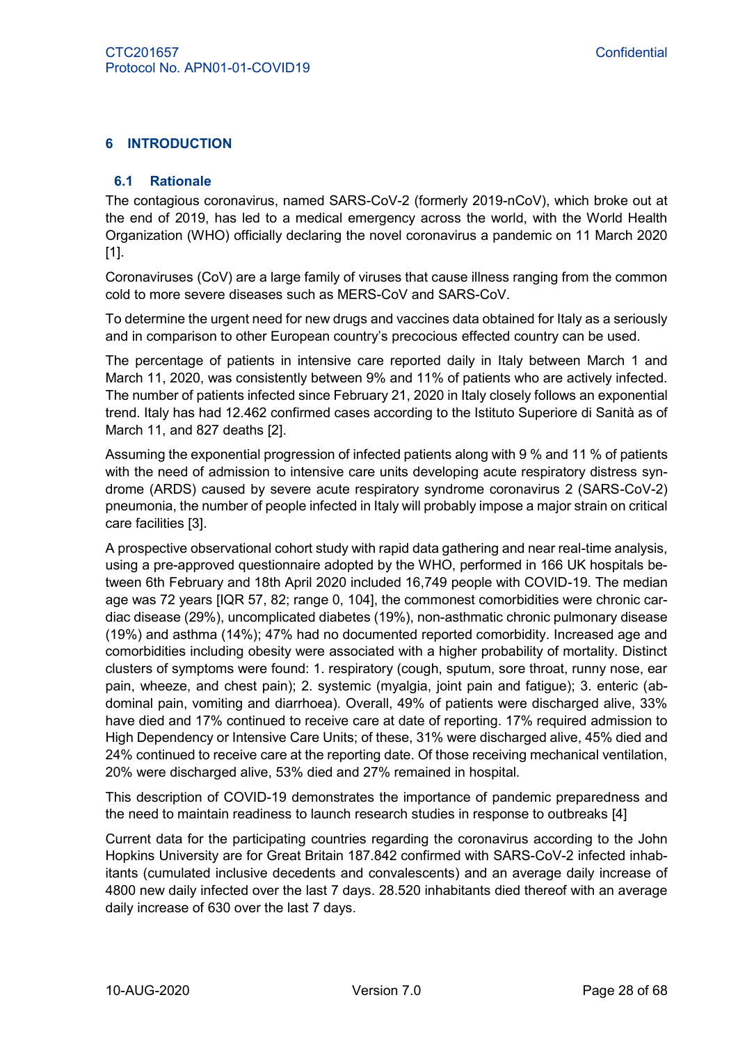# 6 INTRODUCTION

## 6.1 Rationale

The contagious coronavirus, named SARS-CoV-2 (formerly 2019-nCoV), which broke out at the end of 2019, has led to a medical emergency across the world, with the World Health Organization (WHO) officially declaring the novel coronavirus a pandemic on 11 March 2020 [1].

Coronaviruses (CoV) are a large family of viruses that cause illness ranging from the common cold to more severe diseases such as MERS-CoV and SARS-CoV.

To determine the urgent need for new drugs and vaccines data obtained for Italy as a seriously and in comparison to other European country's precocious effected country can be used.

The percentage of patients in intensive care reported daily in Italy between March 1 and March 11, 2020, was consistently between 9% and 11% of patients who are actively infected. The number of patients infected since February 21, 2020 in Italy closely follows an exponential trend. Italy has had 12.462 confirmed cases according to the Istituto Superiore di Sanità as of March 11, and 827 deaths [2].

Assuming the exponential progression of infected patients along with 9 % and 11 % of patients with the need of admission to intensive care units developing acute respiratory distress syndrome (ARDS) caused by severe acute respiratory syndrome coronavirus 2 (SARS-CoV-2) pneumonia, the number of people infected in Italy will probably impose a major strain on critical care facilities [3].

A prospective observational cohort study with rapid data gathering and near real-time analysis, using a pre-approved questionnaire adopted by the WHO, performed in 166 UK hospitals between 6th February and 18th April 2020 included 16,749 people with COVID-19. The median age was 72 years [IQR 57, 82; range 0, 104], the commonest comorbidities were chronic cardiac disease (29%), uncomplicated diabetes (19%), non-asthmatic chronic pulmonary disease (19%) and asthma (14%); 47% had no documented reported comorbidity. Increased age and comorbidities including obesity were associated with a higher probability of mortality. Distinct clusters of symptoms were found: 1. respiratory (cough, sputum, sore throat, runny nose, ear pain, wheeze, and chest pain); 2. systemic (myalgia, joint pain and fatigue); 3. enteric (abdominal pain, vomiting and diarrhoea). Overall, 49% of patients were discharged alive, 33% have died and 17% continued to receive care at date of reporting. 17% required admission to High Dependency or Intensive Care Units; of these, 31% were discharged alive, 45% died and 24% continued to receive care at the reporting date. Of those receiving mechanical ventilation, 20% were discharged alive, 53% died and 27% remained in hospital.

This description of COVID-19 demonstrates the importance of pandemic preparedness and the need to maintain readiness to launch research studies in response to outbreaks [4]

Current data for the participating countries regarding the coronavirus according to the John Hopkins University are for Great Britain 187.842 confirmed with SARS-CoV-2 infected inhabitants (cumulated inclusive decedents and convalescents) and an average daily increase of 4800 new daily infected over the last 7 days. 28.520 inhabitants died thereof with an average daily increase of 630 over the last 7 days.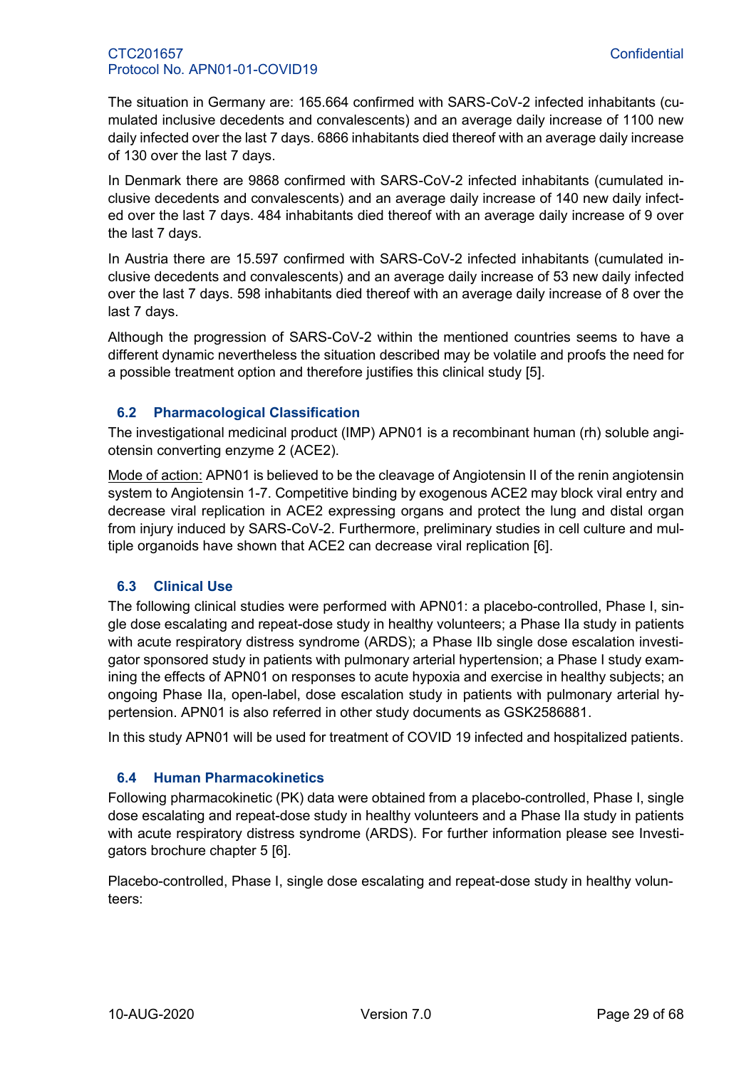The situation in Germany are: 165.664 confirmed with SARS-CoV-2 infected inhabitants (cumulated inclusive decedents and convalescents) and an average daily increase of 1100 new daily infected over the last 7 days. 6866 inhabitants died thereof with an average daily increase of 130 over the last 7 days.

In Denmark there are 9868 confirmed with SARS-CoV-2 infected inhabitants (cumulated inclusive decedents and convalescents) and an average daily increase of 140 new daily infected over the last 7 days. 484 inhabitants died thereof with an average daily increase of 9 over the last 7 days.

In Austria there are 15.597 confirmed with SARS-CoV-2 infected inhabitants (cumulated inclusive decedents and convalescents) and an average daily increase of 53 new daily infected over the last 7 days. 598 inhabitants died thereof with an average daily increase of 8 over the last 7 days.

Although the progression of SARS-CoV-2 within the mentioned countries seems to have a different dynamic nevertheless the situation described may be volatile and proofs the need for a possible treatment option and therefore justifies this clinical study [5].

## 6.2 Pharmacological Classification

The investigational medicinal product (IMP) APN01 is a recombinant human (rh) soluble angiotensin converting enzyme 2 (ACE2).

Mode of action: APN01 is believed to be the cleavage of Angiotensin II of the renin angiotensin system to Angiotensin 1-7. Competitive binding by exogenous ACE2 may block viral entry and decrease viral replication in ACE2 expressing organs and protect the lung and distal organ from injury induced by SARS-CoV-2. Furthermore, preliminary studies in cell culture and multiple organoids have shown that ACE2 can decrease viral replication [6].

## 6.3 Clinical Use

The following clinical studies were performed with APN01: a placebo-controlled, Phase I, single dose escalating and repeat-dose study in healthy volunteers; a Phase IIa study in patients with acute respiratory distress syndrome (ARDS); a Phase IIb single dose escalation investigator sponsored study in patients with pulmonary arterial hypertension; a Phase I study examining the effects of APN01 on responses to acute hypoxia and exercise in healthy subjects; an ongoing Phase IIa, open-label, dose escalation study in patients with pulmonary arterial hypertension. APN01 is also referred in other study documents as GSK2586881.

In this study APN01 will be used for treatment of COVID 19 infected and hospitalized patients.

## 6.4 Human Pharmacokinetics

Following pharmacokinetic (PK) data were obtained from a placebo-controlled, Phase I, single dose escalating and repeat-dose study in healthy volunteers and a Phase IIa study in patients with acute respiratory distress syndrome (ARDS). For further information please see Investigators brochure chapter 5 [6].

Placebo-controlled, Phase I, single dose escalating and repeat-dose study in healthy volunteers: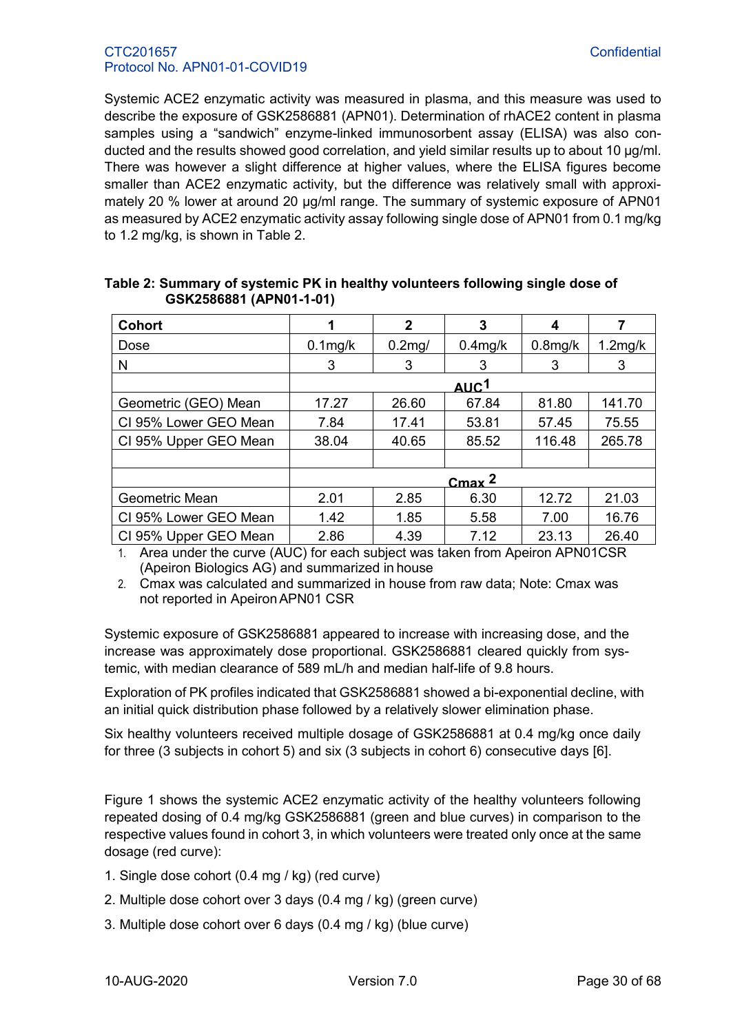Systemic ACE2 enzymatic activity was measured in plasma, and this measure was used to describe the exposure of GSK2586881 (APN01). Determination of rhACE2 content in plasma samples using a "sandwich" enzyme-linked immunosorbent assay (ELISA) was also conducted and the results showed good correlation, and yield similar results up to about 10 µg/ml. There was however a slight difference at higher values, where the ELISA figures become smaller than ACE2 enzymatic activity, but the difference was relatively small with approximately 20 % lower at around 20 µg/ml range. The summary of systemic exposure of APN01 as measured by ACE2 enzymatic activity assay following single dose of APN01 from 0.1 mg/kg to 1.2 mg/kg, is shown in Table 2.

**Table 2: Summary of systemic PK in healthy volunteers following single dose of GSK2586881 (APN01-1-01)**

| Cohort | 1 | 2 | 3 | 4 | 7 |
|---|---|---|---|---|---|
| Dose | 0.1mg/k | 0.2mg/ | 0.4mg/k | 0.8mg/k | 1.2mg/k |
| N | 3 | 3 | 3 | 3 | 3 |
| | AUC[1] | | | | |
| Geometric (GEO) Mean | 17.27 | 26.60 | 67.84 | 81.80 | 141.70 |
| CI 95% Lower GEO Mean | 7.84 | 17.41 | 53.81 | 57.45 | 75.55 |
| CI 95% Upper GEO Mean | 38.04 | 40.65 | 85.52 | 116.48 | 265.78 |
| | | | | | |
| | Cmax [2] | | | | |
| Geometric Mean | 2.01 | 2.85 | 6.30 | 12.72 | 21.03 |
| CI 95% Lower GEO Mean | 1.42 | 1.85 | 5.58 | 7.00 | 16.76 |
| CI 95% Upper GEO Mean | 2.86 | 4.39 | 7.12 | 23.13 | 26.40 |

1. Area under the curve (AUC) for each subject was taken from Apeiron APN01CSR (Apeiron Biologics AG) and summarized in house
2. Cmax was calculated and summarized in house from raw data; Note: Cmax was not reported in Apeiron APN01 CSR

Systemic exposure of GSK2586881 appeared to increase with increasing dose, and the increase was approximately dose proportional. GSK2586881 cleared quickly from systemic, with median clearance of 589 mL/h and median half-life of 9.8 hours.

Exploration of PK profiles indicated that GSK2586881 showed a bi-exponential decline, with an initial quick distribution phase followed by a relatively slower elimination phase.

Six healthy volunteers received multiple dosage of GSK2586881 at 0.4 mg/kg once daily for three (3 subjects in cohort 5) and six (3 subjects in cohort 6) consecutive days [6].

Figure 1 shows the systemic ACE2 enzymatic activity of the healthy volunteers following repeated dosing of 0.4 mg/kg GSK2586881 (green and blue curves) in comparison to the respective values found in cohort 3, in which volunteers were treated only once at the same dosage (red curve):

1. Single dose cohort (0.4 mg / kg) (red curve)
2. Multiple dose cohort over 3 days (0.4 mg / kg) (green curve)
3. Multiple dose cohort over 6 days (0.4 mg / kg) (blue curve)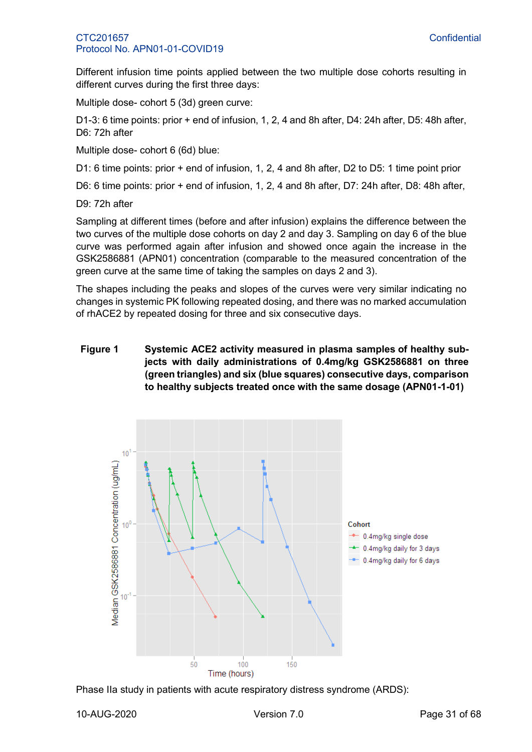Different infusion time points applied between the two multiple dose cohorts resulting in different curves during the first three days:

Multiple dose- cohort 5 (3d) green curve:

D1-3: 6 time points: prior + end of infusion, 1, 2, 4 and 8h after, D4: 24h after, D5: 48h after, D6: 72h after

Multiple dose- cohort 6 (6d) blue:

D1: 6 time points: prior + end of infusion, 1, 2, 4 and 8h after, D2 to D5: 1 time point prior

D6: 6 time points: prior + end of infusion, 1, 2, 4 and 8h after, D7: 24h after, D8: 48h after,

D9: 72h after

Sampling at different times (before and after infusion) explains the difference between the two curves of the multiple dose cohorts on day 2 and day 3. Sampling on day 6 of the blue curve was performed again after infusion and showed once again the increase in the GSK2586881 (APN01) concentration (comparable to the measured concentration of the green curve at the same time of taking the samples on days 2 and 3).

The shapes including the peaks and slopes of the curves were very similar indicating no changes in systemic PK following repeated dosing, and there was no marked accumulation of rhACE2 by repeated dosing for three and six consecutive days.

**Figure 1 Systemic ACE2 activity measured in plasma samples of healthy subjects with daily administrations of 0.4mg/kg GSK2586881 on three (green triangles) and six (blue squares) consecutive days, comparison to healthy subjects treated once with the same dosage (APN01-1-01)**

Phase IIa study in patients with acute respiratory distress syndrome (ARDS):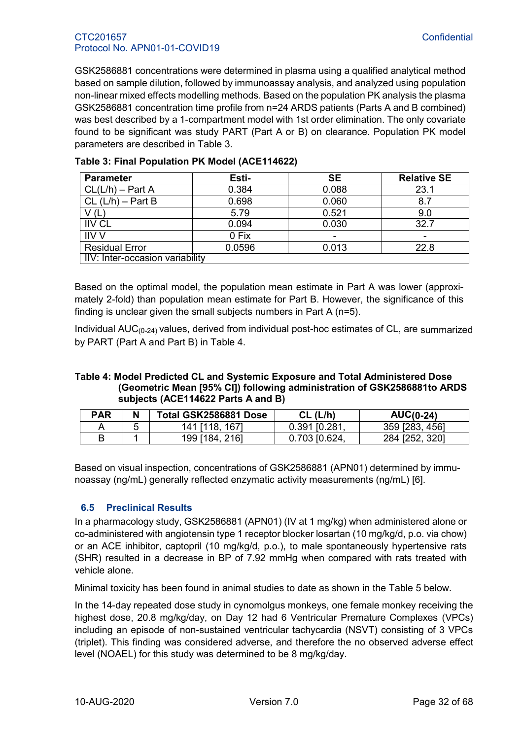GSK2586881 concentrations were determined in plasma using a qualified analytical method based on sample dilution, followed by immunoassay analysis, and analyzed using population non-linear mixed effects modelling methods. Based on the population PK analysis the plasma GSK2586881 concentration time profile from n=24 ARDS patients (Parts A and B combined) was best described by a 1-compartment model with 1st order elimination. The only covariate found to be significant was study PART (Part A or B) on clearance. Population PK model parameters are described in Table 3.

**Table 3: Final Population PK Model (ACE114622)**

| Parameter | Esti- | SE | Relative SE |
|---|---|---|---|
| CL(L/h) – Part A | 0.384 | 0.088 | 23.1 |
| CL (L/h) – Part B | 0.698 | 0.060 | 8.7 |
| V (L) | 5.79 | 0.521 | 9.0 |
| IIV CL | 0.094 | 0.030 | 32.7 |
| IIV V | 0 Fix | - | - |
| Residual Error | 0.0596 | 0.013 | 22.8 |
| IIV: Inter-occasion variability | | | |

Based on the optimal model, the population mean estimate in Part A was lower (approximately 2-fold) than population mean estimate for Part B. However, the significance of this finding is unclear given the small subjects numbers in Part A (n=5).

Individual $AUC_{(0-24)}$ values, derived from individual post-hoc estimates of CL, are summarized by PART (Part A and Part B) in Table 4.

**Table 4: Model Predicted CL and Systemic Exposure and Total Administered Dose (Geometric Mean [95% CI]) following administration of GSK2586881to ARDS subjects (ACE114622 Parts A and B)**

| PAR | N | Total GSK2586881 Dose | CL (L/h) | $AUC_{(0-24)}$ |
|---|---|---|---|---|
| A | 5 | 141 [118, 167] | 0.391 [0.281, | 359 [283, 456] |
| B | 1 | 199 [184, 216] | 0.703 [0.624, | 284 [252, 320] |

Based on visual inspection, concentrations of GSK2586881 (APN01) determined by immunoassay (ng/mL) generally reflected enzymatic activity measurements (ng/mL) [6].

## 6.5 Preclinical Results

In a pharmacology study, GSK2586881 (APN01) (IV at 1 mg/kg) when administered alone or co-administered with angiotensin type 1 receptor blocker losartan (10 mg/kg/d, p.o. via chow) or an ACE inhibitor, captopril (10 mg/kg/d, p.o.), to male spontaneously hypertensive rats (SHR) resulted in a decrease in BP of 7.92 mmHg when compared with rats treated with vehicle alone.

Minimal toxicity has been found in animal studies to date as shown in the Table 5 below.

In the 14-day repeated dose study in cynomolgus monkeys, one female monkey receiving the highest dose, 20.8 mg/kg/day, on Day 12 had 6 Ventricular Premature Complexes (VPCs) including an episode of non-sustained ventricular tachycardia (NSVT) consisting of 3 VPCs (triplet). This finding was considered adverse, and therefore the no observed adverse effect level (NOAEL) for this study was determined to be 8 mg/kg/day.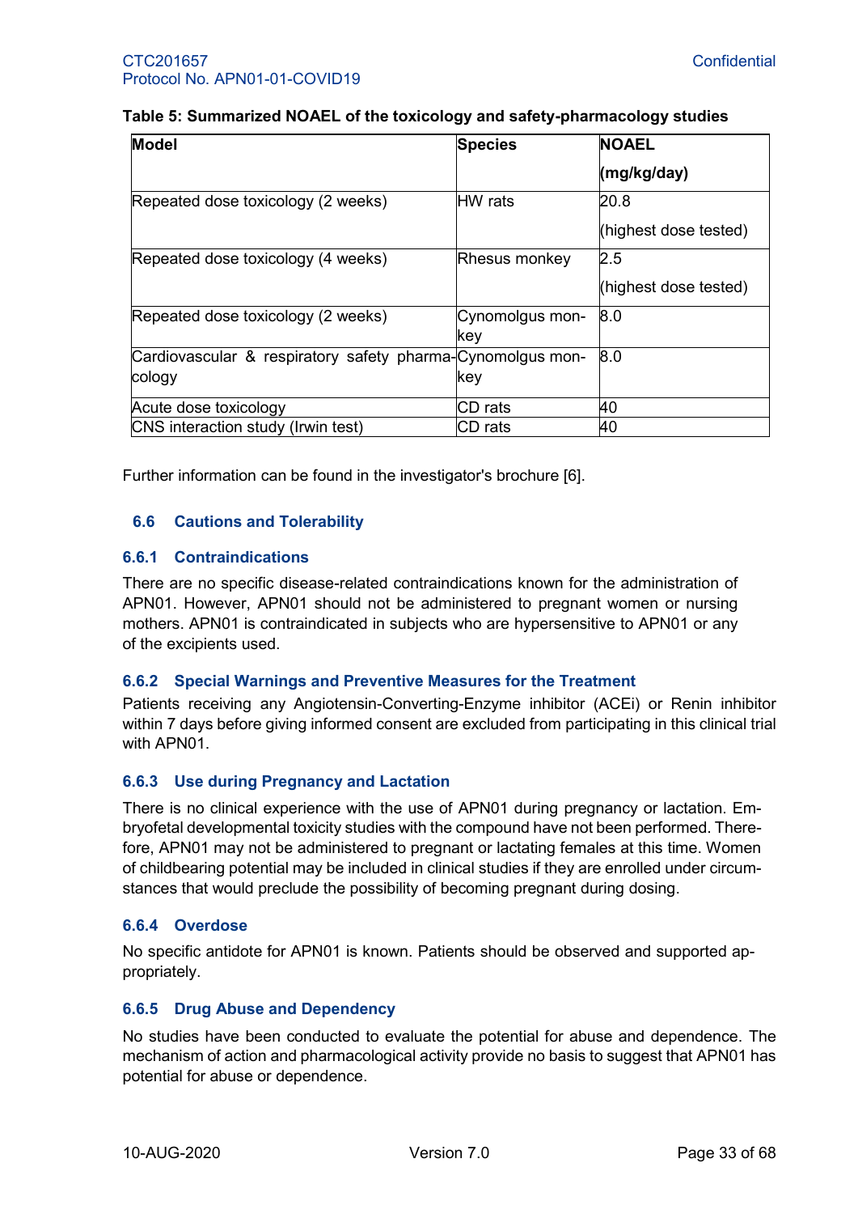**Table 5: Summarized NOAEL of the toxicology and safety-pharmacology studies**

| Model | Species | NOAEL (mg/kg/day) |
|---|---|---|
| Repeated dose toxicology (2 weeks) | HW rats | 20.8 (highest dose tested) |
| Repeated dose toxicology (4 weeks) | Rhesus monkey | 2.5 (highest dose tested) |
| Repeated dose toxicology (2 weeks) | Cynomolgus monkey | 8.0 |
| Cardiovascular & respiratory safety pharmacology | Cynomolgus monkey | 8.0 |
| Acute dose toxicology | CD rats | 40 |
| CNS interaction study (Irwin test) | CD rats | 40 |

Further information can be found in the investigator's brochure [6].

## 6.6 Cautions and Tolerability

### 6.6.1 Contraindications

There are no specific disease-related contraindications known for the administration of APN01. However, APN01 should not be administered to pregnant women or nursing mothers. APN01 is contraindicated in subjects who are hypersensitive to APN01 or any of the excipients used.

### 6.6.2 Special Warnings and Preventive Measures for the Treatment

Patients receiving any Angiotensin-Converting-Enzyme inhibitor (ACEi) or Renin inhibitor within 7 days before giving informed consent are excluded from participating in this clinical trial with APN01.

### 6.6.3 Use during Pregnancy and Lactation

There is no clinical experience with the use of APN01 during pregnancy or lactation. Embryofetal developmental toxicity studies with the compound have not been performed. Therefore, APN01 may not be administered to pregnant or lactating females at this time. Women of childbearing potential may be included in clinical studies if they are enrolled under circumstances that would preclude the possibility of becoming pregnant during dosing.

### 6.6.4 Overdose

No specific antidote for APN01 is known. Patients should be observed and supported appropriately.

### 6.6.5 Drug Abuse and Dependency

No studies have been conducted to evaluate the potential for abuse and dependence. The mechanism of action and pharmacological activity provide no basis to suggest that APN01 has potential for abuse or dependence.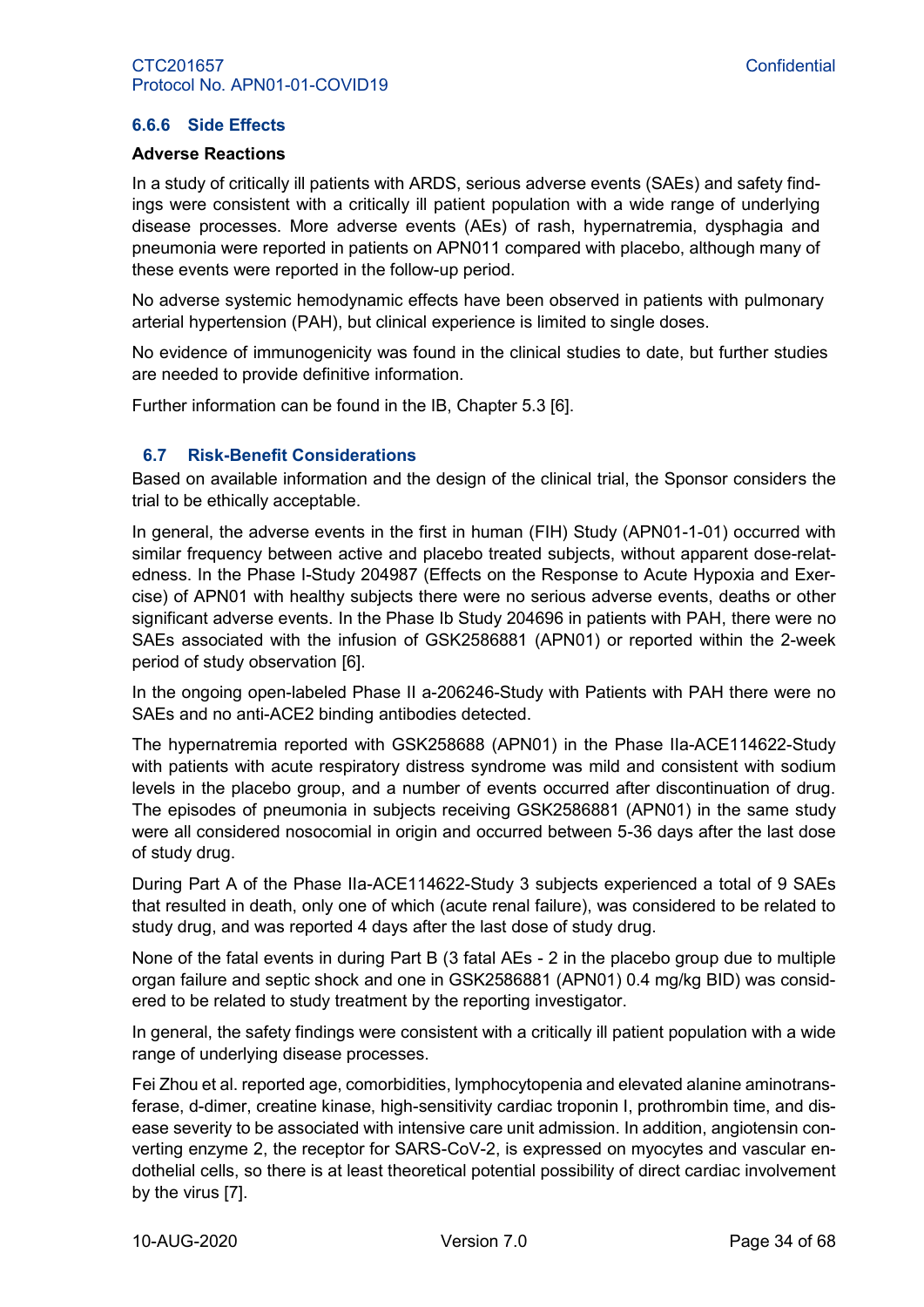### 6.6.6 Side Effects

**Adverse Reactions**

In a study of critically ill patients with ARDS, serious adverse events (SAEs) and safety findings were consistent with a critically ill patient population with a wide range of underlying disease processes. More adverse events (AEs) of rash, hypernatremia, dysphagia and pneumonia were reported in patients on APN011 compared with placebo, although many of these events were reported in the follow-up period.

No adverse systemic hemodynamic effects have been observed in patients with pulmonary arterial hypertension (PAH), but clinical experience is limited to single doses.

No evidence of immunogenicity was found in the clinical studies to date, but further studies are needed to provide definitive information.

Further information can be found in the IB, Chapter 5.3 [6].

## 6.7 Risk-Benefit Considerations

Based on available information and the design of the clinical trial, the Sponsor considers the trial to be ethically acceptable.

In general, the adverse events in the first in human (FIH) Study (APN01-1-01) occurred with similar frequency between active and placebo treated subjects, without apparent dose-relatedness. In the Phase I-Study 204987 (Effects on the Response to Acute Hypoxia and Exercise) of APN01 with healthy subjects there were no serious adverse events, deaths or other significant adverse events. In the Phase Ib Study 204696 in patients with PAH, there were no SAEs associated with the infusion of GSK2586881 (APN01) or reported within the 2-week period of study observation [6].

In the ongoing open-labeled Phase II a-206246-Study with Patients with PAH there were no SAEs and no anti-ACE2 binding antibodies detected.

The hypernatremia reported with GSK258688 (APN01) in the Phase IIa-ACE114622-Study with patients with acute respiratory distress syndrome was mild and consistent with sodium levels in the placebo group, and a number of events occurred after discontinuation of drug. The episodes of pneumonia in subjects receiving GSK2586881 (APN01) in the same study were all considered nosocomial in origin and occurred between 5-36 days after the last dose of study drug.

During Part A of the Phase IIa-ACE114622-Study 3 subjects experienced a total of 9 SAEs that resulted in death, only one of which (acute renal failure), was considered to be related to study drug, and was reported 4 days after the last dose of study drug.

None of the fatal events in during Part B (3 fatal AEs - 2 in the placebo group due to multiple organ failure and septic shock and one in GSK2586881 (APN01) 0.4 mg/kg BID) was considered to be related to study treatment by the reporting investigator.

In general, the safety findings were consistent with a critically ill patient population with a wide range of underlying disease processes.

Fei Zhou et al. reported age, comorbidities, lymphocytopenia and elevated alanine aminotransferase, d-dimer, creatine kinase, high-sensitivity cardiac troponin I, prothrombin time, and disease severity to be associated with intensive care unit admission. In addition, angiotensin converting enzyme 2, the receptor for SARS-CoV-2, is expressed on myocytes and vascular endothelial cells, so there is at least theoretical potential possibility of direct cardiac involvement by the virus [7].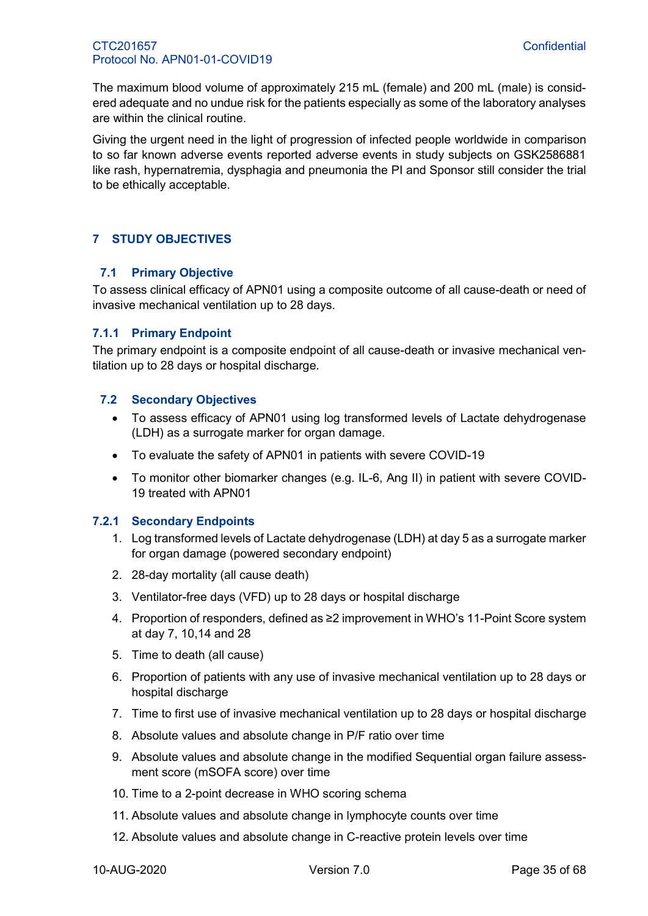The maximum blood volume of approximately 215 mL (female) and 200 mL (male) is considered adequate and no undue risk for the patients especially as some of the laboratory analyses are within the clinical routine.

Giving the urgent need in the light of progression of infected people worldwide in comparison to so far known adverse events reported adverse events in study subjects on GSK2586881 like rash, hypernatremia, dysphagia and pneumonia the PI and Sponsor still consider the trial to be ethically acceptable.

# 7 STUDY OBJECTIVES

## 7.1 Primary Objective

To assess clinical efficacy of APN01 using a composite outcome of all cause-death or need of invasive mechanical ventilation up to 28 days.

### 7.1.1 Primary Endpoint

The primary endpoint is a composite endpoint of all cause-death or invasive mechanical ventilation up to 28 days or hospital discharge.

## 7.2 Secondary Objectives

- To assess efficacy of APN01 using log transformed levels of Lactate dehydrogenase (LDH) as a surrogate marker for organ damage.
- To evaluate the safety of APN01 in patients with severe COVID-19
- To monitor other biomarker changes (e.g. IL-6, Ang II) in patient with severe COVID-19 treated with APN01

### 7.2.1 Secondary Endpoints

1. Log transformed levels of Lactate dehydrogenase (LDH) at day 5 as a surrogate marker for organ damage (powered secondary endpoint)
2. 28-day mortality (all cause death)
3. Ventilator-free days (VFD) up to 28 days or hospital discharge
4. Proportion of responders, defined as ≥2 improvement in WHO's 11-Point Score system at day 7, 10,14 and 28
5. Time to death (all cause)
6. Proportion of patients with any use of invasive mechanical ventilation up to 28 days or hospital discharge
7. Time to first use of invasive mechanical ventilation up to 28 days or hospital discharge
8. Absolute values and absolute change in P/F ratio over time
9. Absolute values and absolute change in the modified Sequential organ failure assessment score (mSOFA score) over time
10. Time to a 2-point decrease in WHO scoring schema
11. Absolute values and absolute change in lymphocyte counts over time
12. Absolute values and absolute change in C-reactive protein levels over time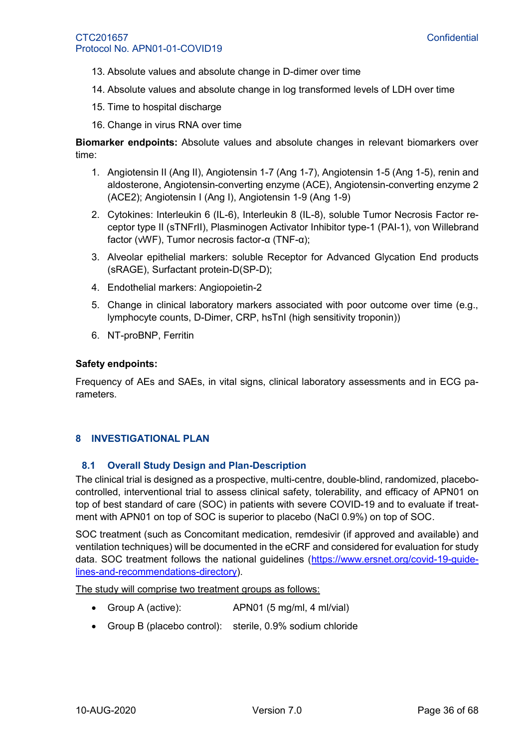13. Absolute values and absolute change in D-dimer over time
14. Absolute values and absolute change in log transformed levels of LDH over time
15. Time to hospital discharge
16. Change in virus RNA over time

**Biomarker endpoints:** Absolute values and absolute changes in relevant biomarkers over time:

1. Angiotensin II (Ang II), Angiotensin 1-7 (Ang 1-7), Angiotensin 1-5 (Ang 1-5), renin and aldosterone, Angiotensin-converting enzyme (ACE), Angiotensin-converting enzyme 2 (ACE2); Angiotensin I (Ang I), Angiotensin 1-9 (Ang 1-9)
2. Cytokines: Interleukin 6 (IL-6), Interleukin 8 (IL-8), soluble Tumor Necrosis Factor receptor type II (sTNFrII), Plasminogen Activator Inhibitor type-1 (PAI-1), von Willebrand factor (vWF), Tumor necrosis factor-α (TNF-α);
3. Alveolar epithelial markers: soluble Receptor for Advanced Glycation End products (sRAGE), Surfactant protein-D(SP-D);
4. Endothelial markers: Angiopoietin-2
5. Change in clinical laboratory markers associated with poor outcome over time (e.g., lymphocyte counts, D-Dimer, CRP, hsTnI (high sensitivity troponin))
6. NT-proBNP, Ferritin

**Safety endpoints:**

Frequency of AEs and SAEs, in vital signs, clinical laboratory assessments and in ECG parameters.

# 8 INVESTIGATIONAL PLAN

## 8.1 Overall Study Design and Plan-Description

The clinical trial is designed as a prospective, multi-centre, double-blind, randomized, placebo-controlled, interventional trial to assess clinical safety, tolerability, and efficacy of APN01 on top of best standard of care (SOC) in patients with severe COVID-19 and to evaluate if treatment with APN01 on top of SOC is superior to placebo (NaCl 0.9%) on top of SOC.

SOC treatment (such as Concomitant medication, remdesivir (if approved and available) and ventilation techniques) will be documented in the eCRF and considered for evaluation for study data. SOC treatment follows the national guidelines (https://www.ersnet.org/covid-19-guidelines-and-recommendations-directory).

The study will comprise two treatment groups as follows:

- Group A (active): APN01 (5 mg/ml, 4 ml/vial)
- Group B (placebo control): sterile, 0.9% sodium chloride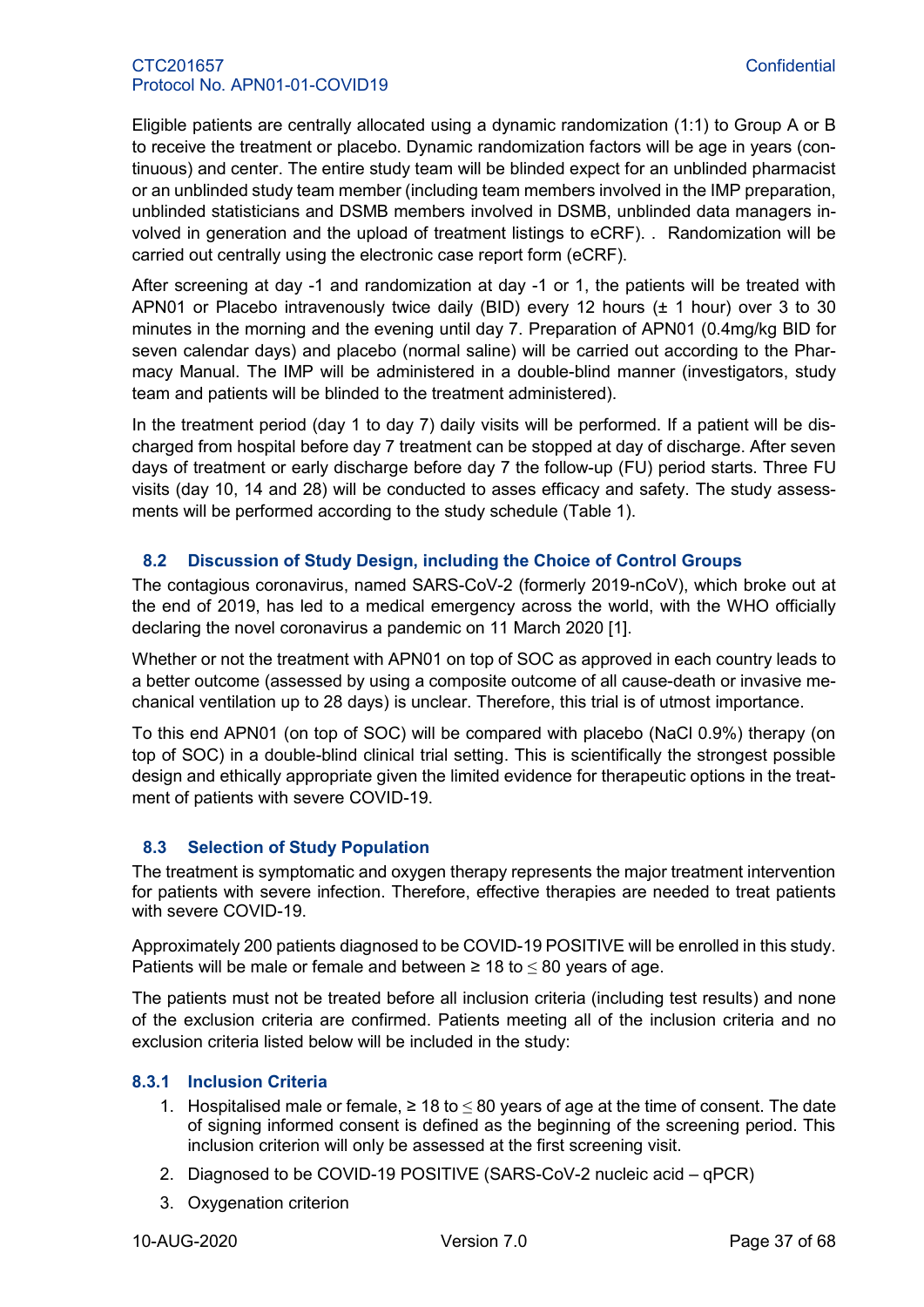Eligible patients are centrally allocated using a dynamic randomization (1:1) to Group A or B to receive the treatment or placebo. Dynamic randomization factors will be age in years (continuous) and center. The entire study team will be blinded expect for an unblinded pharmacist or an unblinded study team member (including team members involved in the IMP preparation, unblinded statisticians and DSMB members involved in DSMB, unblinded data managers involved in generation and the upload of treatment listings to eCRF). . Randomization will be carried out centrally using the electronic case report form (eCRF).

After screening at day -1 and randomization at day -1 or 1, the patients will be treated with APN01 or Placebo intravenously twice daily (BID) every 12 hours (± 1 hour) over 3 to 30 minutes in the morning and the evening until day 7. Preparation of APN01 (0.4mg/kg BID for seven calendar days) and placebo (normal saline) will be carried out according to the Pharmacy Manual. The IMP will be administered in a double-blind manner (investigators, study team and patients will be blinded to the treatment administered).

In the treatment period (day 1 to day 7) daily visits will be performed. If a patient will be discharged from hospital before day 7 treatment can be stopped at day of discharge. After seven days of treatment or early discharge before day 7 the follow-up (FU) period starts. Three FU visits (day 10, 14 and 28) will be conducted to asses efficacy and safety. The study assessments will be performed according to the study schedule (Table 1).

## 8.2 Discussion of Study Design, including the Choice of Control Groups

The contagious coronavirus, named SARS-CoV-2 (formerly 2019-nCoV), which broke out at the end of 2019, has led to a medical emergency across the world, with the WHO officially declaring the novel coronavirus a pandemic on 11 March 2020 [1].

Whether or not the treatment with APN01 on top of SOC as approved in each country leads to a better outcome (assessed by using a composite outcome of all cause-death or invasive mechanical ventilation up to 28 days) is unclear. Therefore, this trial is of utmost importance.

To this end APN01 (on top of SOC) will be compared with placebo (NaCl 0.9%) therapy (on top of SOC) in a double-blind clinical trial setting. This is scientifically the strongest possible design and ethically appropriate given the limited evidence for therapeutic options in the treatment of patients with severe COVID-19.

## 8.3 Selection of Study Population

The treatment is symptomatic and oxygen therapy represents the major treatment intervention for patients with severe infection. Therefore, effective therapies are needed to treat patients with severe COVID-19.

Approximately 200 patients diagnosed to be COVID-19 POSITIVE will be enrolled in this study. Patients will be male or female and between ≥ 18 to ≤ 80 years of age.

The patients must not be treated before all inclusion criteria (including test results) and none of the exclusion criteria are confirmed. Patients meeting all of the inclusion criteria and no exclusion criteria listed below will be included in the study:

### 8.3.1 Inclusion Criteria

1. Hospitalised male or female, ≥ 18 to ≤ 80 years of age at the time of consent. The date of signing informed consent is defined as the beginning of the screening period. This inclusion criterion will only be assessed at the first screening visit.
2. Diagnosed to be COVID-19 POSITIVE (SARS-CoV-2 nucleic acid – qPCR)
3. Oxygenation criterion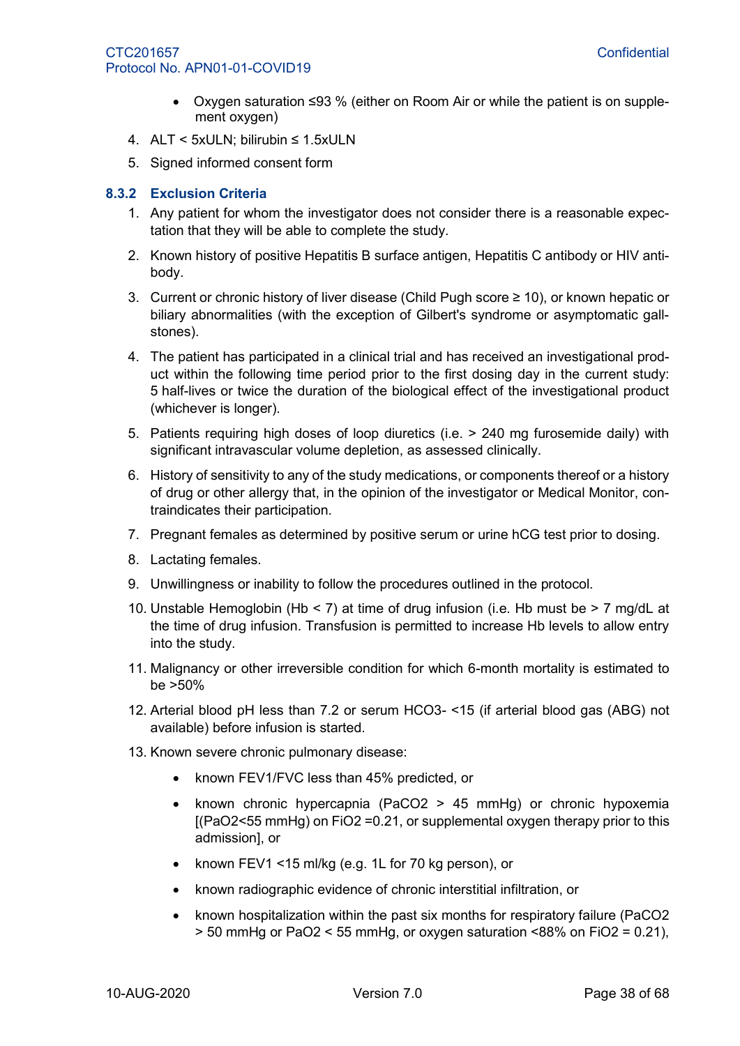- Oxygen saturation ≤93 % (either on Room Air or while the patient is on supplement oxygen)

4. ALT < 5xULN; bilirubin ≤ 1.5xULN
5. Signed informed consent form

### 8.3.2 Exclusion Criteria

1. Any patient for whom the investigator does not consider there is a reasonable expectation that they will be able to complete the study.
2. Known history of positive Hepatitis B surface antigen, Hepatitis C antibody or HIV antibody.
3. Current or chronic history of liver disease (Child Pugh score ≥ 10), or known hepatic or biliary abnormalities (with the exception of Gilbert's syndrome or asymptomatic gallstones).
4. The patient has participated in a clinical trial and has received an investigational product within the following time period prior to the first dosing day in the current study: 5 half-lives or twice the duration of the biological effect of the investigational product (whichever is longer).
5. Patients requiring high doses of loop diuretics (i.e. > 240 mg furosemide daily) with significant intravascular volume depletion, as assessed clinically.
6. History of sensitivity to any of the study medications, or components thereof or a history of drug or other allergy that, in the opinion of the investigator or Medical Monitor, contraindicates their participation.
7. Pregnant females as determined by positive serum or urine hCG test prior to dosing.
8. Lactating females.
9. Unwillingness or inability to follow the procedures outlined in the protocol.
10. Unstable Hemoglobin (Hb < 7) at time of drug infusion (i.e. Hb must be > 7 mg/dL at the time of drug infusion. Transfusion is permitted to increase Hb levels to allow entry into the study.
11. Malignancy or other irreversible condition for which 6-month mortality is estimated to be >50%
12. Arterial blood pH less than 7.2 or serum $HCO_3^-$ <15 (if arterial blood gas (ABG) not available) before infusion is started.
13. Known severe chronic pulmonary disease:
    - known FEV1/FVC less than 45% predicted, or
    - known chronic hypercapnia ($PaCO_2$ > 45 mmHg) or chronic hypoxemia [($PaO_2$<55 mmHg) on $FiO_2$ =0.21, or supplemental oxygen therapy prior to this admission], or
    - known FEV1 <15 ml/kg (e.g. 1L for 70 kg person), or
    - known radiographic evidence of chronic interstitial infiltration, or
    - known hospitalization within the past six months for respiratory failure ($PaCO_2$ > 50 mmHg or $PaO_2$ < 55 mmHg, or oxygen saturation <88% on $FiO_2$ = 0.21),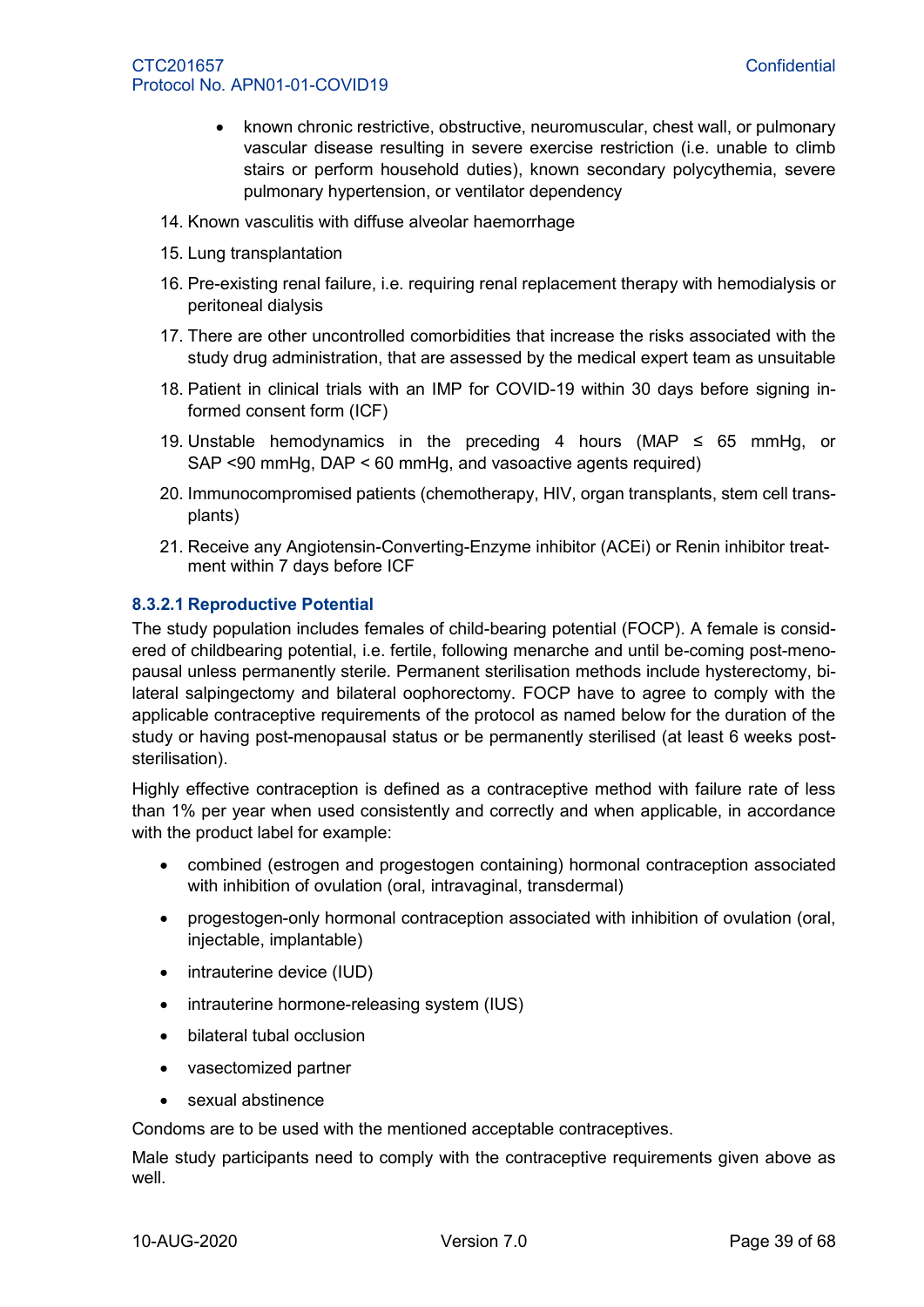- known chronic restrictive, obstructive, neuromuscular, chest wall, or pulmonary vascular disease resulting in severe exercise restriction (i.e. unable to climb stairs or perform household duties), known secondary polycythemia, severe pulmonary hypertension, or ventilator dependency

14. Known vasculitis with diffuse alveolar haemorrhage
15. Lung transplantation
16. Pre-existing renal failure, i.e. requiring renal replacement therapy with hemodialysis or peritoneal dialysis
17. There are other uncontrolled comorbidities that increase the risks associated with the study drug administration, that are assessed by the medical expert team as unsuitable
18. Patient in clinical trials with an IMP for COVID-19 within 30 days before signing informed consent form (ICF)
19. Unstable hemodynamics in the preceding 4 hours (MAP ≤ 65 mmHg, or SAP <90 mmHg, DAP < 60 mmHg, and vasoactive agents required)
20. Immunocompromised patients (chemotherapy, HIV, organ transplants, stem cell transplants)
21. Receive any Angiotensin-Converting-Enzyme inhibitor (ACEi) or Renin inhibitor treatment within 7 days before ICF

#### 8.3.2.1 Reproductive Potential

The study population includes females of child-bearing potential (FOCP). A female is considered of childbearing potential, i.e. fertile, following menarche and until be-coming post-menopausal unless permanently sterile. Permanent sterilisation methods include hysterectomy, bilateral salpingectomy and bilateral oophorectomy. FOCP have to agree to comply with the applicable contraceptive requirements of the protocol as named below for the duration of the study or having post-menopausal status or be permanently sterilised (at least 6 weeks post-sterilisation).

Highly effective contraception is defined as a contraceptive method with failure rate of less than 1% per year when used consistently and correctly and when applicable, in accordance with the product label for example:

- combined (estrogen and progestogen containing) hormonal contraception associated with inhibition of ovulation (oral, intravaginal, transdermal)
- progestogen-only hormonal contraception associated with inhibition of ovulation (oral, injectable, implantable)
- intrauterine device (IUD)
- intrauterine hormone-releasing system (IUS)
- bilateral tubal occlusion
- vasectomized partner
- sexual abstinence

Condoms are to be used with the mentioned acceptable contraceptives.

Male study participants need to comply with the contraceptive requirements given above as well.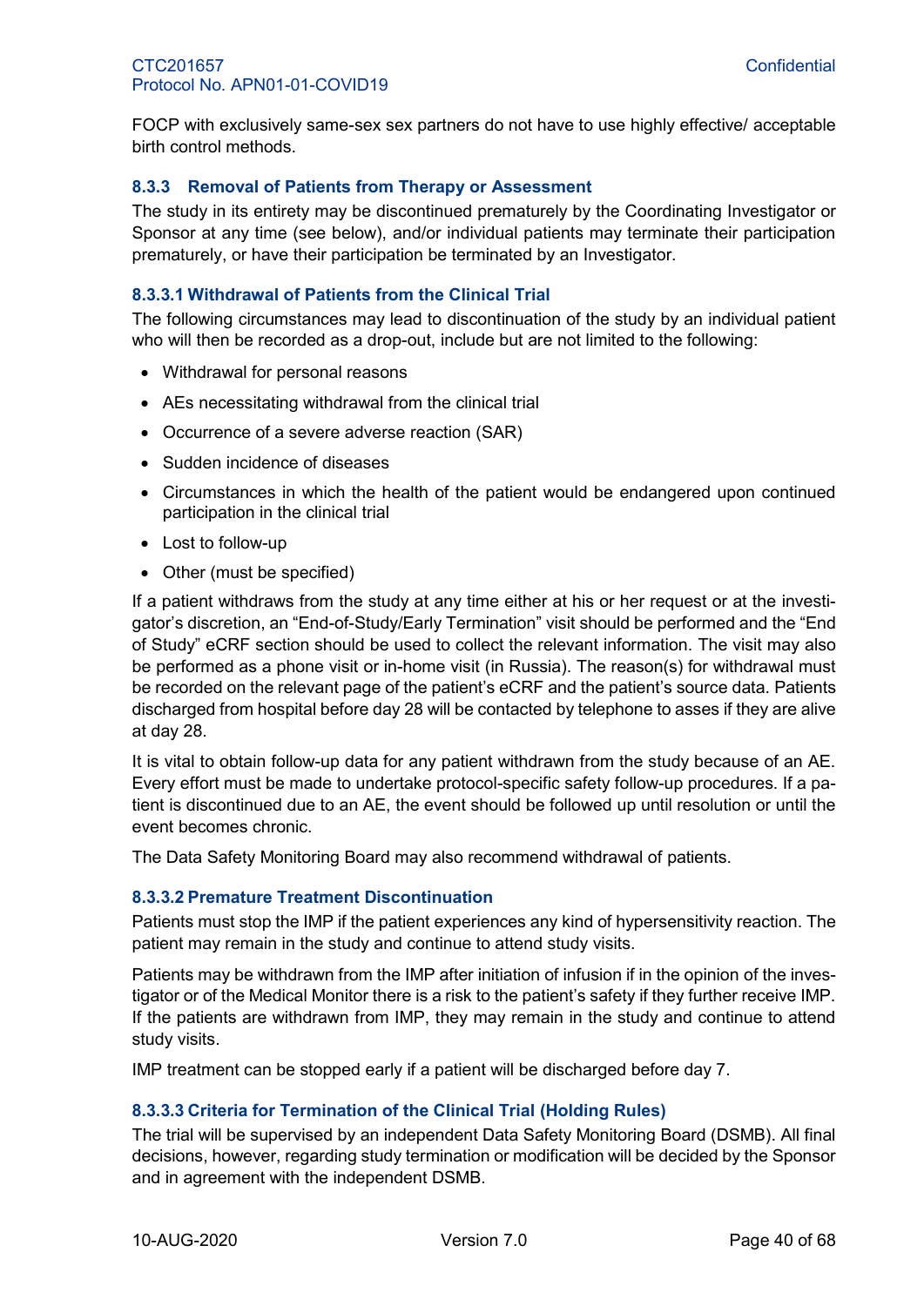FOCP with exclusively same-sex sex partners do not have to use highly effective/ acceptable birth control methods.

### 8.3.3 Removal of Patients from Therapy or Assessment

The study in its entirety may be discontinued prematurely by the Coordinating Investigator or Sponsor at any time (see below), and/or individual patients may terminate their participation prematurely, or have their participation be terminated by an Investigator.

#### 8.3.3.1 Withdrawal of Patients from the Clinical Trial

The following circumstances may lead to discontinuation of the study by an individual patient who will then be recorded as a drop-out, include but are not limited to the following:

- Withdrawal for personal reasons
- AEs necessitating withdrawal from the clinical trial
- Occurrence of a severe adverse reaction (SAR)
- Sudden incidence of diseases
- Circumstances in which the health of the patient would be endangered upon continued participation in the clinical trial
- Lost to follow-up
- Other (must be specified)

If a patient withdraws from the study at any time either at his or her request or at the investigator's discretion, an "End-of-Study/Early Termination" visit should be performed and the "End of Study" eCRF section should be used to collect the relevant information. The visit may also be performed as a phone visit or in-home visit (in Russia). The reason(s) for withdrawal must be recorded on the relevant page of the patient's eCRF and the patient's source data. Patients discharged from hospital before day 28 will be contacted by telephone to asses if they are alive at day 28.

It is vital to obtain follow-up data for any patient withdrawn from the study because of an AE. Every effort must be made to undertake protocol-specific safety follow-up procedures. If a patient is discontinued due to an AE, the event should be followed up until resolution or until the event becomes chronic.

The Data Safety Monitoring Board may also recommend withdrawal of patients.

#### 8.3.3.2 Premature Treatment Discontinuation

Patients must stop the IMP if the patient experiences any kind of hypersensitivity reaction. The patient may remain in the study and continue to attend study visits.

Patients may be withdrawn from the IMP after initiation of infusion if in the opinion of the investigator or of the Medical Monitor there is a risk to the patient's safety if they further receive IMP. If the patients are withdrawn from IMP, they may remain in the study and continue to attend study visits.

IMP treatment can be stopped early if a patient will be discharged before day 7.

#### 8.3.3.3 Criteria for Termination of the Clinical Trial (Holding Rules)

The trial will be supervised by an independent Data Safety Monitoring Board (DSMB). All final decisions, however, regarding study termination or modification will be decided by the Sponsor and in agreement with the independent DSMB.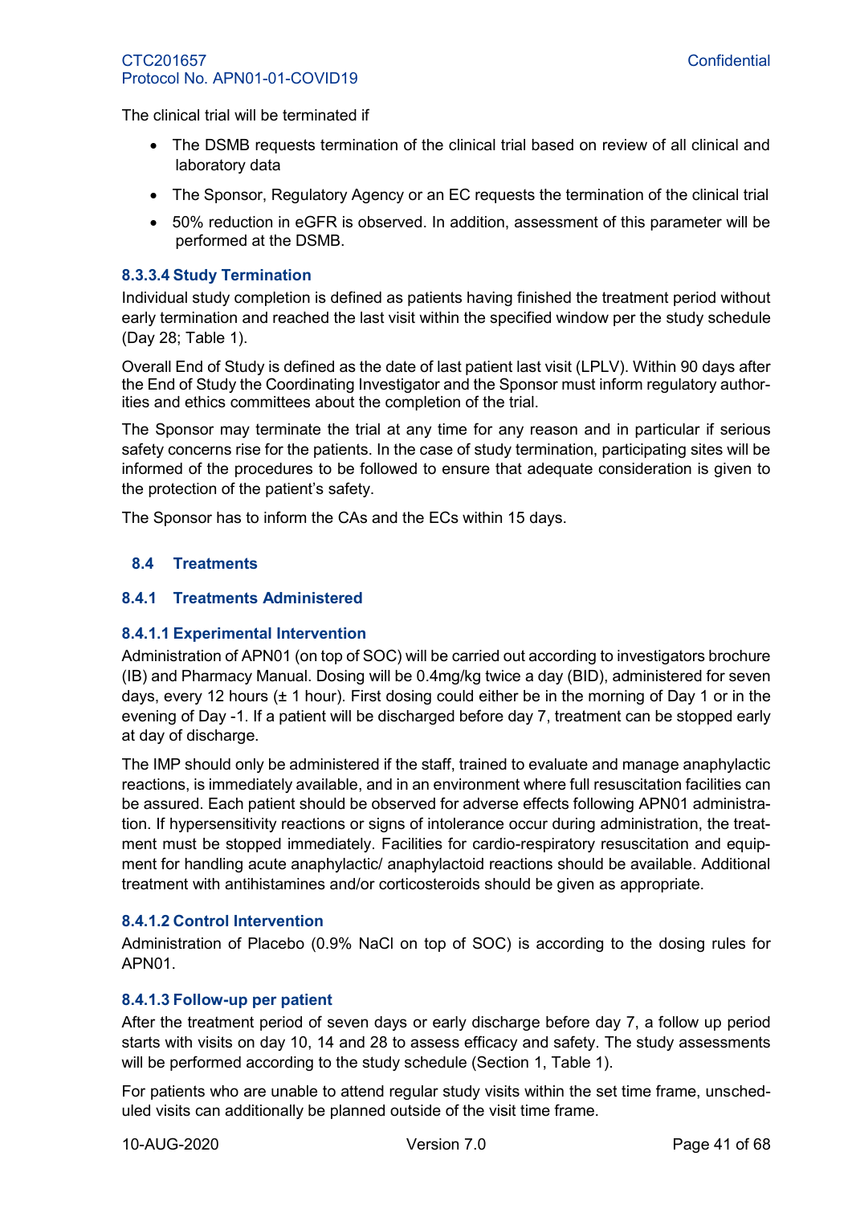The clinical trial will be terminated if

- The DSMB requests termination of the clinical trial based on review of all clinical and laboratory data
- The Sponsor, Regulatory Agency or an EC requests the termination of the clinical trial
- 50% reduction in eGFR is observed. In addition, assessment of this parameter will be performed at the DSMB.

#### 8.3.3.4 Study Termination

Individual study completion is defined as patients having finished the treatment period without early termination and reached the last visit within the specified window per the study schedule (Day 28; Table 1).

Overall End of Study is defined as the date of last patient last visit (LPLV). Within 90 days after the End of Study the Coordinating Investigator and the Sponsor must inform regulatory authorities and ethics committees about the completion of the trial.

The Sponsor may terminate the trial at any time for any reason and in particular if serious safety concerns rise for the patients. In the case of study termination, participating sites will be informed of the procedures to be followed to ensure that adequate consideration is given to the protection of the patient's safety.

The Sponsor has to inform the CAs and the ECs within 15 days.

## 8.4 Treatments

### 8.4.1 Treatments Administered

#### 8.4.1.1 Experimental Intervention

Administration of APN01 (on top of SOC) will be carried out according to investigators brochure (IB) and Pharmacy Manual. Dosing will be 0.4mg/kg twice a day (BID), administered for seven days, every 12 hours (± 1 hour). First dosing could either be in the morning of Day 1 or in the evening of Day -1. If a patient will be discharged before day 7, treatment can be stopped early at day of discharge.

The IMP should only be administered if the staff, trained to evaluate and manage anaphylactic reactions, is immediately available, and in an environment where full resuscitation facilities can be assured. Each patient should be observed for adverse effects following APN01 administration. If hypersensitivity reactions or signs of intolerance occur during administration, the treatment must be stopped immediately. Facilities for cardio-respiratory resuscitation and equipment for handling acute anaphylactic/ anaphylactoid reactions should be available. Additional treatment with antihistamines and/or corticosteroids should be given as appropriate.

#### 8.4.1.2 Control Intervention

Administration of Placebo (0.9% NaCl on top of SOC) is according to the dosing rules for APN01.

#### 8.4.1.3 Follow-up per patient

After the treatment period of seven days or early discharge before day 7, a follow up period starts with visits on day 10, 14 and 28 to assess efficacy and safety. The study assessments will be performed according to the study schedule (Section 1, Table 1).

For patients who are unable to attend regular study visits within the set time frame, unscheduled visits can additionally be planned outside of the visit time frame.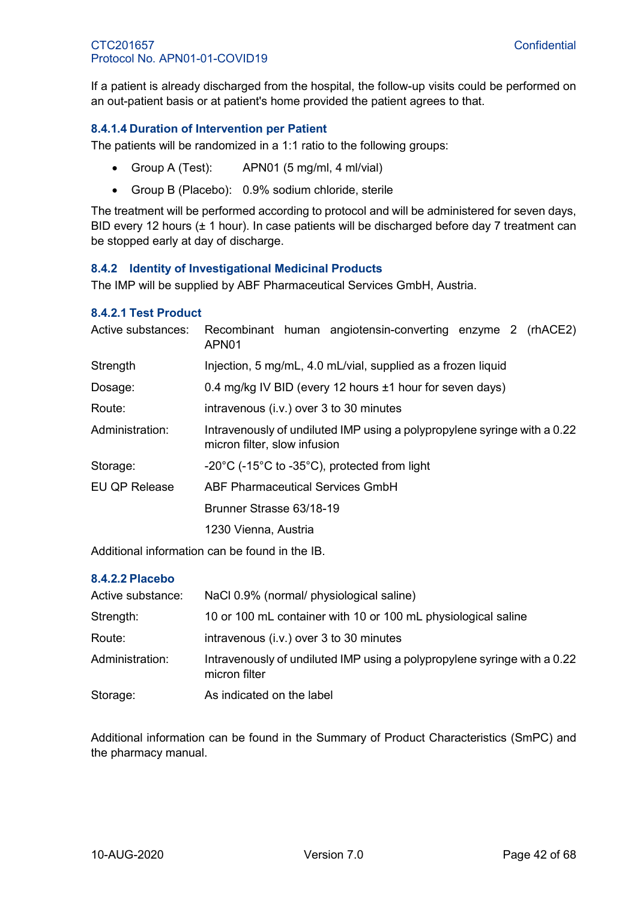If a patient is already discharged from the hospital, the follow-up visits could be performed on an out-patient basis or at patient's home provided the patient agrees to that.

#### 8.4.1.4 Duration of Intervention per Patient

The patients will be randomized in a 1:1 ratio to the following groups:

- Group A (Test): APN01 (5 mg/ml, 4 ml/vial)
- Group B (Placebo): 0.9% sodium chloride, sterile

The treatment will be performed according to protocol and will be administered for seven days, BID every 12 hours (± 1 hour). In case patients will be discharged before day 7 treatment can be stopped early at day of discharge.

### 8.4.2 Identity of Investigational Medicinal Products

The IMP will be supplied by ABF Pharmaceutical Services GmbH, Austria.

#### 8.4.2.1 Test Product

| | |
|---|---|
| Active substances: | Recombinant human angiotensin-converting enzyme 2 (rhACE2) APN01 |
| Strength | Injection, 5 mg/mL, 4.0 mL/vial, supplied as a frozen liquid |
| Dosage: | 0.4 mg/kg IV BID (every 12 hours ±1 hour for seven days) |
| Route: | intravenous (i.v.) over 3 to 30 minutes |
| Administration: | Intravenously of undiluted IMP using a polypropylene syringe with a 0.22 micron filter, slow infusion |
| Storage: | -20°C (-15°C to -35°C), protected from light |
| EU QP Release | ABF Pharmaceutical Services GmbH |
| | Brunner Strasse 63/18-19 |
| | 1230 Vienna, Austria |

Additional information can be found in the IB.

#### 8.4.2.2 Placebo

| | |
|---|---|
| Active substance: | NaCl 0.9% (normal/ physiological saline) |
| Strength: | 10 or 100 mL container with 10 or 100 mL physiological saline |
| Route: | intravenous (i.v.) over 3 to 30 minutes |
| Administration: | Intravenously of undiluted IMP using a polypropylene syringe with a 0.22 micron filter |
| Storage: | As indicated on the label |

Additional information can be found in the Summary of Product Characteristics (SmPC) and the pharmacy manual.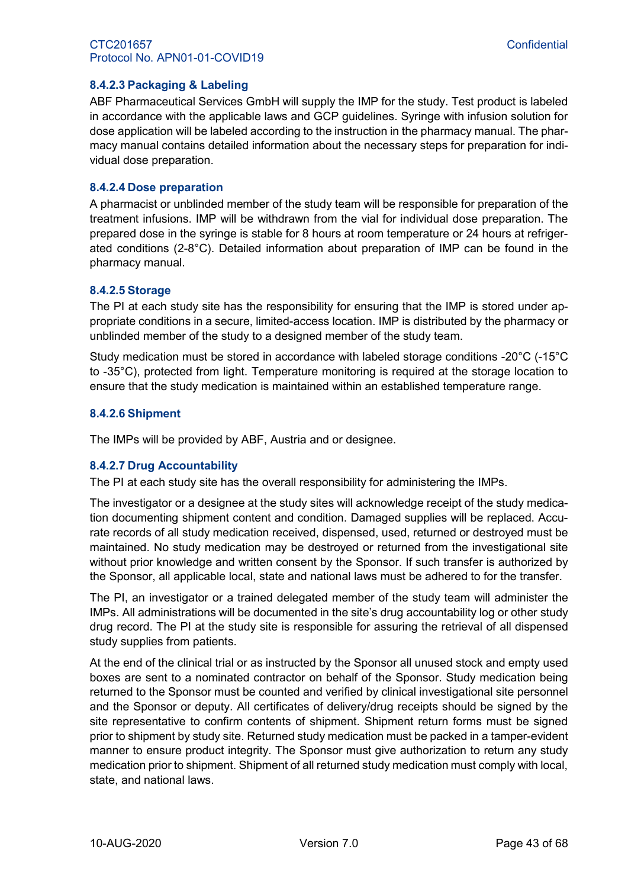#### 8.4.2.3 Packaging & Labeling

ABF Pharmaceutical Services GmbH will supply the IMP for the study. Test product is labeled in accordance with the applicable laws and GCP guidelines. Syringe with infusion solution for dose application will be labeled according to the instruction in the pharmacy manual. The pharmacy manual contains detailed information about the necessary steps for preparation for individual dose preparation.

#### 8.4.2.4 Dose preparation

A pharmacist or unblinded member of the study team will be responsible for preparation of the treatment infusions. IMP will be withdrawn from the vial for individual dose preparation. The prepared dose in the syringe is stable for 8 hours at room temperature or 24 hours at refrigerated conditions (2-8°C). Detailed information about preparation of IMP can be found in the pharmacy manual.

#### 8.4.2.5 Storage

The PI at each study site has the responsibility for ensuring that the IMP is stored under appropriate conditions in a secure, limited-access location. IMP is distributed by the pharmacy or unblinded member of the study to a designed member of the study team.

Study medication must be stored in accordance with labeled storage conditions -20°C (-15°C to -35°C), protected from light. Temperature monitoring is required at the storage location to ensure that the study medication is maintained within an established temperature range.

#### 8.4.2.6 Shipment

The IMPs will be provided by ABF, Austria and or designee.

#### 8.4.2.7 Drug Accountability

The PI at each study site has the overall responsibility for administering the IMPs.

The investigator or a designee at the study sites will acknowledge receipt of the study medication documenting shipment content and condition. Damaged supplies will be replaced. Accurate records of all study medication received, dispensed, used, returned or destroyed must be maintained. No study medication may be destroyed or returned from the investigational site without prior knowledge and written consent by the Sponsor. If such transfer is authorized by the Sponsor, all applicable local, state and national laws must be adhered to for the transfer.

The PI, an investigator or a trained delegated member of the study team will administer the IMPs. All administrations will be documented in the site's drug accountability log or other study drug record. The PI at the study site is responsible for assuring the retrieval of all dispensed study supplies from patients.

At the end of the clinical trial or as instructed by the Sponsor all unused stock and empty used boxes are sent to a nominated contractor on behalf of the Sponsor. Study medication being returned to the Sponsor must be counted and verified by clinical investigational site personnel and the Sponsor or deputy. All certificates of delivery/drug receipts should be signed by the site representative to confirm contents of shipment. Shipment return forms must be signed prior to shipment by study site. Returned study medication must be packed in a tamper-evident manner to ensure product integrity. The Sponsor must give authorization to return any study medication prior to shipment. Shipment of all returned study medication must comply with local, state, and national laws.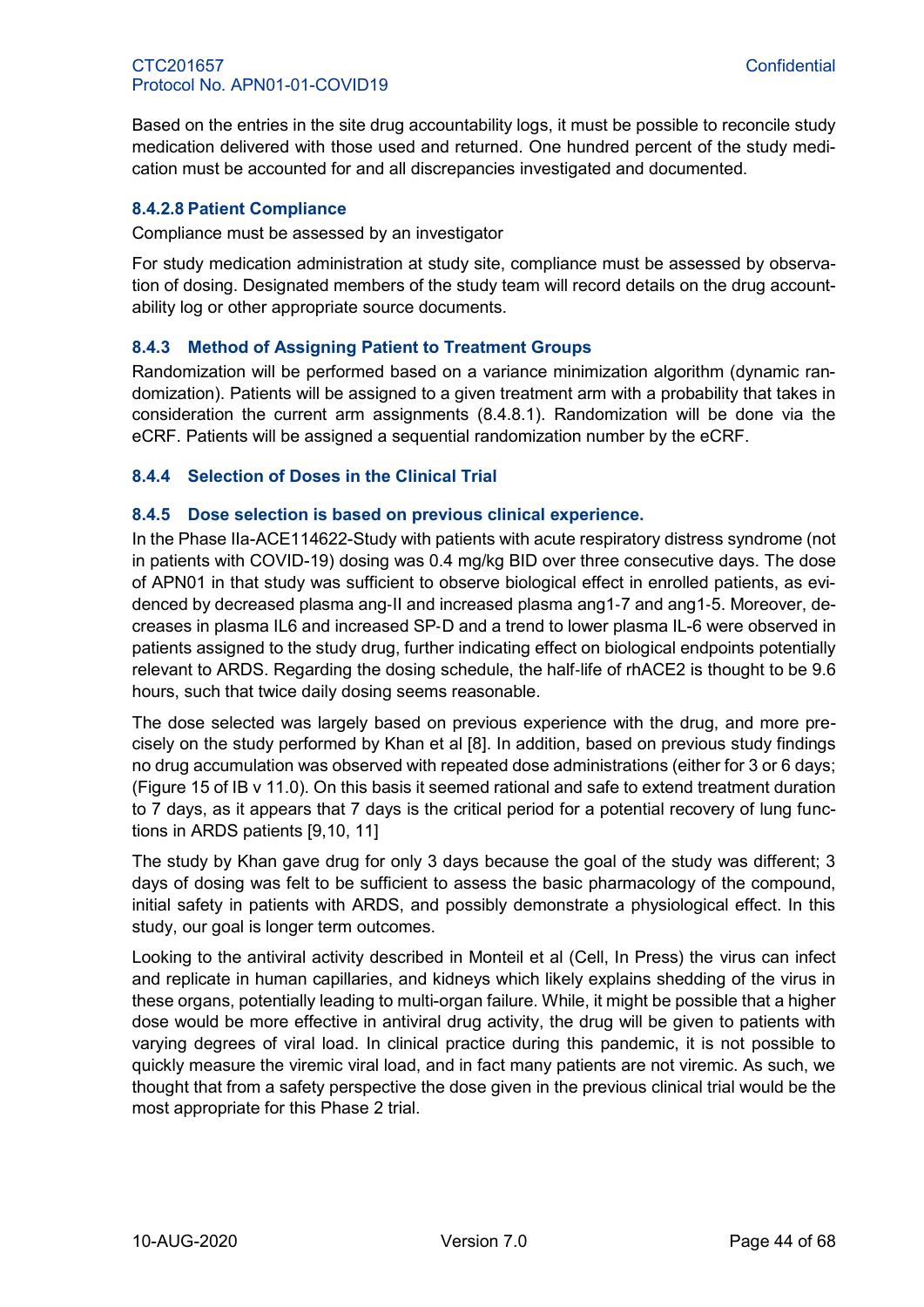Based on the entries in the site drug accountability logs, it must be possible to reconcile study medication delivered with those used and returned. One hundred percent of the study medication must be accounted for and all discrepancies investigated and documented.

#### 8.4.2.8 Patient Compliance

Compliance must be assessed by an investigator

For study medication administration at study site, compliance must be assessed by observation of dosing. Designated members of the study team will record details on the drug accountability log or other appropriate source documents.

### 8.4.3 Method of Assigning Patient to Treatment Groups

Randomization will be performed based on a variance minimization algorithm (dynamic randomization). Patients will be assigned to a given treatment arm with a probability that takes in consideration the current arm assignments (8.4.8.1). Randomization will be done via the eCRF. Patients will be assigned a sequential randomization number by the eCRF.

### 8.4.4 Selection of Doses in the Clinical Trial

### 8.4.5 Dose selection is based on previous clinical experience.

In the Phase IIa-ACE114622-Study with patients with acute respiratory distress syndrome (not in patients with COVID-19) dosing was 0.4 mg/kg BID over three consecutive days. The dose of APN01 in that study was sufficient to observe biological effect in enrolled patients, as evidenced by decreased plasma ang-II and increased plasma ang1-7 and ang1-5. Moreover, decreases in plasma IL6 and increased SP-D and a trend to lower plasma IL-6 were observed in patients assigned to the study drug, further indicating effect on biological endpoints potentially relevant to ARDS. Regarding the dosing schedule, the half-life of rhACE2 is thought to be 9.6 hours, such that twice daily dosing seems reasonable.

The dose selected was largely based on previous experience with the drug, and more precisely on the study performed by Khan et al [8]. In addition, based on previous study findings no drug accumulation was observed with repeated dose administrations (either for 3 or 6 days; (Figure 15 of IB v 11.0). On this basis it seemed rational and safe to extend treatment duration to 7 days, as it appears that 7 days is the critical period for a potential recovery of lung functions in ARDS patients [9,10, 11]

The study by Khan gave drug for only 3 days because the goal of the study was different; 3 days of dosing was felt to be sufficient to assess the basic pharmacology of the compound, initial safety in patients with ARDS, and possibly demonstrate a physiological effect. In this study, our goal is longer term outcomes.

Looking to the antiviral activity described in Monteil et al (Cell, In Press) the virus can infect and replicate in human capillaries, and kidneys which likely explains shedding of the virus in these organs, potentially leading to multi-organ failure. While, it might be possible that a higher dose would be more effective in antiviral drug activity, the drug will be given to patients with varying degrees of viral load. In clinical practice during this pandemic, it is not possible to quickly measure the viremic viral load, and in fact many patients are not viremic. As such, we thought that from a safety perspective the dose given in the previous clinical trial would be the most appropriate for this Phase 2 trial.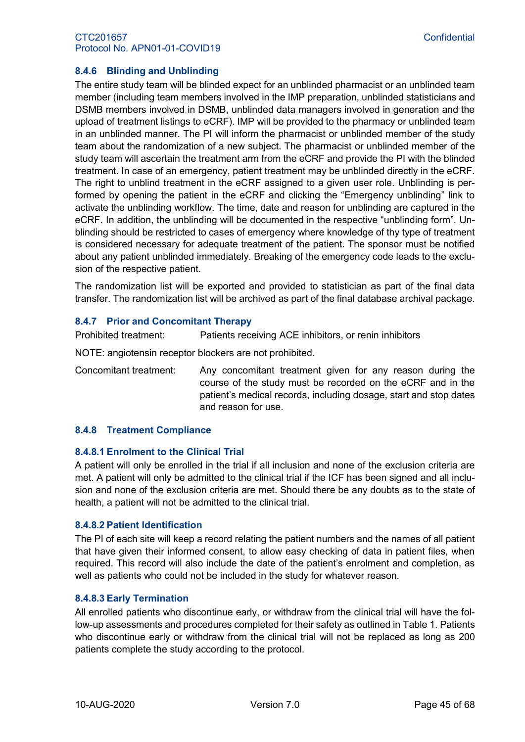### 8.4.6 Blinding and Unblinding

The entire study team will be blinded expect for an unblinded pharmacist or an unblinded team member (including team members involved in the IMP preparation, unblinded statisticians and DSMB members involved in DSMB, unblinded data managers involved in generation and the upload of treatment listings to eCRF). IMP will be provided to the pharmacy or unblinded team in an unblinded manner. The PI will inform the pharmacist or unblinded member of the study team about the randomization of a new subject. The pharmacist or unblinded member of the study team will ascertain the treatment arm from the eCRF and provide the PI with the blinded treatment. In case of an emergency, patient treatment may be unblinded directly in the eCRF. The right to unblind treatment in the eCRF assigned to a given user role. Unblinding is performed by opening the patient in the eCRF and clicking the "Emergency unblinding" link to activate the unblinding workflow. The time, date and reason for unblinding are captured in the eCRF. In addition, the unblinding will be documented in the respective "unblinding form". Unblinding should be restricted to cases of emergency where knowledge of thy type of treatment is considered necessary for adequate treatment of the patient. The sponsor must be notified about any patient unblinded immediately. Breaking of the emergency code leads to the exclusion of the respective patient.

The randomization list will be exported and provided to statistician as part of the final data transfer. The randomization list will be archived as part of the final database archival package.

### 8.4.7 Prior and Concomitant Therapy

Prohibited treatment: Patients receiving ACE inhibitors, or renin inhibitors

NOTE: angiotensin receptor blockers are not prohibited.

Concomitant treatment: Any concomitant treatment given for any reason during the course of the study must be recorded on the eCRF and in the patient's medical records, including dosage, start and stop dates and reason for use.

### 8.4.8 Treatment Compliance

#### 8.4.8.1 Enrolment to the Clinical Trial

A patient will only be enrolled in the trial if all inclusion and none of the exclusion criteria are met. A patient will only be admitted to the clinical trial if the ICF has been signed and all inclusion and none of the exclusion criteria are met. Should there be any doubts as to the state of health, a patient will not be admitted to the clinical trial.

#### 8.4.8.2 Patient Identification

The PI of each site will keep a record relating the patient numbers and the names of all patient that have given their informed consent, to allow easy checking of data in patient files, when required. This record will also include the date of the patient's enrolment and completion, as well as patients who could not be included in the study for whatever reason.

#### 8.4.8.3 Early Termination

All enrolled patients who discontinue early, or withdraw from the clinical trial will have the follow-up assessments and procedures completed for their safety as outlined in Table 1. Patients who discontinue early or withdraw from the clinical trial will not be replaced as long as 200 patients complete the study according to the protocol.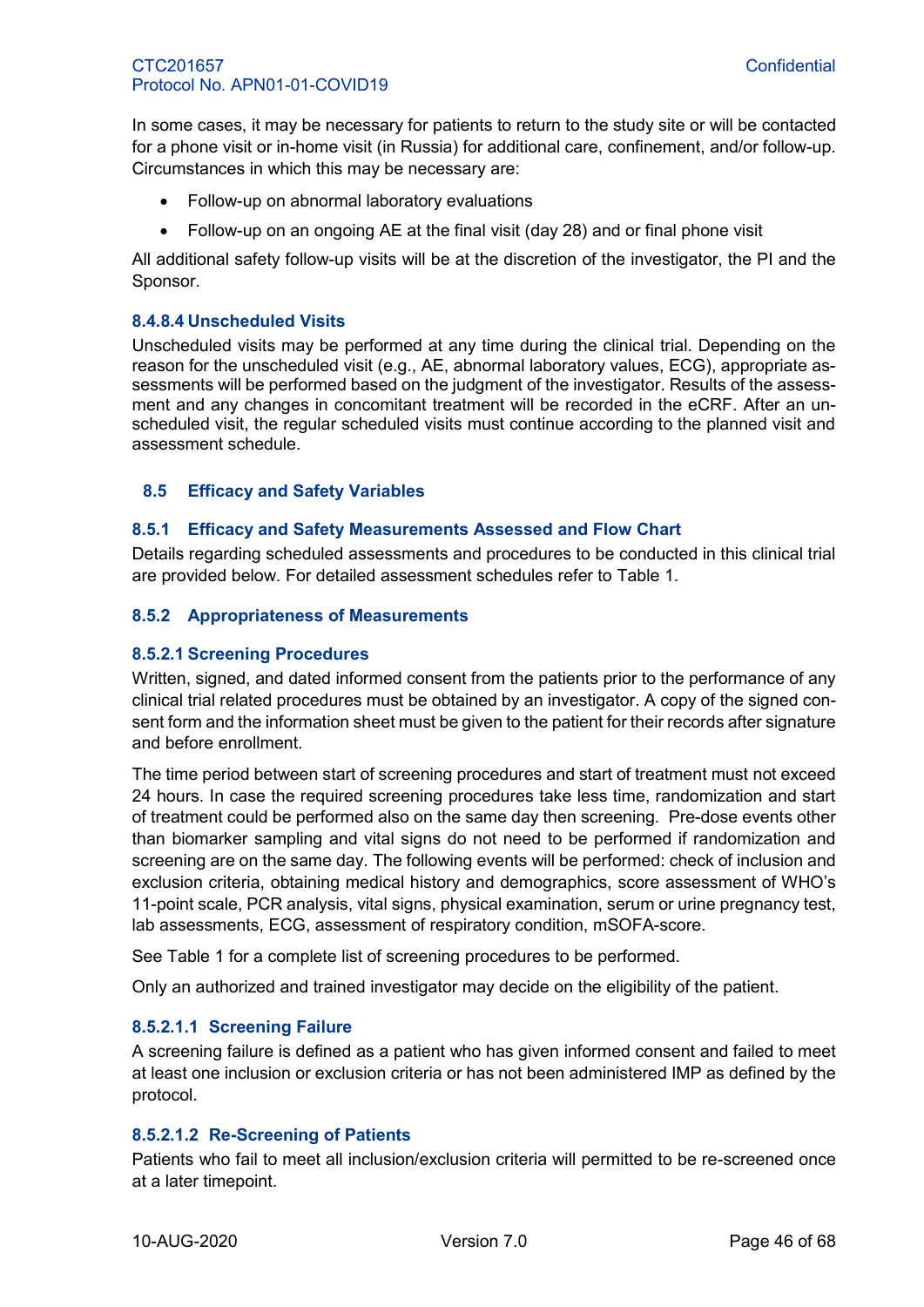In some cases, it may be necessary for patients to return to the study site or will be contacted for a phone visit or in-home visit (in Russia) for additional care, confinement, and/or follow-up. Circumstances in which this may be necessary are:

- Follow-up on abnormal laboratory evaluations
- Follow-up on an ongoing AE at the final visit (day 28) and or final phone visit

All additional safety follow-up visits will be at the discretion of the investigator, the PI and the Sponsor.

#### 8.4.8.4 Unscheduled Visits

Unscheduled visits may be performed at any time during the clinical trial. Depending on the reason for the unscheduled visit (e.g., AE, abnormal laboratory values, ECG), appropriate assessments will be performed based on the judgment of the investigator. Results of the assessment and any changes in concomitant treatment will be recorded in the eCRF. After an unscheduled visit, the regular scheduled visits must continue according to the planned visit and assessment schedule.

## 8.5 Efficacy and Safety Variables

### 8.5.1 Efficacy and Safety Measurements Assessed and Flow Chart

Details regarding scheduled assessments and procedures to be conducted in this clinical trial are provided below. For detailed assessment schedules refer to Table 1.

### 8.5.2 Appropriateness of Measurements

#### 8.5.2.1 Screening Procedures

Written, signed, and dated informed consent from the patients prior to the performance of any clinical trial related procedures must be obtained by an investigator. A copy of the signed consent form and the information sheet must be given to the patient for their records after signature and before enrollment.

The time period between start of screening procedures and start of treatment must not exceed 24 hours. In case the required screening procedures take less time, randomization and start of treatment could be performed also on the same day then screening. Pre-dose events other than biomarker sampling and vital signs do not need to be performed if randomization and screening are on the same day. The following events will be performed: check of inclusion and exclusion criteria, obtaining medical history and demographics, score assessment of WHO's 11-point scale, PCR analysis, vital signs, physical examination, serum or urine pregnancy test, lab assessments, ECG, assessment of respiratory condition, mSOFA-score.

See Table 1 for a complete list of screening procedures to be performed.

Only an authorized and trained investigator may decide on the eligibility of the patient.

##### 8.5.2.1.1 Screening Failure

A screening failure is defined as a patient who has given informed consent and failed to meet at least one inclusion or exclusion criteria or has not been administered IMP as defined by the protocol.

##### 8.5.2.1.2 Re-Screening of Patients

Patients who fail to meet all inclusion/exclusion criteria will permitted to be re-screened once at a later timepoint.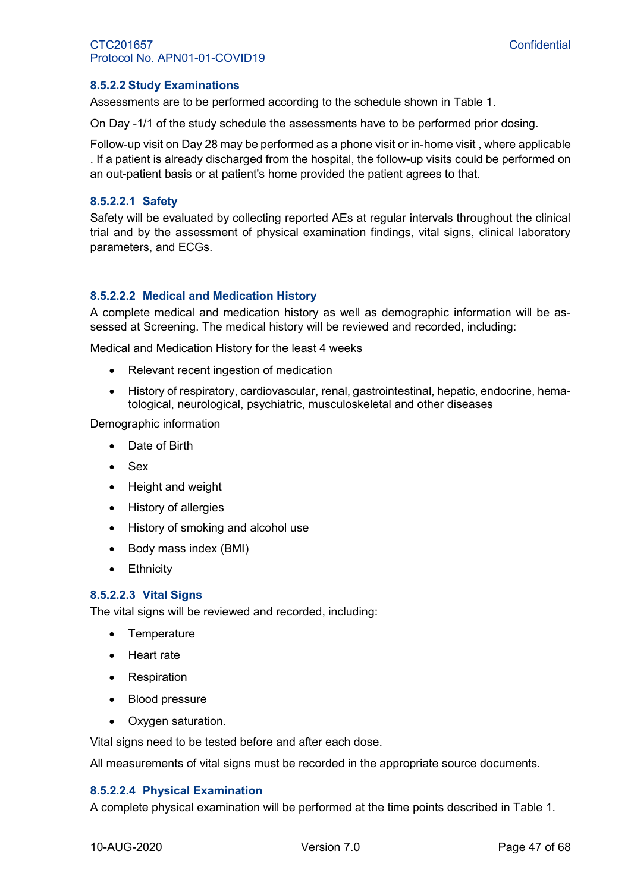#### 8.5.2.2 Study Examinations

Assessments are to be performed according to the schedule shown in Table 1.

On Day -1/1 of the study schedule the assessments have to be performed prior dosing.

Follow-up visit on Day 28 may be performed as a phone visit or in-home visit , where applicable . If a patient is already discharged from the hospital, the follow-up visits could be performed on an out-patient basis or at patient's home provided the patient agrees to that.

##### 8.5.2.2.1 Safety

Safety will be evaluated by collecting reported AEs at regular intervals throughout the clinical trial and by the assessment of physical examination findings, vital signs, clinical laboratory parameters, and ECGs.

##### 8.5.2.2.2 Medical and Medication History

A complete medical and medication history as well as demographic information will be assessed at Screening. The medical history will be reviewed and recorded, including:

Medical and Medication History for the least 4 weeks

- Relevant recent ingestion of medication
- History of respiratory, cardiovascular, renal, gastrointestinal, hepatic, endocrine, hematological, neurological, psychiatric, musculoskeletal and other diseases

Demographic information

- Date of Birth
- Sex
- Height and weight
- History of allergies
- History of smoking and alcohol use
- Body mass index (BMI)
- Ethnicity

##### 8.5.2.2.3 Vital Signs

The vital signs will be reviewed and recorded, including:

- Temperature
- Heart rate
- Respiration
- Blood pressure
- Oxygen saturation.

Vital signs need to be tested before and after each dose.

All measurements of vital signs must be recorded in the appropriate source documents.

##### 8.5.2.2.4 Physical Examination

A complete physical examination will be performed at the time points described in Table 1.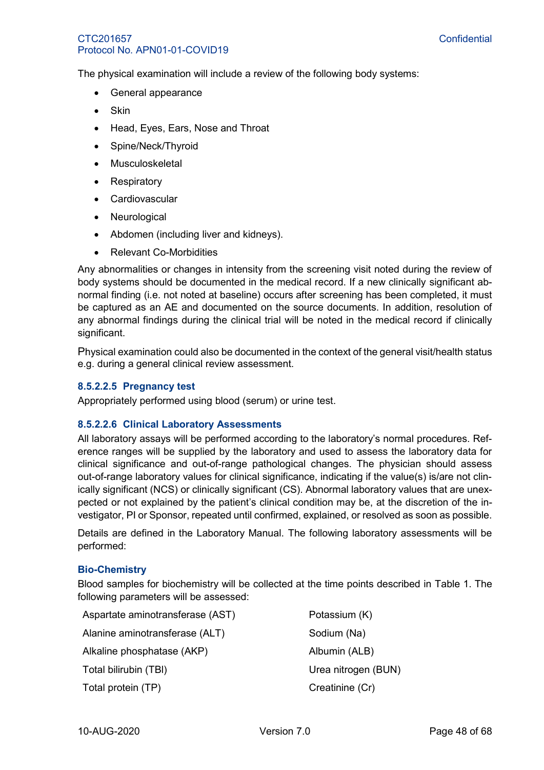The physical examination will include a review of the following body systems:

- General appearance
- Skin
- Head, Eyes, Ears, Nose and Throat
- Spine/Neck/Thyroid
- Musculoskeletal
- Respiratory
- Cardiovascular
- Neurological
- Abdomen (including liver and kidneys).
- Relevant Co-Morbidities

Any abnormalities or changes in intensity from the screening visit noted during the review of body systems should be documented in the medical record. If a new clinically significant abnormal finding (i.e. not noted at baseline) occurs after screening has been completed, it must be captured as an AE and documented on the source documents. In addition, resolution of any abnormal findings during the clinical trial will be noted in the medical record if clinically significant.

Physical examination could also be documented in the context of the general visit/health status e.g. during a general clinical review assessment.

#### 8.5.2.2.5 Pregnancy test

Appropriately performed using blood (serum) or urine test.

#### 8.5.2.2.6 Clinical Laboratory Assessments

All laboratory assays will be performed according to the laboratory's normal procedures. Reference ranges will be supplied by the laboratory and used to assess the laboratory data for clinical significance and out-of-range pathological changes. The physician should assess out-of-range laboratory values for clinical significance, indicating if the value(s) is/are not clinically significant (NCS) or clinically significant (CS). Abnormal laboratory values that are unexpected or not explained by the patient's clinical condition may be, at the discretion of the investigator, PI or Sponsor, repeated until confirmed, explained, or resolved as soon as possible.

Details are defined in the Laboratory Manual. The following laboratory assessments will be performed:

**Bio-Chemistry**

Blood samples for biochemistry will be collected at the time points described in Table 1. The following parameters will be assessed:

| | |
|---|---|
| Aspartate aminotransferase (AST) | Potassium (K) |
| Alanine aminotransferase (ALT) | Sodium (Na) |
| Alkaline phosphatase (AKP) | Albumin (ALB) |
| Total bilirubin (TBI) | Urea nitrogen (BUN) |
| Total protein (TP) | Creatinine (Cr) |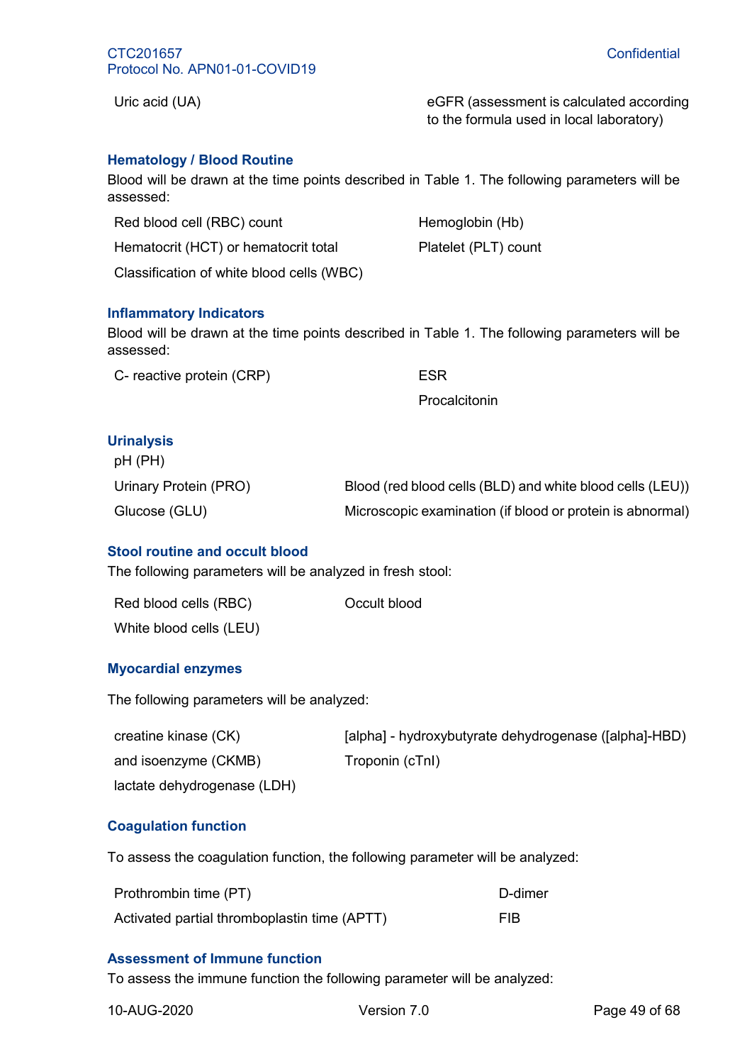Uric acid (UA)

eGFR (assessment is calculated according to the formula used in local laboratory)

### Hematology / Blood Routine

Blood will be drawn at the time points described in Table 1. The following parameters will be assessed:

Red blood cell (RBC) count

Hemoglobin (Hb)

Hematocrit (HCT) or hematocrit total

Platelet (PLT) count

Classification of white blood cells (WBC)

### Inflammatory Indicators

Blood will be drawn at the time points described in Table 1. The following parameters will be assessed:

C- reactive protein (CRP)

ESR

Procalcitonin

### Urinalysis

pH (PH)

Urinary Protein (PRO)

Blood (red blood cells (BLD) and white blood cells (LEU))

Glucose (GLU)

Microscopic examination (if blood or protein is abnormal)

### Stool routine and occult blood

The following parameters will be analyzed in fresh stool:

Red blood cells (RBC)

Occult blood

White blood cells (LEU)

### Myocardial enzymes

The following parameters will be analyzed:

creatine kinase (CK)

[alpha] - hydroxybutyrate dehydrogenase ([alpha]-HBD)

and isoenzyme (CKMB)

Troponin (cTnI)

lactate dehydrogenase (LDH)

### Coagulation function

To assess the coagulation function, the following parameter will be analyzed:

Prothrombin time (PT)

D-dimer

Activated partial thromboplastin time (APTT)

FIB

### Assessment of Immune function

To assess the immune function the following parameter will be analyzed: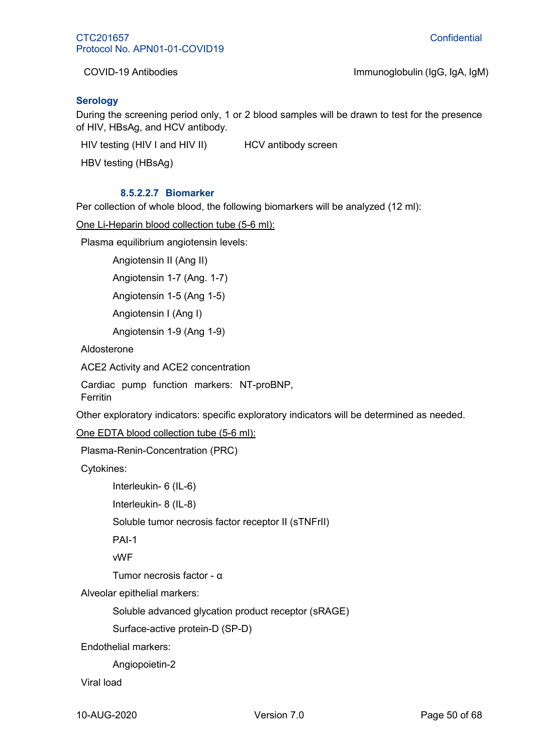COVID-19 Antibodies Immunoglobulin (IgG, IgA, IgM)

**Serology**

During the screening period only, 1 or 2 blood samples will be drawn to test for the presence of HIV, HBsAg, and HCV antibody.

HIV testing (HIV I and HIV II) HCV antibody screen

HBV testing (HBsAg)

#### 8.5.2.2.7 Biomarker

Per collection of whole blood, the following biomarkers will be analyzed (12 ml):

<u>One Li-Heparin blood collection tube (5-6 ml):</u>

Plasma equilibrium angiotensin levels:

- Angiotensin II (Ang II)
- Angiotensin 1-7 (Ang. 1-7)
- Angiotensin 1-5 (Ang 1-5)
- Angiotensin I (Ang I)
- Angiotensin 1-9 (Ang 1-9)

Aldosterone

ACE2 Activity and ACE2 concentration

Cardiac pump function markers: NT-proBNP, Ferritin

Other exploratory indicators: specific exploratory indicators will be determined as needed.

<u>One EDTA blood collection tube (5-6 ml):</u>

Plasma-Renin-Concentration (PRC)

Cytokines:

- Interleukin- 6 (IL-6)
- Interleukin- 8 (IL-8)
- Soluble tumor necrosis factor receptor II (sTNFrII)
- PAI-1
- vWF
- Tumor necrosis factor - α

Alveolar epithelial markers:

- Soluble advanced glycation product receptor (sRAGE)
- Surface-active protein-D (SP-D)

Endothelial markers:

- Angiopoietin-2

Viral load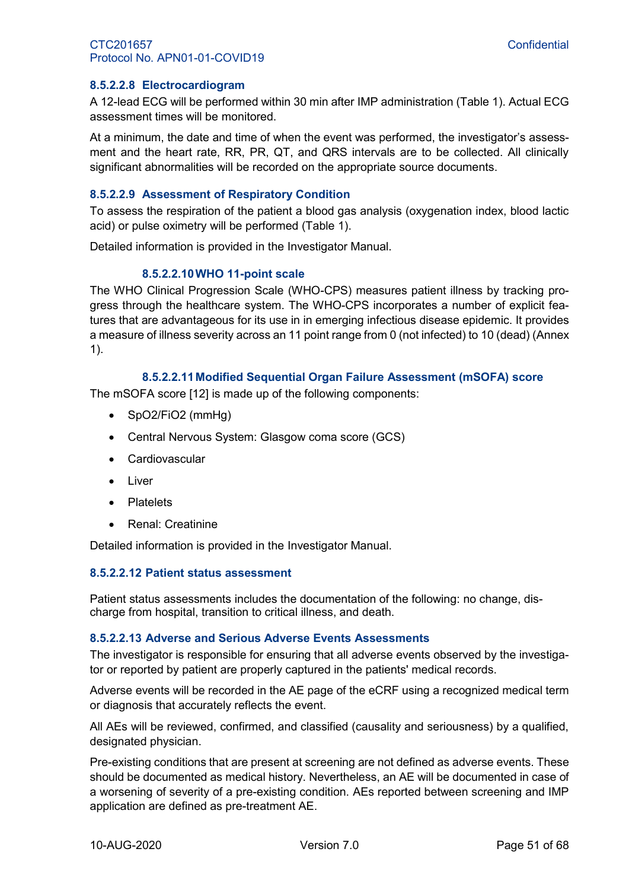#### 8.5.2.2.8 Electrocardiogram

A 12-lead ECG will be performed within 30 min after IMP administration (Table 1). Actual ECG assessment times will be monitored.

At a minimum, the date and time of when the event was performed, the investigator's assessment and the heart rate, RR, PR, QT, and QRS intervals are to be collected. All clinically significant abnormalities will be recorded on the appropriate source documents.

#### 8.5.2.2.9 Assessment of Respiratory Condition

To assess the respiration of the patient a blood gas analysis (oxygenation index, blood lactic acid) or pulse oximetry will be performed (Table 1).

Detailed information is provided in the Investigator Manual.

#### 8.5.2.2.10 WHO 11-point scale

The WHO Clinical Progression Scale (WHO-CPS) measures patient illness by tracking progress through the healthcare system. The WHO-CPS incorporates a number of explicit features that are advantageous for its use in in emerging infectious disease epidemic. It provides a measure of illness severity across an 11 point range from 0 (not infected) to 10 (dead) (Annex 1).

#### 8.5.2.2.11 Modified Sequential Organ Failure Assessment (mSOFA) score

The mSOFA score [12] is made up of the following components:

- SpO2/FiO2 (mmHg)
- Central Nervous System: Glasgow coma score (GCS)
- Cardiovascular
- Liver
- Platelets
- Renal: Creatinine

Detailed information is provided in the Investigator Manual.

#### 8.5.2.2.12 Patient status assessment

Patient status assessments includes the documentation of the following: no change, discharge from hospital, transition to critical illness, and death.

#### 8.5.2.2.13 Adverse and Serious Adverse Events Assessments

The investigator is responsible for ensuring that all adverse events observed by the investigator or reported by patient are properly captured in the patients' medical records.

Adverse events will be recorded in the AE page of the eCRF using a recognized medical term or diagnosis that accurately reflects the event.

All AEs will be reviewed, confirmed, and classified (causality and seriousness) by a qualified, designated physician.

Pre-existing conditions that are present at screening are not defined as adverse events. These should be documented as medical history. Nevertheless, an AE will be documented in case of a worsening of severity of a pre-existing condition. AEs reported between screening and IMP application are defined as pre-treatment AE.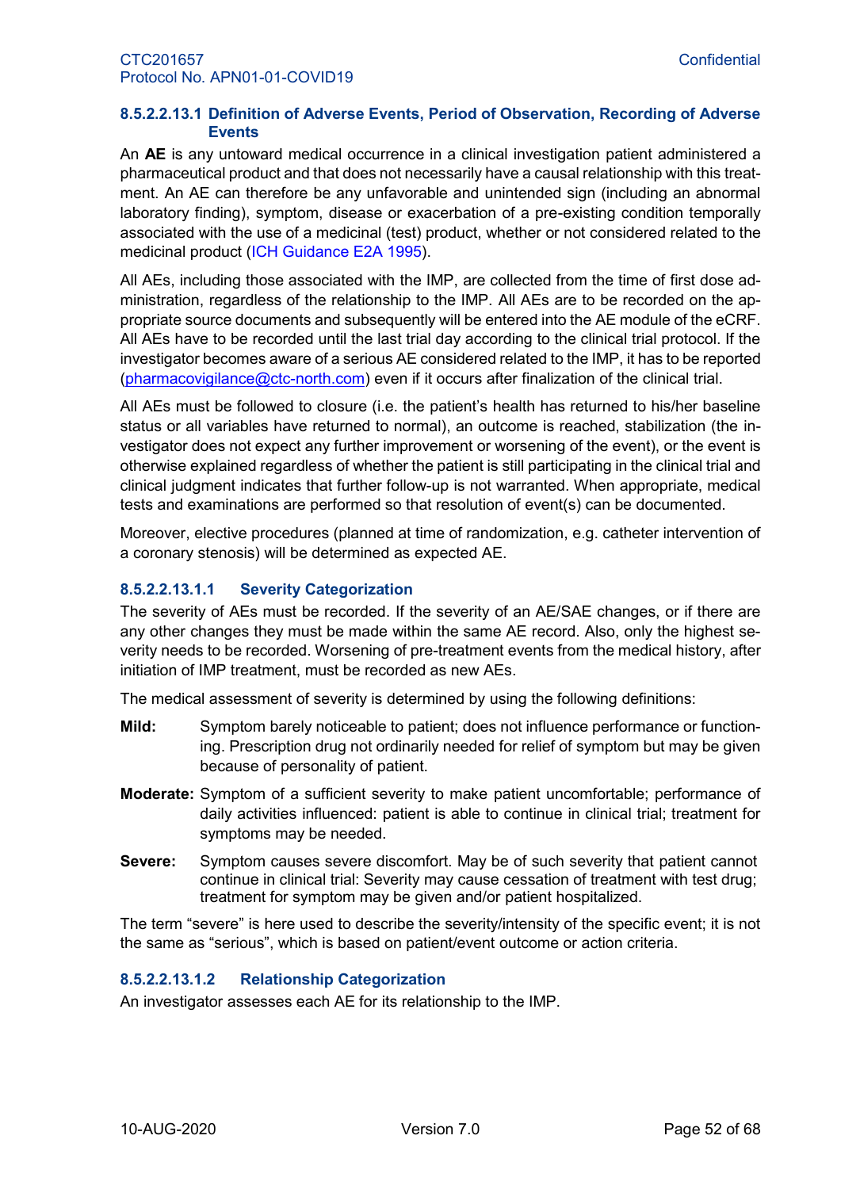#### 8.5.2.2.13.1 Definition of Adverse Events, Period of Observation, Recording of Adverse Events

An **AE** is any untoward medical occurrence in a clinical investigation patient administered a pharmaceutical product and that does not necessarily have a causal relationship with this treatment. An AE can therefore be any unfavorable and unintended sign (including an abnormal laboratory finding), symptom, disease or exacerbation of a pre-existing condition temporally associated with the use of a medicinal (test) product, whether or not considered related to the medicinal product (ICH Guidance E2A 1995).

All AEs, including those associated with the IMP, are collected from the time of first dose administration, regardless of the relationship to the IMP. All AEs are to be recorded on the appropriate source documents and subsequently will be entered into the AE module of the eCRF. All AEs have to be recorded until the last trial day according to the clinical trial protocol. If the investigator becomes aware of a serious AE considered related to the IMP, it has to be reported (pharmacovigilance@ctc-north.com) even if it occurs after finalization of the clinical trial.

All AEs must be followed to closure (i.e. the patient's health has returned to his/her baseline status or all variables have returned to normal), an outcome is reached, stabilization (the investigator does not expect any further improvement or worsening of the event), or the event is otherwise explained regardless of whether the patient is still participating in the clinical trial and clinical judgment indicates that further follow-up is not warranted. When appropriate, medical tests and examinations are performed so that resolution of event(s) can be documented.

Moreover, elective procedures (planned at time of randomization, e.g. catheter intervention of a coronary stenosis) will be determined as expected AE.

##### 8.5.2.2.13.1.1 Severity Categorization

The severity of AEs must be recorded. If the severity of an AE/SAE changes, or if there are any other changes they must be made within the same AE record. Also, only the highest severity needs to be recorded. Worsening of pre-treatment events from the medical history, after initiation of IMP treatment, must be recorded as new AEs.

The medical assessment of severity is determined by using the following definitions:

**Mild:** Symptom barely noticeable to patient; does not influence performance or functioning. Prescription drug not ordinarily needed for relief of symptom but may be given because of personality of patient.

**Moderate:** Symptom of a sufficient severity to make patient uncomfortable; performance of daily activities influenced: patient is able to continue in clinical trial; treatment for symptoms may be needed.

**Severe:** Symptom causes severe discomfort. May be of such severity that patient cannot continue in clinical trial: Severity may cause cessation of treatment with test drug; treatment for symptom may be given and/or patient hospitalized.

The term "severe" is here used to describe the severity/intensity of the specific event; it is not the same as "serious", which is based on patient/event outcome or action criteria.

##### 8.5.2.2.13.1.2 Relationship Categorization

An investigator assesses each AE for its relationship to the IMP.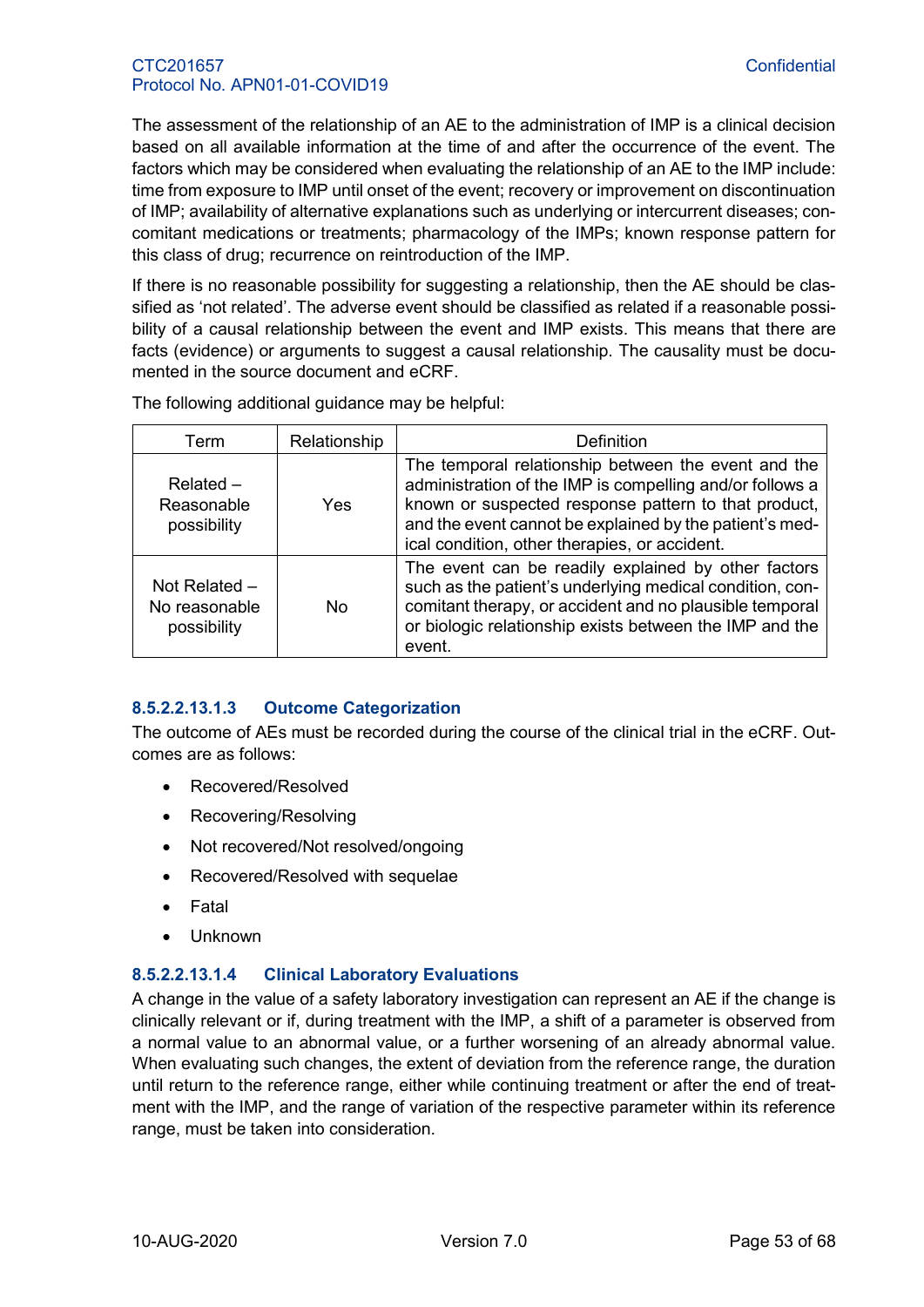The assessment of the relationship of an AE to the administration of IMP is a clinical decision based on all available information at the time of and after the occurrence of the event. The factors which may be considered when evaluating the relationship of an AE to the IMP include: time from exposure to IMP until onset of the event; recovery or improvement on discontinuation of IMP; availability of alternative explanations such as underlying or intercurrent diseases; concomitant medications or treatments; pharmacology of the IMPs; known response pattern for this class of drug; recurrence on reintroduction of the IMP.

If there is no reasonable possibility for suggesting a relationship, then the AE should be classified as 'not related'. The adverse event should be classified as related if a reasonable possibility of a causal relationship between the event and IMP exists. This means that there are facts (evidence) or arguments to suggest a causal relationship. The causality must be documented in the source document and eCRF.

The following additional guidance may be helpful:

| Term | Relationship | Definition |
|---|---|---|
| Related – Reasonable possibility | Yes | The temporal relationship between the event and the administration of the IMP is compelling and/or follows a known or suspected response pattern to that product, and the event cannot be explained by the patient's medical condition, other therapies, or accident. |
| Not Related – No reasonable possibility | No | The event can be readily explained by other factors such as the patient's underlying medical condition, concomitant therapy, or accident and no plausible temporal or biologic relationship exists between the IMP and the event. |

#### 8.5.2.2.13.1.3 Outcome Categorization

The outcome of AEs must be recorded during the course of the clinical trial in the eCRF. Outcomes are as follows:

- Recovered/Resolved
- Recovering/Resolving
- Not recovered/Not resolved/ongoing
- Recovered/Resolved with sequelae
- Fatal
- Unknown

#### 8.5.2.2.13.1.4 Clinical Laboratory Evaluations

A change in the value of a safety laboratory investigation can represent an AE if the change is clinically relevant or if, during treatment with the IMP, a shift of a parameter is observed from a normal value to an abnormal value, or a further worsening of an already abnormal value. When evaluating such changes, the extent of deviation from the reference range, the duration until return to the reference range, either while continuing treatment or after the end of treatment with the IMP, and the range of variation of the respective parameter within its reference range, must be taken into consideration.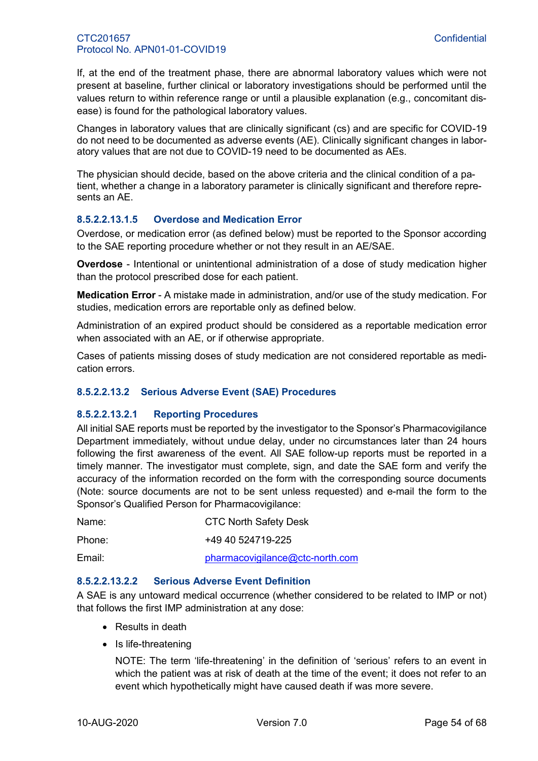If, at the end of the treatment phase, there are abnormal laboratory values which were not present at baseline, further clinical or laboratory investigations should be performed until the values return to within reference range or until a plausible explanation (e.g., concomitant disease) is found for the pathological laboratory values.

Changes in laboratory values that are clinically significant (cs) and are specific for COVID-19 do not need to be documented as adverse events (AE). Clinically significant changes in laboratory values that are not due to COVID-19 need to be documented as AEs.

The physician should decide, based on the above criteria and the clinical condition of a patient, whether a change in a laboratory parameter is clinically significant and therefore represents an AE.

###### 8.5.2.2.13.1.5 Overdose and Medication Error

Overdose, or medication error (as defined below) must be reported to the Sponsor according to the SAE reporting procedure whether or not they result in an AE/SAE.

**Overdose** - Intentional or unintentional administration of a dose of study medication higher than the protocol prescribed dose for each patient.

**Medication Error** - A mistake made in administration, and/or use of the study medication. For studies, medication errors are reportable only as defined below.

Administration of an expired product should be considered as a reportable medication error when associated with an AE, or if otherwise appropriate.

Cases of patients missing doses of study medication are not considered reportable as medication errors.

##### 8.5.2.2.13.2 Serious Adverse Event (SAE) Procedures

###### 8.5.2.2.13.2.1 Reporting Procedures

All initial SAE reports must be reported by the investigator to the Sponsor's Pharmacovigilance Department immediately, without undue delay, under no circumstances later than 24 hours following the first awareness of the event. All SAE follow-up reports must be reported in a timely manner. The investigator must complete, sign, and date the SAE form and verify the accuracy of the information recorded on the form with the corresponding source documents (Note: source documents are not to be sent unless requested) and e-mail the form to the Sponsor's Qualified Person for Pharmacovigilance:

| | |
|---|---|
| Name: | CTC North Safety Desk |
| Phone: | +49 40 524719-225 |
| Email: | pharmacovigilance@ctc-north.com |

###### 8.5.2.2.13.2.2 Serious Adverse Event Definition

A SAE is any untoward medical occurrence (whether considered to be related to IMP or not) that follows the first IMP administration at any dose:

- Results in death
- Is life-threatening

  NOTE: The term 'life-threatening' in the definition of 'serious' refers to an event in which the patient was at risk of death at the time of the event; it does not refer to an event which hypothetically might have caused death if was more severe.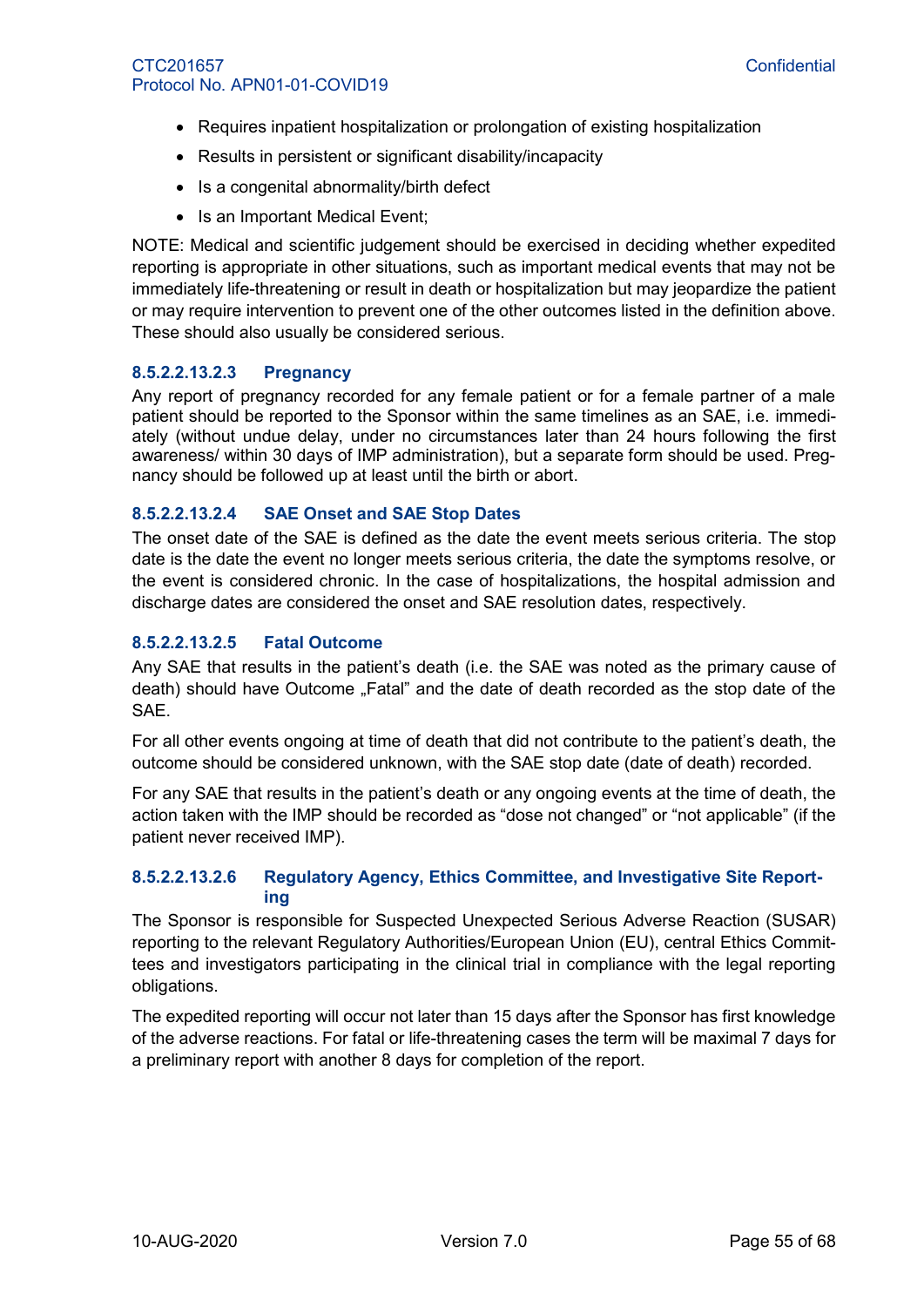- Requires inpatient hospitalization or prolongation of existing hospitalization
- Results in persistent or significant disability/incapacity
- Is a congenital abnormality/birth defect
- Is an Important Medical Event;

NOTE: Medical and scientific judgement should be exercised in deciding whether expedited reporting is appropriate in other situations, such as important medical events that may not be immediately life-threatening or result in death or hospitalization but may jeopardize the patient or may require intervention to prevent one of the other outcomes listed in the definition above. These should also usually be considered serious.

#### 8.5.2.2.13.2.3 Pregnancy

Any report of pregnancy recorded for any female patient or for a female partner of a male patient should be reported to the Sponsor within the same timelines as an SAE, i.e. immediately (without undue delay, under no circumstances later than 24 hours following the first awareness/ within 30 days of IMP administration), but a separate form should be used. Pregnancy should be followed up at least until the birth or abort.

#### 8.5.2.2.13.2.4 SAE Onset and SAE Stop Dates

The onset date of the SAE is defined as the date the event meets serious criteria. The stop date is the date the event no longer meets serious criteria, the date the symptoms resolve, or the event is considered chronic. In the case of hospitalizations, the hospital admission and discharge dates are considered the onset and SAE resolution dates, respectively.

#### 8.5.2.2.13.2.5 Fatal Outcome

Any SAE that results in the patient's death (i.e. the SAE was noted as the primary cause of death) should have Outcome „Fatal" and the date of death recorded as the stop date of the SAE.

For all other events ongoing at time of death that did not contribute to the patient's death, the outcome should be considered unknown, with the SAE stop date (date of death) recorded.

For any SAE that results in the patient's death or any ongoing events at the time of death, the action taken with the IMP should be recorded as "dose not changed" or "not applicable" (if the patient never received IMP).

#### 8.5.2.2.13.2.6 Regulatory Agency, Ethics Committee, and Investigative Site Reporting

The Sponsor is responsible for Suspected Unexpected Serious Adverse Reaction (SUSAR) reporting to the relevant Regulatory Authorities/European Union (EU), central Ethics Committees and investigators participating in the clinical trial in compliance with the legal reporting obligations.

The expedited reporting will occur not later than 15 days after the Sponsor has first knowledge of the adverse reactions. For fatal or life-threatening cases the term will be maximal 7 days for a preliminary report with another 8 days for completion of the report.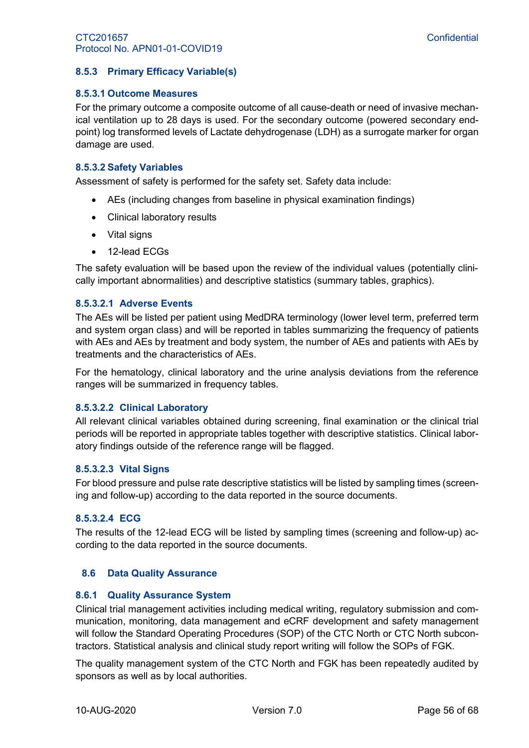### 8.5.3 Primary Efficacy Variable(s)

#### 8.5.3.1 Outcome Measures

For the primary outcome a composite outcome of all cause-death or need of invasive mechanical ventilation up to 28 days is used. For the secondary outcome (powered secondary endpoint) log transformed levels of Lactate dehydrogenase (LDH) as a surrogate marker for organ damage are used.

#### 8.5.3.2 Safety Variables

Assessment of safety is performed for the safety set. Safety data include:

- AEs (including changes from baseline in physical examination findings)
- Clinical laboratory results
- Vital signs
- 12-lead ECGs

The safety evaluation will be based upon the review of the individual values (potentially clinically important abnormalities) and descriptive statistics (summary tables, graphics).

##### 8.5.3.2.1 Adverse Events

The AEs will be listed per patient using MedDRA terminology (lower level term, preferred term and system organ class) and will be reported in tables summarizing the frequency of patients with AEs and AEs by treatment and body system, the number of AEs and patients with AEs by treatments and the characteristics of AEs.

For the hematology, clinical laboratory and the urine analysis deviations from the reference ranges will be summarized in frequency tables.

##### 8.5.3.2.2 Clinical Laboratory

All relevant clinical variables obtained during screening, final examination or the clinical trial periods will be reported in appropriate tables together with descriptive statistics. Clinical laboratory findings outside of the reference range will be flagged.

##### 8.5.3.2.3 Vital Signs

For blood pressure and pulse rate descriptive statistics will be listed by sampling times (screening and follow-up) according to the data reported in the source documents.

##### 8.5.3.2.4 ECG

The results of the 12-lead ECG will be listed by sampling times (screening and follow-up) according to the data reported in the source documents.

## 8.6 Data Quality Assurance

### 8.6.1 Quality Assurance System

Clinical trial management activities including medical writing, regulatory submission and communication, monitoring, data management and eCRF development and safety management will follow the Standard Operating Procedures (SOP) of the CTC North or CTC North subcontractors. Statistical analysis and clinical study report writing will follow the SOPs of FGK.

The quality management system of the CTC North and FGK has been repeatedly audited by sponsors as well as by local authorities.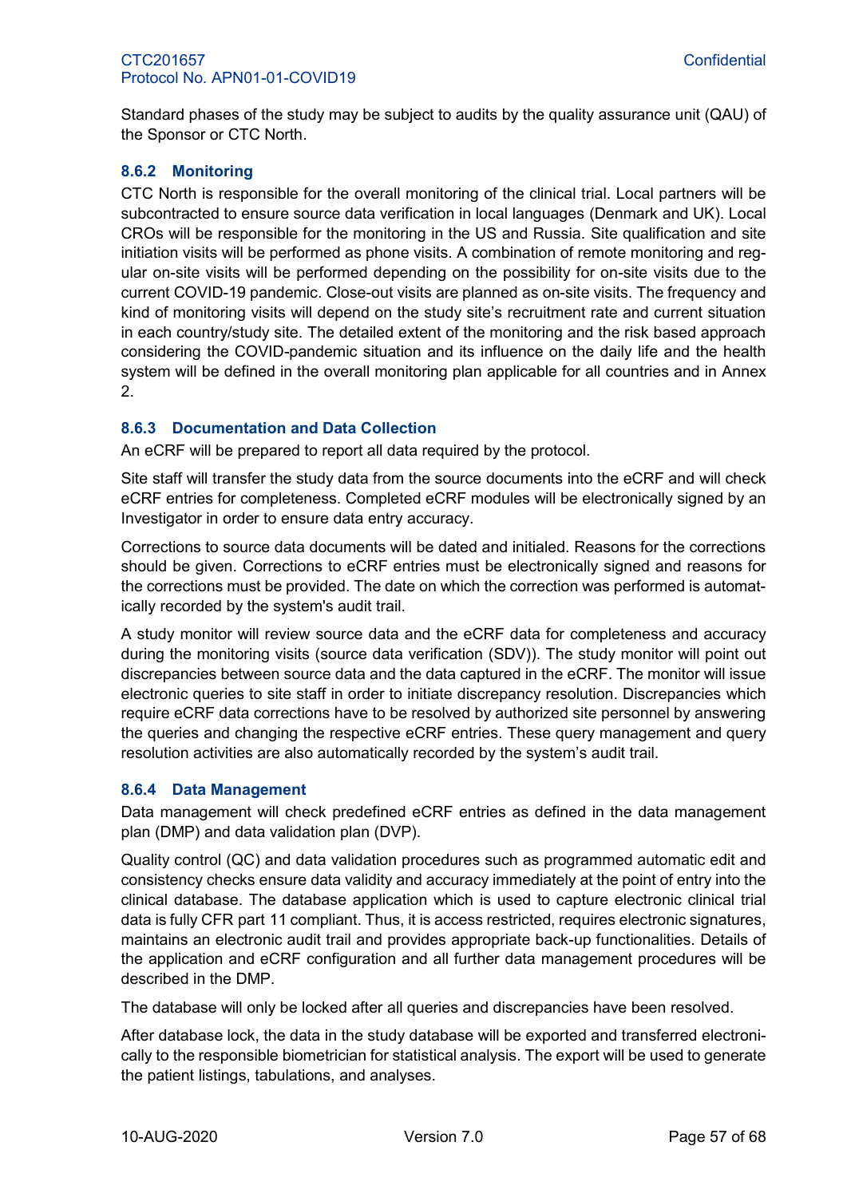Standard phases of the study may be subject to audits by the quality assurance unit (QAU) of the Sponsor or CTC North.

### 8.6.2 Monitoring

CTC North is responsible for the overall monitoring of the clinical trial. Local partners will be subcontracted to ensure source data verification in local languages (Denmark and UK). Local CROs will be responsible for the monitoring in the US and Russia. Site qualification and site initiation visits will be performed as phone visits. A combination of remote monitoring and regular on-site visits will be performed depending on the possibility for on-site visits due to the current COVID-19 pandemic. Close-out visits are planned as on-site visits. The frequency and kind of monitoring visits will depend on the study site's recruitment rate and current situation in each country/study site. The detailed extent of the monitoring and the risk based approach considering the COVID-pandemic situation and its influence on the daily life and the health system will be defined in the overall monitoring plan applicable for all countries and in Annex 2.

### 8.6.3 Documentation and Data Collection

An eCRF will be prepared to report all data required by the protocol.

Site staff will transfer the study data from the source documents into the eCRF and will check eCRF entries for completeness. Completed eCRF modules will be electronically signed by an Investigator in order to ensure data entry accuracy.

Corrections to source data documents will be dated and initialed. Reasons for the corrections should be given. Corrections to eCRF entries must be electronically signed and reasons for the corrections must be provided. The date on which the correction was performed is automatically recorded by the system's audit trail.

A study monitor will review source data and the eCRF data for completeness and accuracy during the monitoring visits (source data verification (SDV)). The study monitor will point out discrepancies between source data and the data captured in the eCRF. The monitor will issue electronic queries to site staff in order to initiate discrepancy resolution. Discrepancies which require eCRF data corrections have to be resolved by authorized site personnel by answering the queries and changing the respective eCRF entries. These query management and query resolution activities are also automatically recorded by the system's audit trail.

### 8.6.4 Data Management

Data management will check predefined eCRF entries as defined in the data management plan (DMP) and data validation plan (DVP).

Quality control (QC) and data validation procedures such as programmed automatic edit and consistency checks ensure data validity and accuracy immediately at the point of entry into the clinical database. The database application which is used to capture electronic clinical trial data is fully CFR part 11 compliant. Thus, it is access restricted, requires electronic signatures, maintains an electronic audit trail and provides appropriate back-up functionalities. Details of the application and eCRF configuration and all further data management procedures will be described in the DMP.

The database will only be locked after all queries and discrepancies have been resolved.

After database lock, the data in the study database will be exported and transferred electronically to the responsible biometrician for statistical analysis. The export will be used to generate the patient listings, tabulations, and analyses.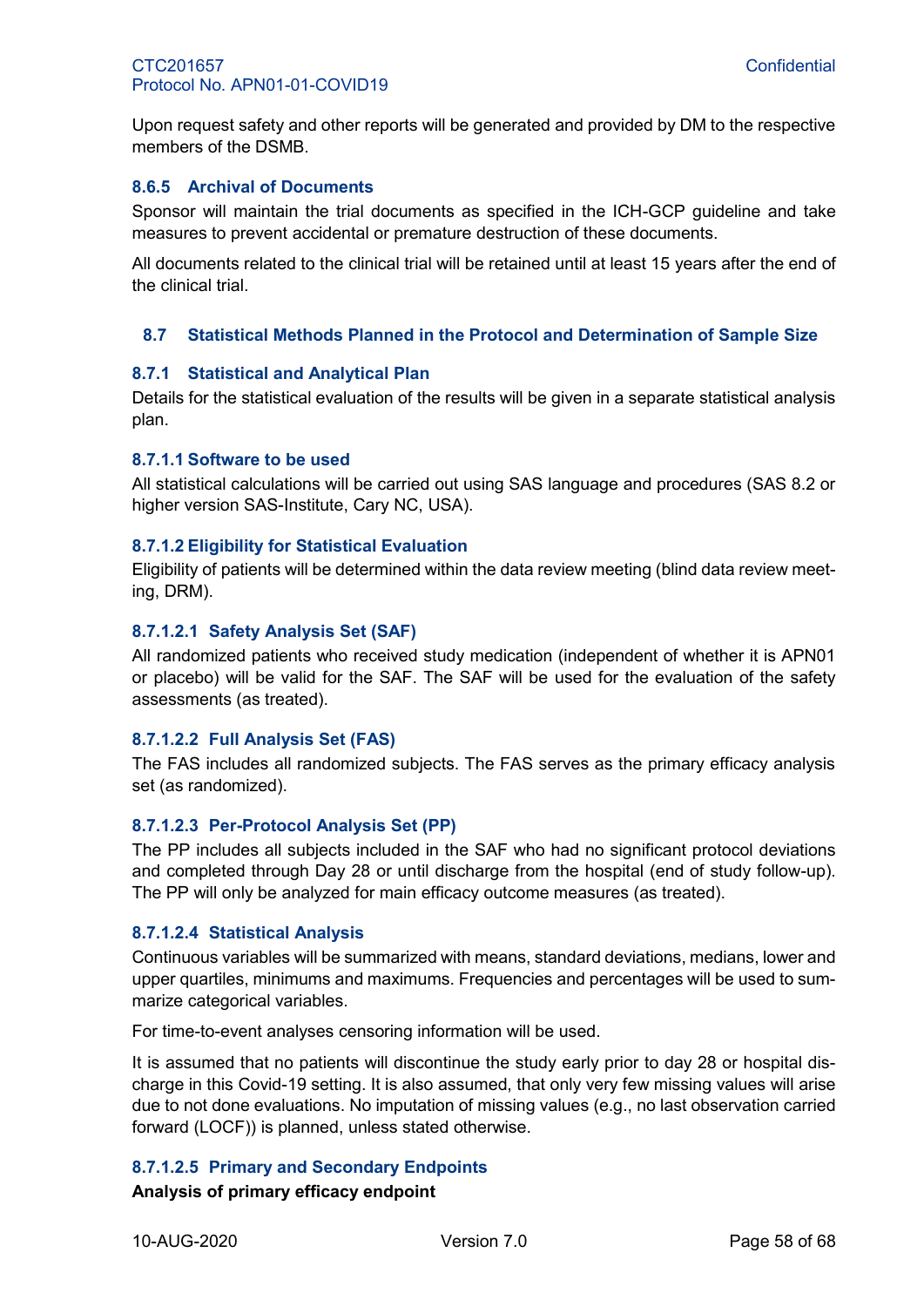Upon request safety and other reports will be generated and provided by DM to the respective members of the DSMB.

#### 8.6.5 Archival of Documents

Sponsor will maintain the trial documents as specified in the ICH-GCP guideline and take measures to prevent accidental or premature destruction of these documents.

All documents related to the clinical trial will be retained until at least 15 years after the end of the clinical trial.

### 8.7 Statistical Methods Planned in the Protocol and Determination of Sample Size

#### 8.7.1 Statistical and Analytical Plan

Details for the statistical evaluation of the results will be given in a separate statistical analysis plan.

##### 8.7.1.1 Software to be used

All statistical calculations will be carried out using SAS language and procedures (SAS 8.2 or higher version SAS-Institute, Cary NC, USA).

##### 8.7.1.2 Eligibility for Statistical Evaluation

Eligibility of patients will be determined within the data review meeting (blind data review meeting, DRM).

###### 8.7.1.2.1 Safety Analysis Set (SAF)

All randomized patients who received study medication (independent of whether it is APN01 or placebo) will be valid for the SAF. The SAF will be used for the evaluation of the safety assessments (as treated).

###### 8.7.1.2.2 Full Analysis Set (FAS)

The FAS includes all randomized subjects. The FAS serves as the primary efficacy analysis set (as randomized).

###### 8.7.1.2.3 Per-Protocol Analysis Set (PP)

The PP includes all subjects included in the SAF who had no significant protocol deviations and completed through Day 28 or until discharge from the hospital (end of study follow-up). The PP will only be analyzed for main efficacy outcome measures (as treated).

###### 8.7.1.2.4 Statistical Analysis

Continuous variables will be summarized with means, standard deviations, medians, lower and upper quartiles, minimums and maximums. Frequencies and percentages will be used to summarize categorical variables.

For time-to-event analyses censoring information will be used.

It is assumed that no patients will discontinue the study early prior to day 28 or hospital discharge in this Covid-19 setting. It is also assumed, that only very few missing values will arise due to not done evaluations. No imputation of missing values (e.g., no last observation carried forward (LOCF)) is planned, unless stated otherwise.

###### 8.7.1.2.5 Primary and Secondary Endpoints

**Analysis of primary efficacy endpoint**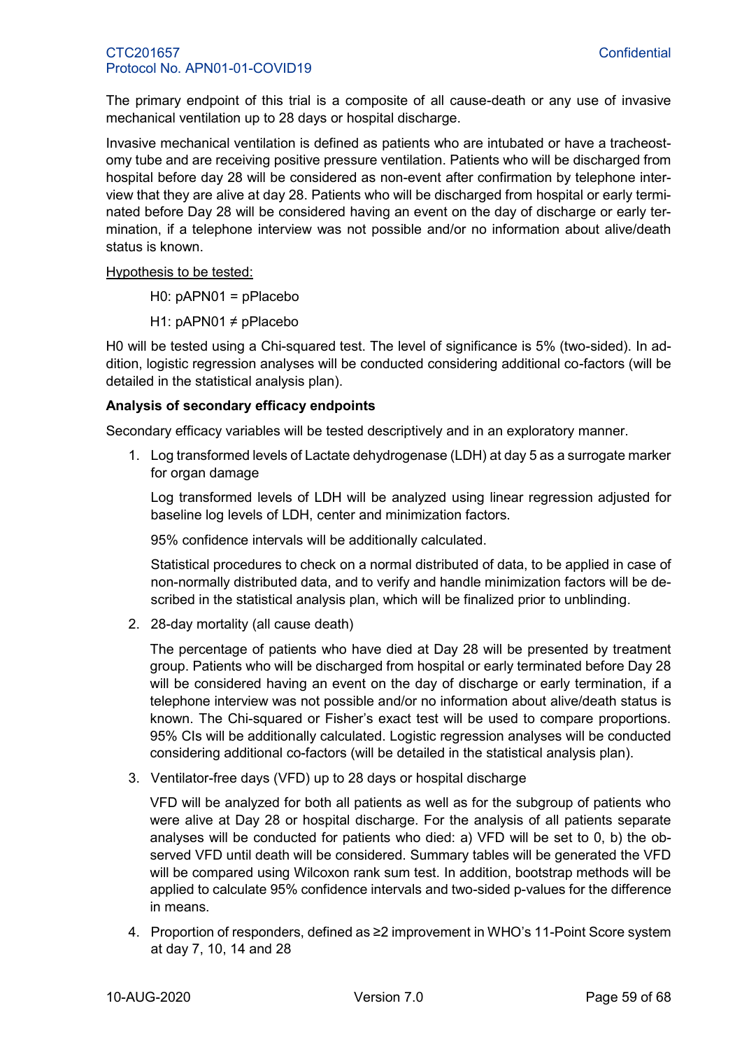The primary endpoint of this trial is a composite of all cause-death or any use of invasive mechanical ventilation up to 28 days or hospital discharge.

Invasive mechanical ventilation is defined as patients who are intubated or have a tracheostomy tube and are receiving positive pressure ventilation. Patients who will be discharged from hospital before day 28 will be considered as non-event after confirmation by telephone interview that they are alive at day 28. Patients who will be discharged from hospital or early terminated before Day 28 will be considered having an event on the day of discharge or early termination, if a telephone interview was not possible and/or no information about alive/death status is known.

Hypothesis to be tested:

H0: pAPN01 = pPlacebo

H1: pAPN01 ≠ pPlacebo

H0 will be tested using a Chi-squared test. The level of significance is 5% (two-sided). In addition, logistic regression analyses will be conducted considering additional co-factors (will be detailed in the statistical analysis plan).

**Analysis of secondary efficacy endpoints**

Secondary efficacy variables will be tested descriptively and in an exploratory manner.

1. Log transformed levels of Lactate dehydrogenase (LDH) at day 5 as a surrogate marker for organ damage

   Log transformed levels of LDH will be analyzed using linear regression adjusted for baseline log levels of LDH, center and minimization factors.

   95% confidence intervals will be additionally calculated.

   Statistical procedures to check on a normal distributed of data, to be applied in case of non-normally distributed data, and to verify and handle minimization factors will be described in the statistical analysis plan, which will be finalized prior to unblinding.

2. 28-day mortality (all cause death)

   The percentage of patients who have died at Day 28 will be presented by treatment group. Patients who will be discharged from hospital or early terminated before Day 28 will be considered having an event on the day of discharge or early termination, if a telephone interview was not possible and/or no information about alive/death status is known. The Chi-squared or Fisher's exact test will be used to compare proportions. 95% CIs will be additionally calculated. Logistic regression analyses will be conducted considering additional co-factors (will be detailed in the statistical analysis plan).

3. Ventilator-free days (VFD) up to 28 days or hospital discharge

   VFD will be analyzed for both all patients as well as for the subgroup of patients who were alive at Day 28 or hospital discharge. For the analysis of all patients separate analyses will be conducted for patients who died: a) VFD will be set to 0, b) the observed VFD until death will be considered. Summary tables will be generated the VFD will be compared using Wilcoxon rank sum test. In addition, bootstrap methods will be applied to calculate 95% confidence intervals and two-sided p-values for the difference in means.

4. Proportion of responders, defined as ≥2 improvement in WHO's 11-Point Score system at day 7, 10, 14 and 28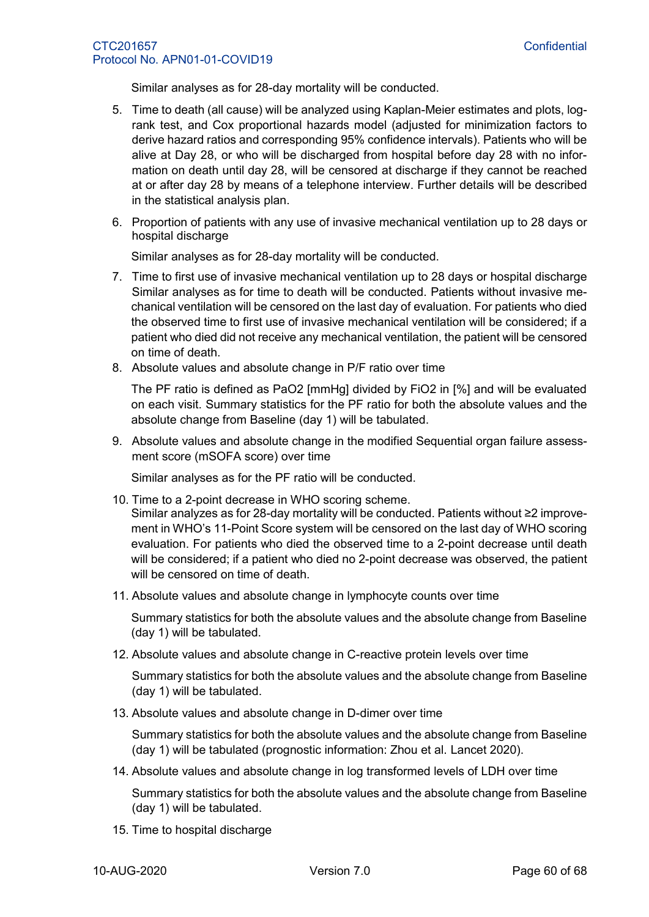Similar analyses as for 28-day mortality will be conducted.

5. Time to death (all cause) will be analyzed using Kaplan-Meier estimates and plots, log-rank test, and Cox proportional hazards model (adjusted for minimization factors to derive hazard ratios and corresponding 95% confidence intervals). Patients who will be alive at Day 28, or who will be discharged from hospital before day 28 with no information on death until day 28, will be censored at discharge if they cannot be reached at or after day 28 by means of a telephone interview. Further details will be described in the statistical analysis plan.

6. Proportion of patients with any use of invasive mechanical ventilation up to 28 days or hospital discharge

   Similar analyses as for 28-day mortality will be conducted.

7. Time to first use of invasive mechanical ventilation up to 28 days or hospital discharge
   Similar analyses as for time to death will be conducted. Patients without invasive mechanical ventilation will be censored on the last day of evaluation. For patients who died the observed time to first use of invasive mechanical ventilation will be considered; if a patient who died did not receive any mechanical ventilation, the patient will be censored on time of death.

8. Absolute values and absolute change in P/F ratio over time

   The PF ratio is defined as $PaO_2$ [mmHg] divided by $FiO_2$ in [%] and will be evaluated on each visit. Summary statistics for the PF ratio for both the absolute values and the absolute change from Baseline (day 1) will be tabulated.

9. Absolute values and absolute change in the modified Sequential organ failure assessment score (mSOFA score) over time

   Similar analyses as for the PF ratio will be conducted.

10. Time to a 2-point decrease in WHO scoring scheme.
    Similar analyzes as for 28-day mortality will be conducted. Patients without ≥2 improvement in WHO's 11-Point Score system will be censored on the last day of WHO scoring evaluation. For patients who died the observed time to a 2-point decrease until death will be considered; if a patient who died no 2-point decrease was observed, the patient will be censored on time of death.

11. Absolute values and absolute change in lymphocyte counts over time

    Summary statistics for both the absolute values and the absolute change from Baseline (day 1) will be tabulated.

12. Absolute values and absolute change in C-reactive protein levels over time

    Summary statistics for both the absolute values and the absolute change from Baseline (day 1) will be tabulated.

13. Absolute values and absolute change in D-dimer over time

    Summary statistics for both the absolute values and the absolute change from Baseline (day 1) will be tabulated (prognostic information: Zhou et al. Lancet 2020).

14. Absolute values and absolute change in log transformed levels of LDH over time

    Summary statistics for both the absolute values and the absolute change from Baseline (day 1) will be tabulated.

15. Time to hospital discharge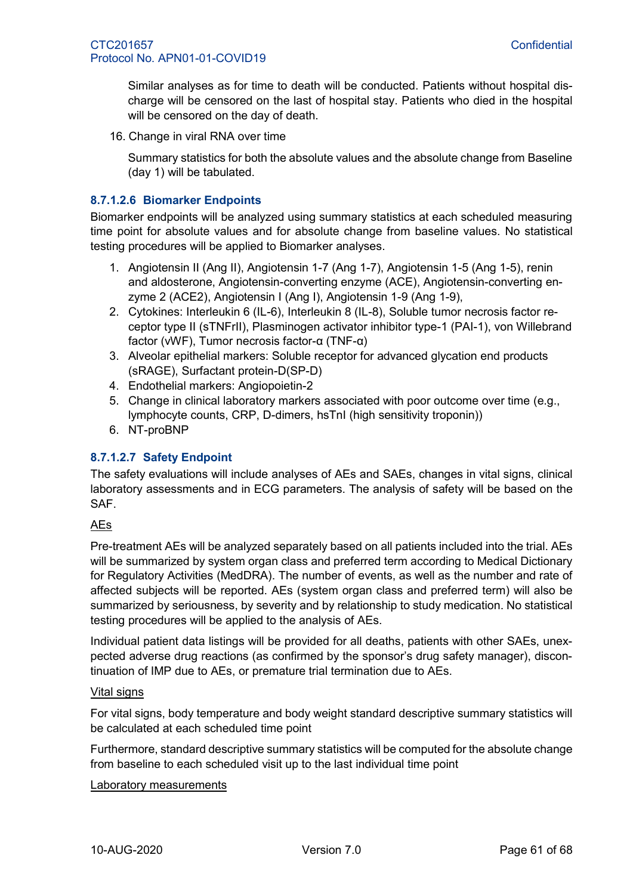Similar analyses as for time to death will be conducted. Patients without hospital discharge will be censored on the last of hospital stay. Patients who died in the hospital will be censored on the day of death.

16. Change in viral RNA over time

    Summary statistics for both the absolute values and the absolute change from Baseline (day 1) will be tabulated.

#### 8.7.1.2.6 Biomarker Endpoints

Biomarker endpoints will be analyzed using summary statistics at each scheduled measuring time point for absolute values and for absolute change from baseline values. No statistical testing procedures will be applied to Biomarker analyses.

1. Angiotensin II (Ang II), Angiotensin 1-7 (Ang 1-7), Angiotensin 1-5 (Ang 1-5), renin and aldosterone, Angiotensin-converting enzyme (ACE), Angiotensin-converting enzyme 2 (ACE2), Angiotensin I (Ang I), Angiotensin 1-9 (Ang 1-9),
2. Cytokines: Interleukin 6 (IL-6), Interleukin 8 (IL-8), Soluble tumor necrosis factor receptor type II (sTNFrII), Plasminogen activator inhibitor type-1 (PAI-1), von Willebrand factor (vWF), Tumor necrosis factor-α (TNF-α)
3. Alveolar epithelial markers: Soluble receptor for advanced glycation end products (sRAGE), Surfactant protein-D(SP-D)
4. Endothelial markers: Angiopoietin-2
5. Change in clinical laboratory markers associated with poor outcome over time (e.g., lymphocyte counts, CRP, D-dimers, hsTnI (high sensitivity troponin))
6. NT-proBNP

#### 8.7.1.2.7 Safety Endpoint

The safety evaluations will include analyses of AEs and SAEs, changes in vital signs, clinical laboratory assessments and in ECG parameters. The analysis of safety will be based on the SAF.

AEs

Pre-treatment AEs will be analyzed separately based on all patients included into the trial. AEs will be summarized by system organ class and preferred term according to Medical Dictionary for Regulatory Activities (MedDRA). The number of events, as well as the number and rate of affected subjects will be reported. AEs (system organ class and preferred term) will also be summarized by seriousness, by severity and by relationship to study medication. No statistical testing procedures will be applied to the analysis of AEs.

Individual patient data listings will be provided for all deaths, patients with other SAEs, unexpected adverse drug reactions (as confirmed by the sponsor's drug safety manager), discontinuation of IMP due to AEs, or premature trial termination due to AEs.

Vital signs

For vital signs, body temperature and body weight standard descriptive summary statistics will be calculated at each scheduled time point

Furthermore, standard descriptive summary statistics will be computed for the absolute change from baseline to each scheduled visit up to the last individual time point

Laboratory measurements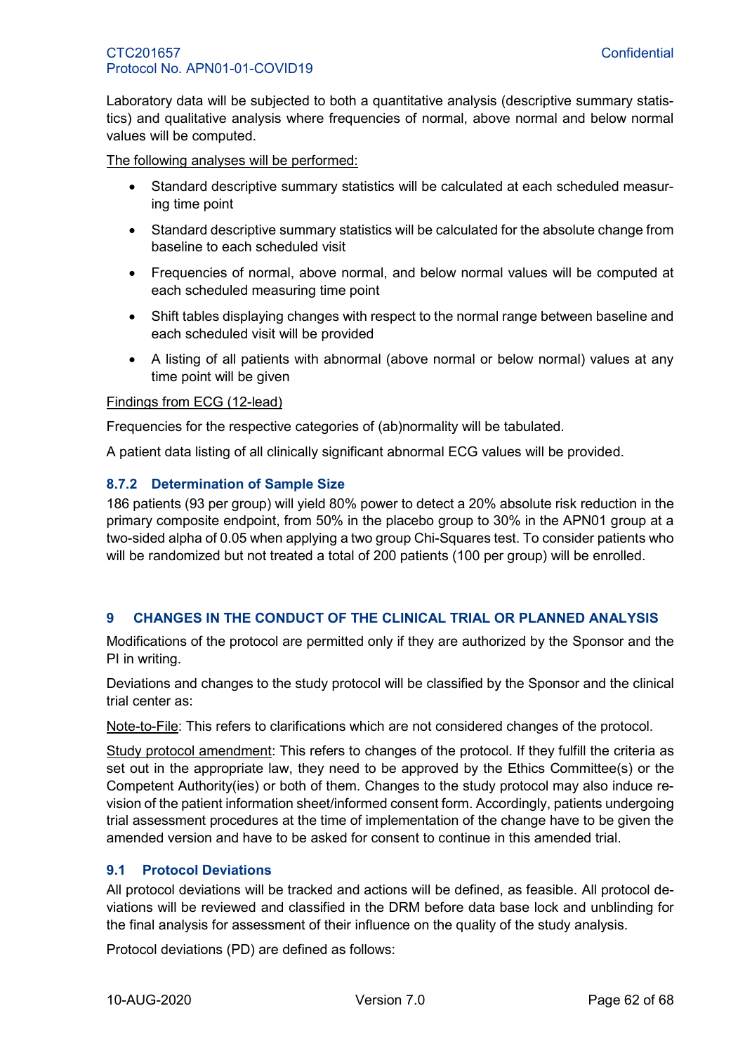Laboratory data will be subjected to both a quantitative analysis (descriptive summary statistics) and qualitative analysis where frequencies of normal, above normal and below normal values will be computed.

The following analyses will be performed:

- Standard descriptive summary statistics will be calculated at each scheduled measuring time point
- Standard descriptive summary statistics will be calculated for the absolute change from baseline to each scheduled visit
- Frequencies of normal, above normal, and below normal values will be computed at each scheduled measuring time point
- Shift tables displaying changes with respect to the normal range between baseline and each scheduled visit will be provided
- A listing of all patients with abnormal (above normal or below normal) values at any time point will be given

Findings from ECG (12-lead)

Frequencies for the respective categories of (ab)normality will be tabulated.

A patient data listing of all clinically significant abnormal ECG values will be provided.

### 8.7.2 Determination of Sample Size

186 patients (93 per group) will yield 80% power to detect a 20% absolute risk reduction in the primary composite endpoint, from 50% in the placebo group to 30% in the APN01 group at a two-sided alpha of 0.05 when applying a two group Chi-Squares test. To consider patients who will be randomized but not treated a total of 200 patients (100 per group) will be enrolled.

# 9 CHANGES IN THE CONDUCT OF THE CLINICAL TRIAL OR PLANNED ANALYSIS

Modifications of the protocol are permitted only if they are authorized by the Sponsor and the PI in writing.

Deviations and changes to the study protocol will be classified by the Sponsor and the clinical trial center as:

Note-to-File: This refers to clarifications which are not considered changes of the protocol.

Study protocol amendment: This refers to changes of the protocol. If they fulfill the criteria as set out in the appropriate law, they need to be approved by the Ethics Committee(s) or the Competent Authority(ies) or both of them. Changes to the study protocol may also induce revision of the patient information sheet/informed consent form. Accordingly, patients undergoing trial assessment procedures at the time of implementation of the change have to be given the amended version and have to be asked for consent to continue in this amended trial.

## 9.1 Protocol Deviations

All protocol deviations will be tracked and actions will be defined, as feasible. All protocol deviations will be reviewed and classified in the DRM before data base lock and unblinding for the final analysis for assessment of their influence on the quality of the study analysis.

Protocol deviations (PD) are defined as follows: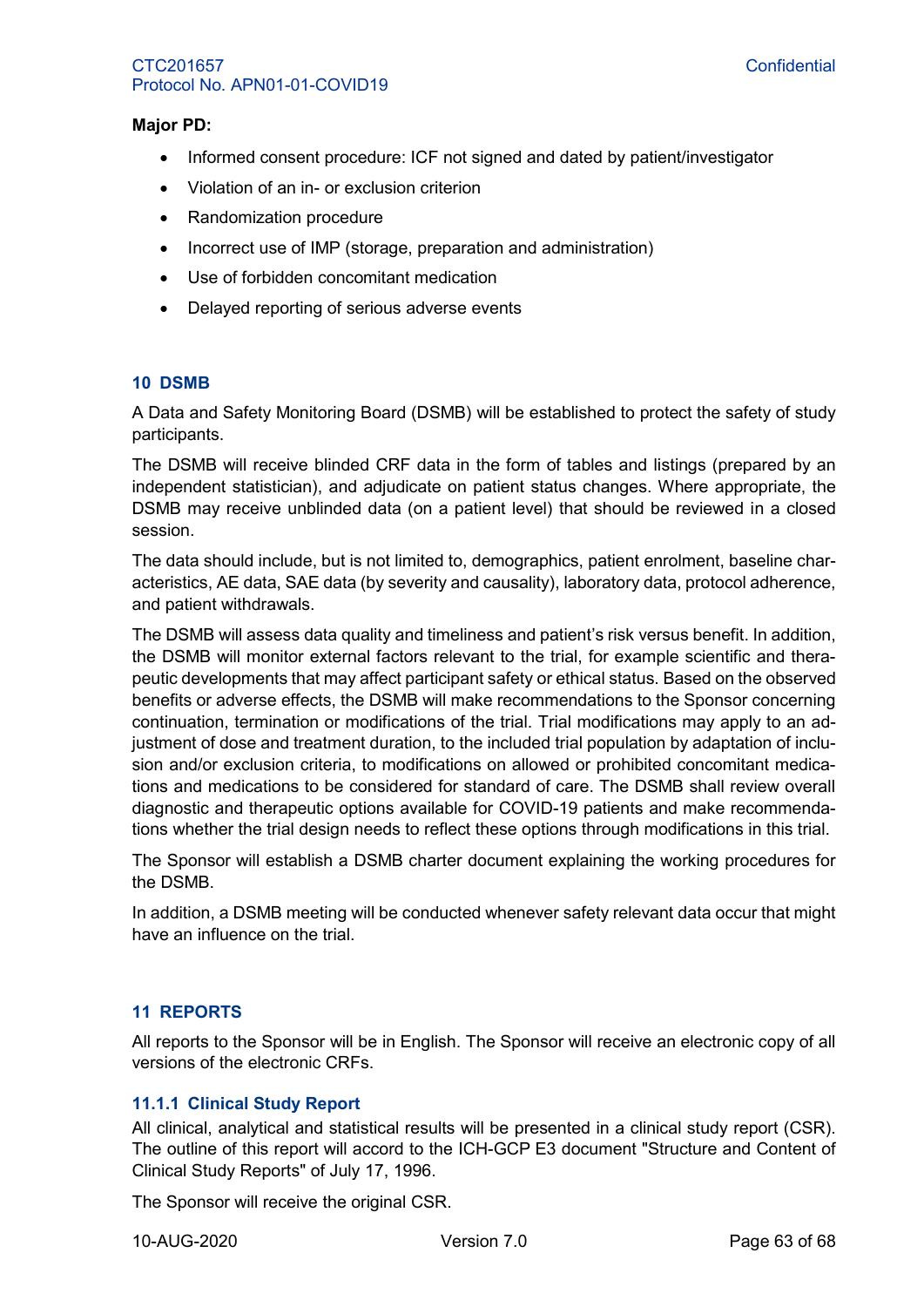**Major PD:**

- Informed consent procedure: ICF not signed and dated by patient/investigator
- Violation of an in- or exclusion criterion
- Randomization procedure
- Incorrect use of IMP (storage, preparation and administration)
- Use of forbidden concomitant medication
- Delayed reporting of serious adverse events

## 10 DSMB

A Data and Safety Monitoring Board (DSMB) will be established to protect the safety of study participants.

The DSMB will receive blinded CRF data in the form of tables and listings (prepared by an independent statistician), and adjudicate on patient status changes. Where appropriate, the DSMB may receive unblinded data (on a patient level) that should be reviewed in a closed session.

The data should include, but is not limited to, demographics, patient enrolment, baseline characteristics, AE data, SAE data (by severity and causality), laboratory data, protocol adherence, and patient withdrawals.

The DSMB will assess data quality and timeliness and patient's risk versus benefit. In addition, the DSMB will monitor external factors relevant to the trial, for example scientific and therapeutic developments that may affect participant safety or ethical status. Based on the observed benefits or adverse effects, the DSMB will make recommendations to the Sponsor concerning continuation, termination or modifications of the trial. Trial modifications may apply to an adjustment of dose and treatment duration, to the included trial population by adaptation of inclusion and/or exclusion criteria, to modifications on allowed or prohibited concomitant medications and medications to be considered for standard of care. The DSMB shall review overall diagnostic and therapeutic options available for COVID-19 patients and make recommendations whether the trial design needs to reflect these options through modifications in this trial.

The Sponsor will establish a DSMB charter document explaining the working procedures for the DSMB.

In addition, a DSMB meeting will be conducted whenever safety relevant data occur that might have an influence on the trial.

## 11 REPORTS

All reports to the Sponsor will be in English. The Sponsor will receive an electronic copy of all versions of the electronic CRFs.

### 11.1.1 Clinical Study Report

All clinical, analytical and statistical results will be presented in a clinical study report (CSR). The outline of this report will accord to the ICH-GCP E3 document "Structure and Content of Clinical Study Reports" of July 17, 1996.

The Sponsor will receive the original CSR.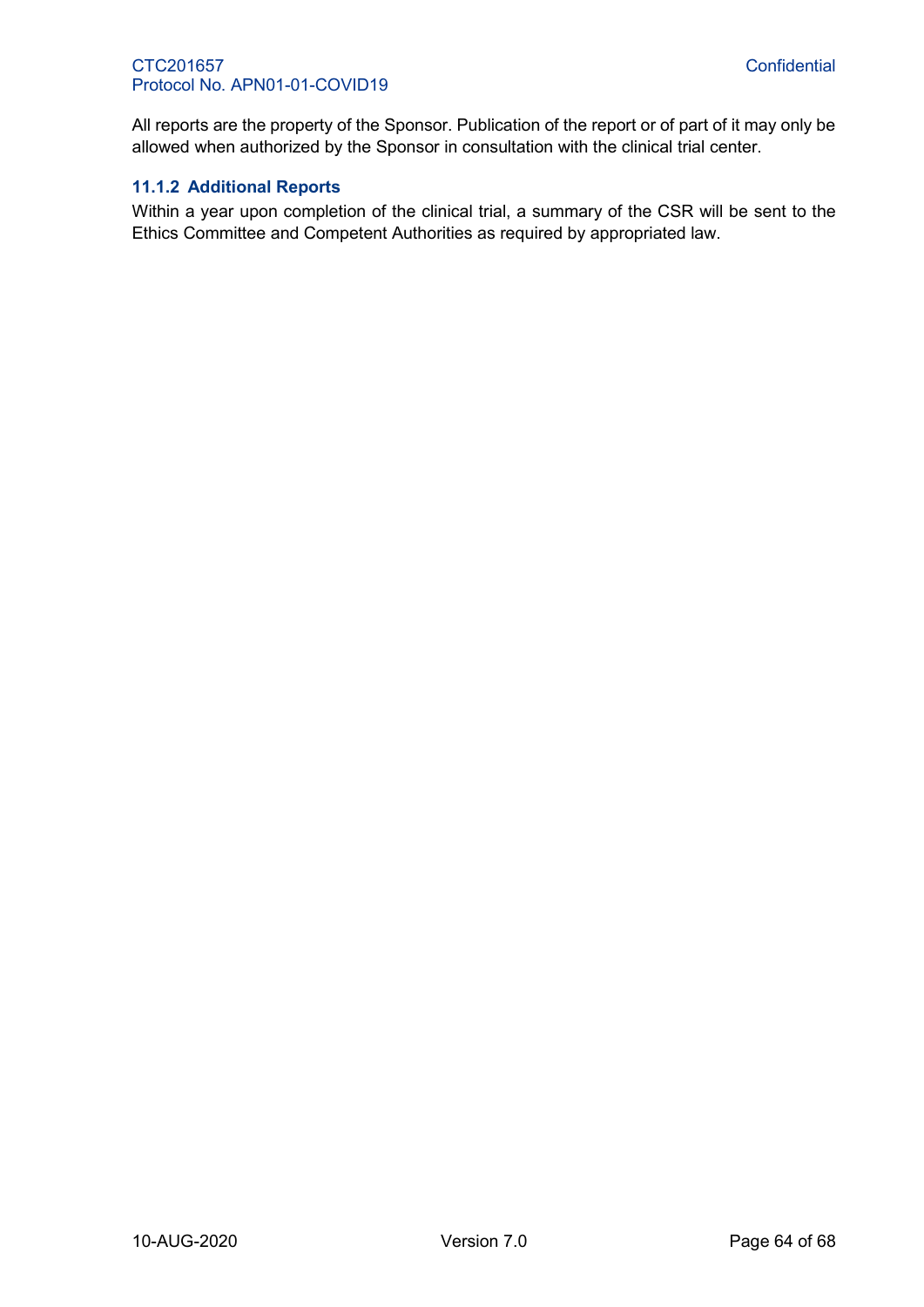All reports are the property of the Sponsor. Publication of the report or of part of it may only be allowed when authorized by the Sponsor in consultation with the clinical trial center.

### 11.1.2 Additional Reports

Within a year upon completion of the clinical trial, a summary of the CSR will be sent to the Ethics Committee and Competent Authorities as required by appropriated law.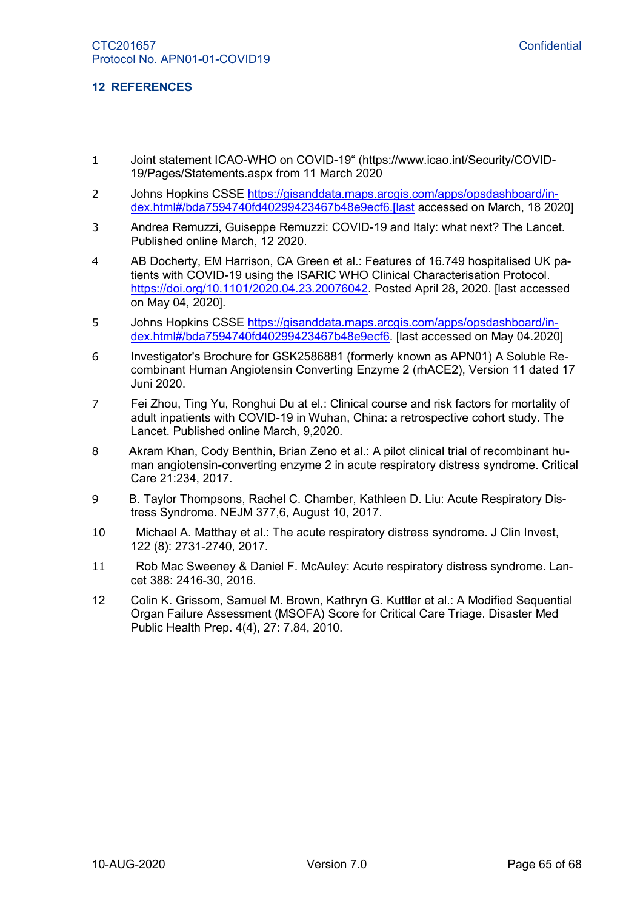## 12 REFERENCES

---

1. Joint statement ICAO-WHO on COVID-19“ (https://www.icao.int/Security/COVID-19/Pages/Statements.aspx from 11 March 2020

2. Johns Hopkins CSSE https://gisanddata.maps.arcgis.com/apps/opsdashboard/index.html#/bda7594740fd40299423467b48e9ecf6.[last accessed on March, 18 2020]

3. Andrea Remuzzi, Guiseppe Remuzzi: COVID-19 and Italy: what next? The Lancet. Published online March, 12 2020.

4. AB Docherty, EM Harrison, CA Green et al.: Features of 16.749 hospitalised UK patients with COVID-19 using the ISARIC WHO Clinical Characterisation Protocol. https://doi.org/10.1101/2020.04.23.20076042. Posted April 28, 2020. [last accessed on May 04, 2020].

5. Johns Hopkins CSSE https://gisanddata.maps.arcgis.com/apps/opsdashboard/index.html#/bda7594740fd40299423467b48e9ecf6. [last accessed on May 04.2020]

6. Investigator's Brochure for GSK2586881 (formerly known as APN01) A Soluble Recombinant Human Angiotensin Converting Enzyme 2 (rhACE2), Version 11 dated 17 Juni 2020.

7. Fei Zhou, Ting Yu, Ronghui Du at el.: Clinical course and risk factors for mortality of adult inpatients with COVID-19 in Wuhan, China: a retrospective cohort study. The Lancet. Published online March, 9,2020.

8. Akram Khan, Cody Benthin, Brian Zeno et al.: A pilot clinical trial of recombinant human angiotensin-converting enzyme 2 in acute respiratory distress syndrome. Critical Care 21:234, 2017.

9. B. Taylor Thompsons, Rachel C. Chamber, Kathleen D. Liu: Acute Respiratory Distress Syndrome. NEJM 377,6, August 10, 2017.

10. Michael A. Matthay et al.: The acute respiratory distress syndrome. J Clin Invest, 122 (8): 2731-2740, 2017.

11. Rob Mac Sweeney & Daniel F. McAuley: Acute respiratory distress syndrome. Lancet 388: 2416-30, 2016.

12. Colin K. Grissom, Samuel M. Brown, Kathryn G. Kuttler et al.: A Modified Sequential Organ Failure Assessment (MSOFA) Score for Critical Care Triage. Disaster Med Public Health Prep. 4(4), 27: 7.84, 2010.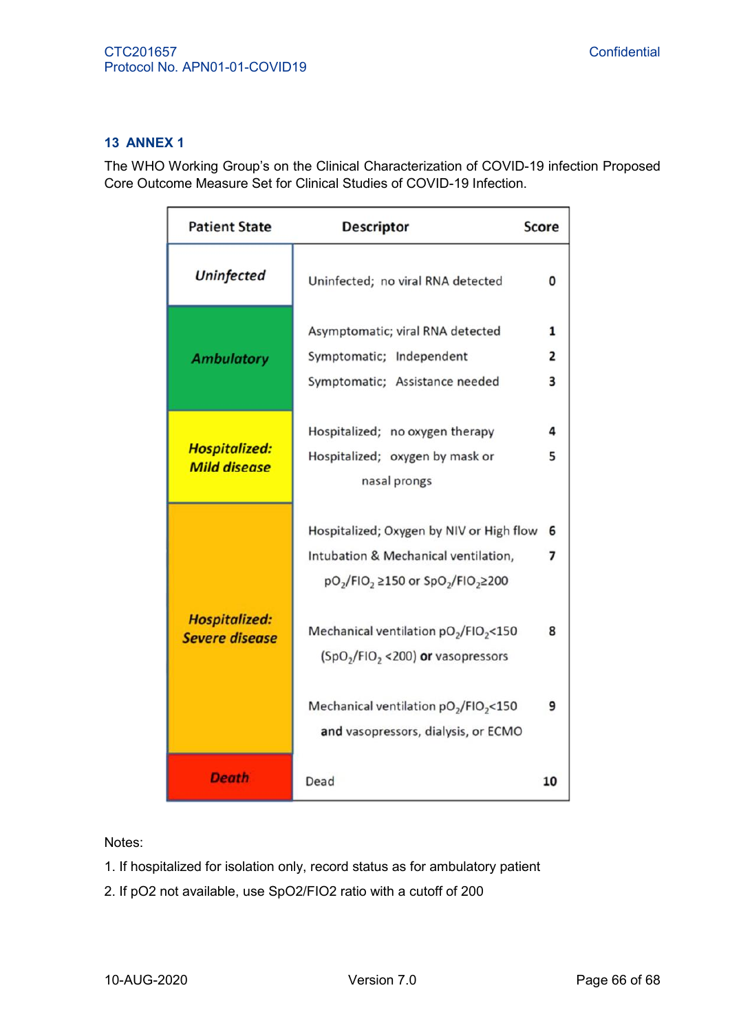## 13 ANNEX 1

The WHO Working Group's on the Clinical Characterization of COVID-19 infection Proposed Core Outcome Measure Set for Clinical Studies of COVID-19 Infection.

| Patient State | Descriptor | Score |
|---|---|---|
| *Uninfected* | Uninfected; no viral RNA detected | 0 |
| *Ambulatory* | Asymptomatic; viral RNA detected | 1 |
| | Symptomatic; Independent | 2 |
| | Symptomatic; Assistance needed | 3 |
| *Hospitalized: Mild disease* | Hospitalized; no oxygen therapy | 4 |
| | Hospitalized; oxygen by mask or nasal prongs | 5 |
| *Hospitalized: Severe disease* | Hospitalized; Oxygen by NIV or High flow | 6 |
| | Intubation & Mechanical ventilation, $pO_2/FIO_2 \geq 150$ or $SpO_2/FIO_2 \geq 200$ | 7 |
| | Mechanical ventilation $pO_2/FIO_2 < 150$ ($SpO_2/FIO_2 < 200$) **or** vasopressors | 8 |
| | Mechanical ventilation $pO_2/FIO_2 < 150$ **and** vasopressors, dialysis, or ECMO | 9 |
| *Death* | Dead | 10 |

Notes:

1. If hospitalized for isolation only, record status as for ambulatory patient
2. If pO2 not available, use SpO2/FIO2 ratio with a cutoff of 200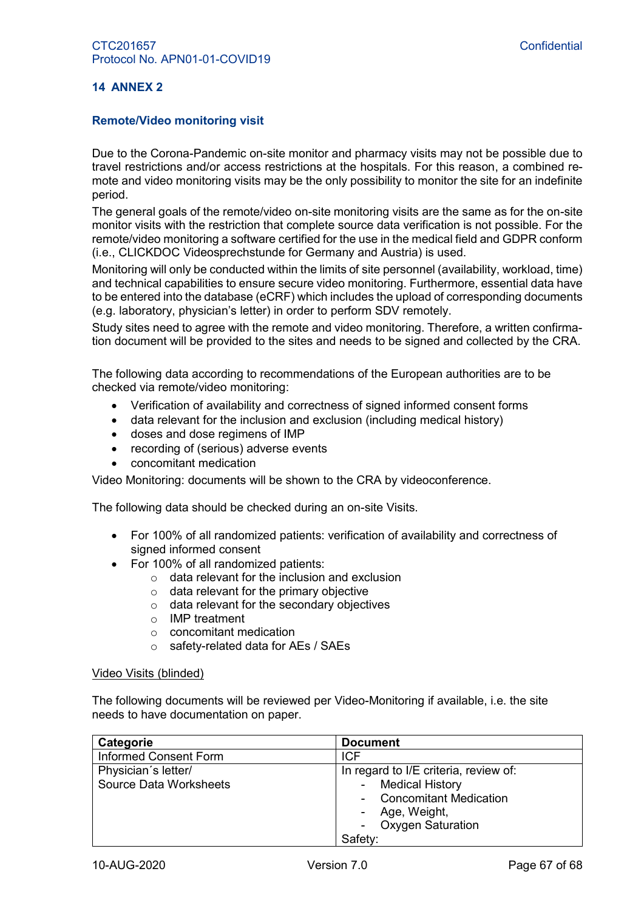# 14 ANNEX 2

## Remote/Video monitoring visit

Due to the Corona-Pandemic on-site monitor and pharmacy visits may not be possible due to travel restrictions and/or access restrictions at the hospitals. For this reason, a combined remote and video monitoring visits may be the only possibility to monitor the site for an indefinite period.

The general goals of the remote/video on-site monitoring visits are the same as for the on-site monitor visits with the restriction that complete source data verification is not possible. For the remote/video monitoring a software certified for the use in the medical field and GDPR conform (i.e., CLICKDOC Videosprechstunde for Germany and Austria) is used.

Monitoring will only be conducted within the limits of site personnel (availability, workload, time) and technical capabilities to ensure secure video monitoring. Furthermore, essential data have to be entered into the database (eCRF) which includes the upload of corresponding documents (e.g. laboratory, physician's letter) in order to perform SDV remotely.

Study sites need to agree with the remote and video monitoring. Therefore, a written confirmation document will be provided to the sites and needs to be signed and collected by the CRA.

The following data according to recommendations of the European authorities are to be checked via remote/video monitoring:

- Verification of availability and correctness of signed informed consent forms
- data relevant for the inclusion and exclusion (including medical history)
- doses and dose regimens of IMP
- recording of (serious) adverse events
- concomitant medication

Video Monitoring: documents will be shown to the CRA by videoconference.

The following data should be checked during an on-site Visits.

- For 100% of all randomized patients: verification of availability and correctness of signed informed consent
- For 100% of all randomized patients:
  - data relevant for the inclusion and exclusion
  - data relevant for the primary objective
  - data relevant for the secondary objectives
  - IMP treatment
  - concomitant medication
  - safety-related data for AEs / SAEs

Video Visits (blinded)

The following documents will be reviewed per Video-Monitoring if available, i.e. the site needs to have documentation on paper.

| Categorie | Document |
|---|---|
| Informed Consent Form | ICF |
| Physician´s letter/<br>Source Data Worksheets | In regard to I/E criteria, review of:<br>- Medical History<br>- Concomitant Medication<br>- Age, Weight,<br>- Oxygen Saturation<br>Safety: |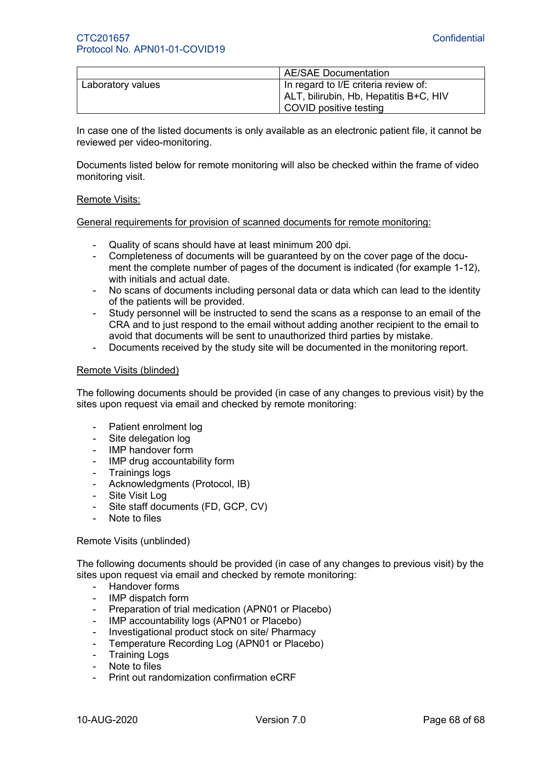| | |
|---|---|
| | AE/SAE Documentation |
| Laboratory values | In regard to I/E criteria review of:<br>ALT, bilirubin, Hb, Hepatitis B+C, HIV<br>COVID positive testing |

In case one of the listed documents is only available as an electronic patient file, it cannot be reviewed per video-monitoring.

Documents listed below for remote monitoring will also be checked within the frame of video monitoring visit.

<u>Remote Visits:</u>

<u>General requirements for provision of scanned documents for remote monitoring:</u>

- Quality of scans should have at least minimum 200 dpi.
- Completeness of documents will be guaranteed by on the cover page of the document the complete number of pages of the document is indicated (for example 1-12), with initials and actual date.
- No scans of documents including personal data or data which can lead to the identity of the patients will be provided.
- Study personnel will be instructed to send the scans as a response to an email of the CRA and to just respond to the email without adding another recipient to the email to avoid that documents will be sent to unauthorized third parties by mistake.
- Documents received by the study site will be documented in the monitoring report.

<u>Remote Visits (blinded)</u>

The following documents should be provided (in case of any changes to previous visit) by the sites upon request via email and checked by remote monitoring:

- Patient enrolment log
- Site delegation log
- IMP handover form
- IMP drug accountability form
- Trainings logs
- Acknowledgments (Protocol, IB)
- Site Visit Log
- Site staff documents (FD, GCP, CV)
- Note to files

Remote Visits (unblinded)

The following documents should be provided (in case of any changes to previous visit) by the sites upon request via email and checked by remote monitoring:

- Handover forms
- IMP dispatch form
- Preparation of trial medication (APN01 or Placebo)
- IMP accountability logs (APN01 or Placebo)
- Investigational product stock on site/ Pharmacy
- Temperature Recording Log (APN01 or Placebo)
- Training Logs
- Note to files
- Print out randomization confirmation eCRF